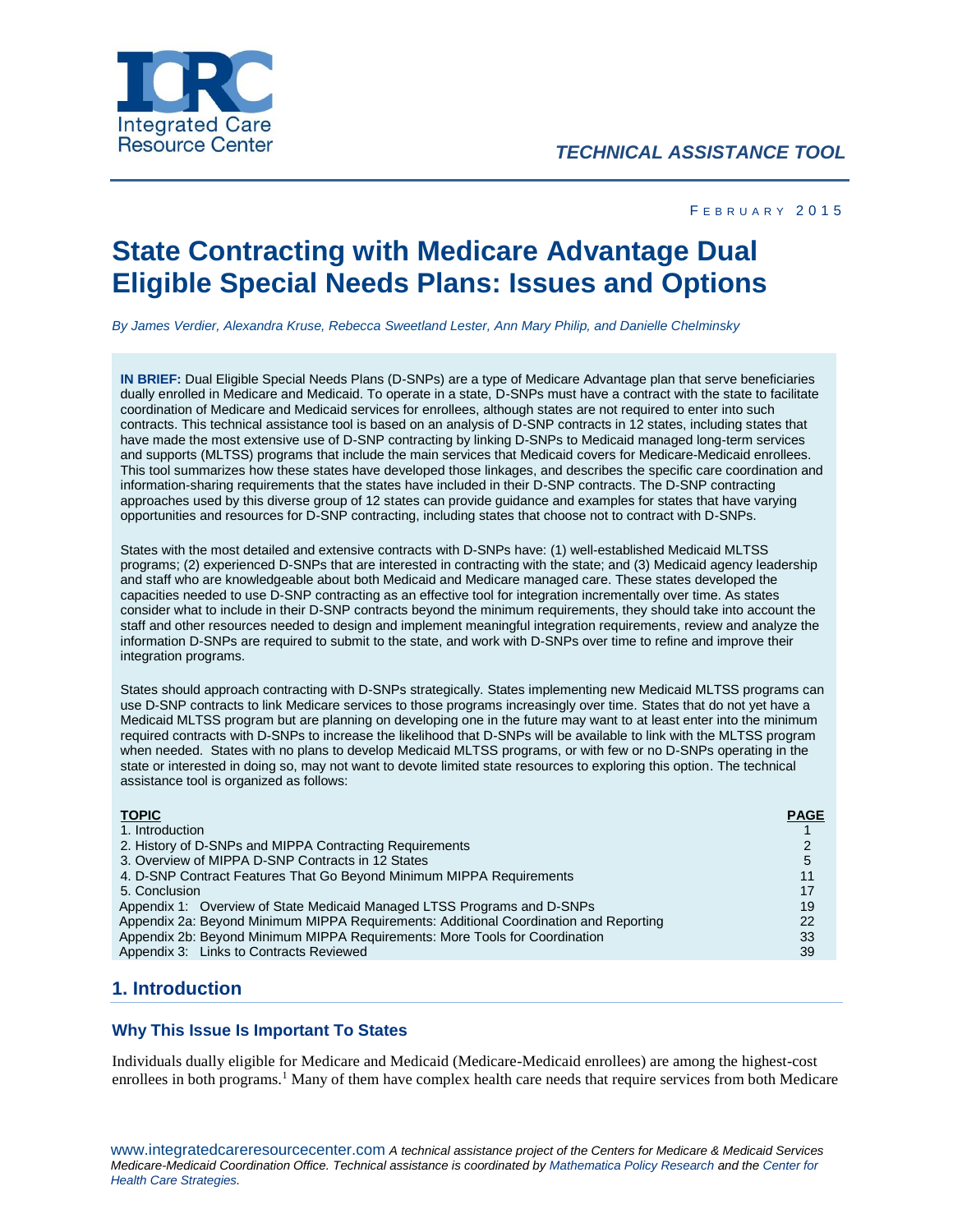Integrated Care Resource Center

*TECHNICAL ASSISTANCE TOOL*

FEBRUARY 2015

# State Contracting with Medicare Advantage Dual Eligible Special Needs Plans: Issues and Options

*By James Verdier, Alexandra Kruse, Rebecca Sweetland Lester, Ann Mary Philip, and Danielle Chelminsky*

**IN BRIEF:** Dual Eligible Special Needs Plans (D-SNPs) are a type of Medicare Advantage plan that serve beneficiaries dually enrolled in Medicare and Medicaid. To operate in a state, D-SNPs must have a contract with the state to facilitate coordination of Medicare and Medicaid services for enrollees, although states are not required to enter into such contracts. This technical assistance tool is based on an analysis of D-SNP contracts in 12 states, including states that have made the most extensive use of D-SNP contracting by linking D-SNPs to Medicaid managed long-term services and supports (MLTSS) programs that include the main services that Medicaid covers for Medicare-Medicaid enrollees. This tool summarizes how these states have developed those linkages, and describes the specific care coordination and information-sharing requirements that the states have included in their D-SNP contracts. The D-SNP contracting approaches used by this diverse group of 12 states can provide guidance and examples for states that have varying opportunities and resources for D-SNP contracting, including states that choose not to contract with D-SNPs.

States with the most detailed and extensive contracts with D-SNPs have: (1) well-established Medicaid MLTSS programs; (2) experienced D-SNPs that are interested in contracting with the state; and (3) Medicaid agency leadership and staff who are knowledgeable about both Medicaid and Medicare managed care. These states developed the capacities needed to use D-SNP contracting as an effective tool for integration incrementally over time. As states consider what to include in their D-SNP contracts beyond the minimum requirements, they should take into account the staff and other resources needed to design and implement meaningful integration requirements, review and analyze the information D-SNPs are required to submit to the state, and work with D-SNPs over time to refine and improve their integration programs.

States should approach contracting with D-SNPs strategically. States implementing new Medicaid MLTSS programs can use D-SNP contracts to link Medicare services to those programs increasingly over time. States that do not yet have a Medicaid MLTSS program but are planning on developing one in the future may want to at least enter into the minimum required contracts with D-SNPs to increase the likelihood that D-SNPs will be available to link with the MLTSS program when needed. States with no plans to develop Medicaid MLTSS programs, or with few or no D-SNPs operating in the state or interested in doing so, may not want to devote limited state resources to exploring this option. The technical assistance tool is organized as follows:

| TOPIC | PAGE |
|---|---|
| 1. Introduction | 1 |
| 2. History of D-SNPs and MIPPA Contracting Requirements | 2 |
| 3. Overview of MIPPA D-SNP Contracts in 12 States | 5 |
| 4. D-SNP Contract Features That Go Beyond Minimum MIPPA Requirements | 11 |
| 5. Conclusion | 17 |
| Appendix 1: Overview of State Medicaid Managed LTSS Programs and D-SNPs | 19 |
| Appendix 2a: Beyond Minimum MIPPA Requirements: Additional Coordination and Reporting | 22 |
| Appendix 2b: Beyond Minimum MIPPA Requirements: More Tools for Coordination | 33 |
| Appendix 3: Links to Contracts Reviewed | 39 |

## 1. Introduction

### Why This Issue Is Important To States

Individuals dually eligible for Medicare and Medicaid (Medicare-Medicaid enrollees) are among the highest-cost enrollees in both programs.[1] Many of them have complex health care needs that require services from both Medicare

www.integratedcareresourcecenter.com *A technical assistance project of the Centers for Medicare & Medicaid Services Medicare-Medicaid Coordination Office. Technical assistance is coordinated by Mathematica Policy Research and the Center for Health Care Strategies.*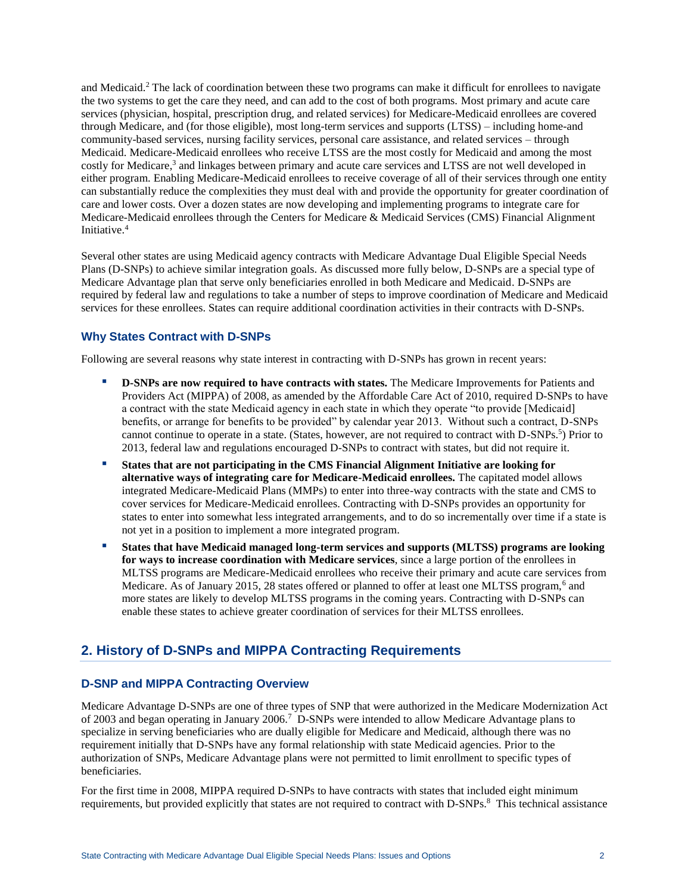and Medicaid.[2] The lack of coordination between these two programs can make it difficult for enrollees to navigate the two systems to get the care they need, and can add to the cost of both programs. Most primary and acute care services (physician, hospital, prescription drug, and related services) for Medicare-Medicaid enrollees are covered through Medicare, and (for those eligible), most long-term services and supports (LTSS) – including home-and community-based services, nursing facility services, personal care assistance, and related services – through Medicaid. Medicare-Medicaid enrollees who receive LTSS are the most costly for Medicaid and among the most costly for Medicare,[3] and linkages between primary and acute care services and LTSS are not well developed in either program. Enabling Medicare-Medicaid enrollees to receive coverage of all of their services through one entity can substantially reduce the complexities they must deal with and provide the opportunity for greater coordination of care and lower costs. Over a dozen states are now developing and implementing programs to integrate care for Medicare-Medicaid enrollees through the Centers for Medicare & Medicaid Services (CMS) Financial Alignment Initiative.[4]

Several other states are using Medicaid agency contracts with Medicare Advantage Dual Eligible Special Needs Plans (D-SNPs) to achieve similar integration goals. As discussed more fully below, D-SNPs are a special type of Medicare Advantage plan that serve only beneficiaries enrolled in both Medicare and Medicaid. D-SNPs are required by federal law and regulations to take a number of steps to improve coordination of Medicare and Medicaid services for these enrollees. States can require additional coordination activities in their contracts with D-SNPs.

### Why States Contract with D-SNPs

Following are several reasons why state interest in contracting with D-SNPs has grown in recent years:

- **D-SNPs are now required to have contracts with states.** The Medicare Improvements for Patients and Providers Act (MIPPA) of 2008, as amended by the Affordable Care Act of 2010, required D-SNPs to have a contract with the state Medicaid agency in each state in which they operate "to provide [Medicaid] benefits, or arrange for benefits to be provided" by calendar year 2013. Without such a contract, D-SNPs cannot continue to operate in a state. (States, however, are not required to contract with D-SNPs.[5]) Prior to 2013, federal law and regulations encouraged D-SNPs to contract with states, but did not require it.
- **States that are not participating in the CMS Financial Alignment Initiative are looking for alternative ways of integrating care for Medicare-Medicaid enrollees.** The capitated model allows integrated Medicare-Medicaid Plans (MMPs) to enter into three-way contracts with the state and CMS to cover services for Medicare-Medicaid enrollees. Contracting with D-SNPs provides an opportunity for states to enter into somewhat less integrated arrangements, and to do so incrementally over time if a state is not yet in a position to implement a more integrated program.
- **States that have Medicaid managed long-term services and supports (MLTSS) programs are looking for ways to increase coordination with Medicare services**, since a large portion of the enrollees in MLTSS programs are Medicare-Medicaid enrollees who receive their primary and acute care services from Medicare. As of January 2015, 28 states offered or planned to offer at least one MLTSS program,[6] and more states are likely to develop MLTSS programs in the coming years. Contracting with D-SNPs can enable these states to achieve greater coordination of services for their MLTSS enrollees.

## 2. History of D-SNPs and MIPPA Contracting Requirements

### D-SNP and MIPPA Contracting Overview

Medicare Advantage D-SNPs are one of three types of SNP that were authorized in the Medicare Modernization Act of 2003 and began operating in January 2006.[7] D-SNPs were intended to allow Medicare Advantage plans to specialize in serving beneficiaries who are dually eligible for Medicare and Medicaid, although there was no requirement initially that D-SNPs have any formal relationship with state Medicaid agencies. Prior to the authorization of SNPs, Medicare Advantage plans were not permitted to limit enrollment to specific types of beneficiaries.

For the first time in 2008, MIPPA required D-SNPs to have contracts with states that included eight minimum requirements, but provided explicitly that states are not required to contract with D-SNPs.[8] This technical assistance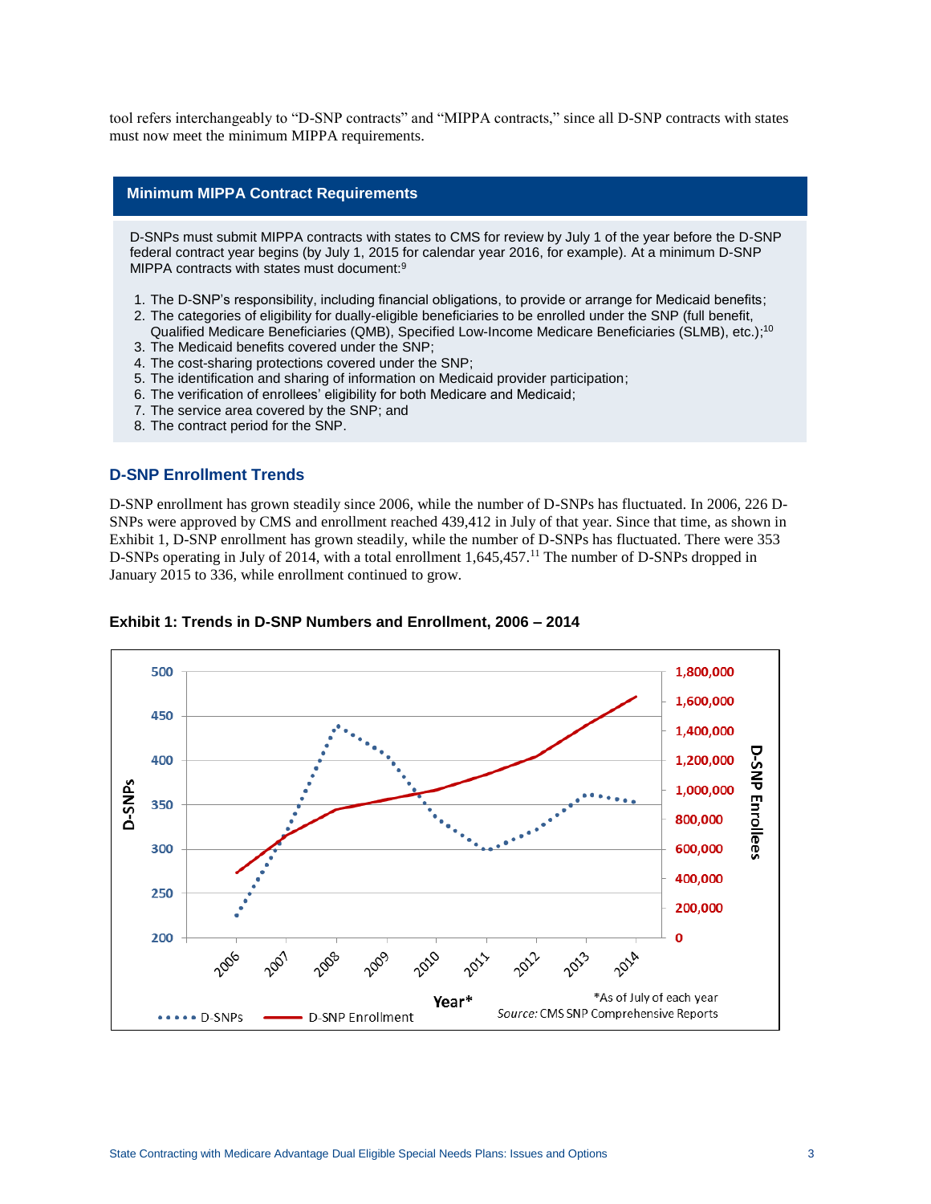tool refers interchangeably to "D-SNP contracts" and "MIPPA contracts," since all D-SNP contracts with states must now meet the minimum MIPPA requirements.

**Minimum MIPPA Contract Requirements**

D-SNPs must submit MIPPA contracts with states to CMS for review by July 1 of the year before the D-SNP federal contract year begins (by July 1, 2015 for calendar year 2016, for example). At a minimum D-SNP MIPPA contracts with states must document:[9]

1. The D-SNP's responsibility, including financial obligations, to provide or arrange for Medicaid benefits;
2. The categories of eligibility for dually-eligible beneficiaries to be enrolled under the SNP (full benefit, Qualified Medicare Beneficiaries (QMB), Specified Low-Income Medicare Beneficiaries (SLMB), etc.);[10]
3. The Medicaid benefits covered under the SNP;
4. The cost-sharing protections covered under the SNP;
5. The identification and sharing of information on Medicaid provider participation;
6. The verification of enrollees' eligibility for both Medicare and Medicaid;
7. The service area covered by the SNP; and
8. The contract period for the SNP.

## D-SNP Enrollment Trends

D-SNP enrollment has grown steadily since 2006, while the number of D-SNPs has fluctuated. In 2006, 226 D-SNPs were approved by CMS and enrollment reached 439,412 in July of that year. Since that time, as shown in Exhibit 1, D-SNP enrollment has grown steadily, while the number of D-SNPs has fluctuated. There were 353 D-SNPs operating in July of 2014, with a total enrollment 1,645,457.[11] The number of D-SNPs dropped in January 2015 to 336, while enrollment continued to grow.

**Exhibit 1: Trends in D-SNP Numbers and Enrollment, 2006 – 2014**

*As of July of each year

*Source:* CMS SNP Comprehensive Reports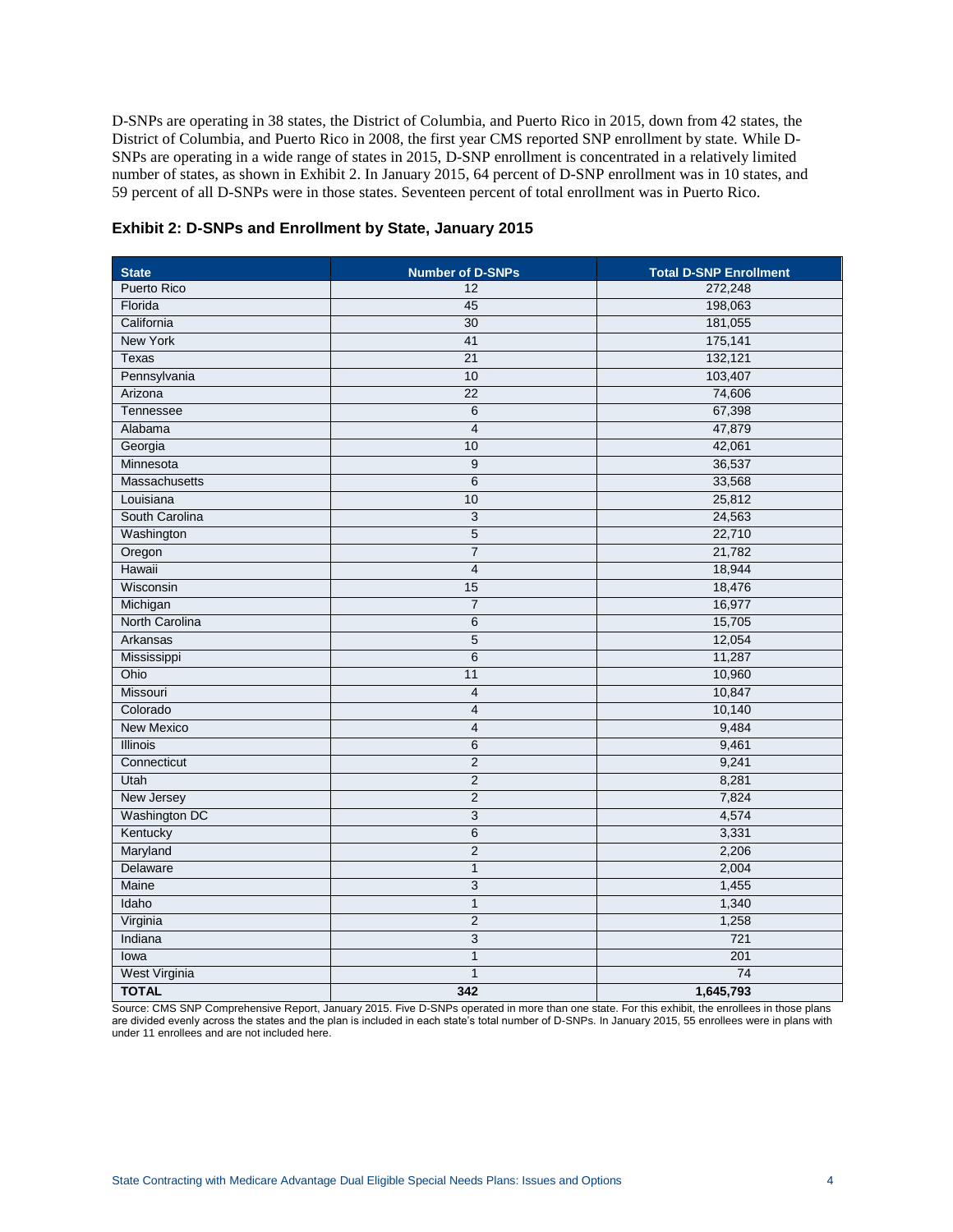D-SNPs are operating in 38 states, the District of Columbia, and Puerto Rico in 2015, down from 42 states, the District of Columbia, and Puerto Rico in 2008, the first year CMS reported SNP enrollment by state. While D-SNPs are operating in a wide range of states in 2015, D-SNP enrollment is concentrated in a relatively limited number of states, as shown in Exhibit 2. In January 2015, 64 percent of D-SNP enrollment was in 10 states, and 59 percent of all D-SNPs were in those states. Seventeen percent of total enrollment was in Puerto Rico.

### Exhibit 2: D-SNPs and Enrollment by State, January 2015

| State | Number of D-SNPs | Total D-SNP Enrollment |
|---|---|---|
| Puerto Rico | 12 | 272,248 |
| Florida | 45 | 198,063 |
| California | 30 | 181,055 |
| New York | 41 | 175,141 |
| Texas | 21 | 132,121 |
| Pennsylvania | 10 | 103,407 |
| Arizona | 22 | 74,606 |
| Tennessee | 6 | 67,398 |
| Alabama | 4 | 47,879 |
| Georgia | 10 | 42,061 |
| Minnesota | 9 | 36,537 |
| Massachusetts | 6 | 33,568 |
| Louisiana | 10 | 25,812 |
| South Carolina | 3 | 24,563 |
| Washington | 5 | 22,710 |
| Oregon | 7 | 21,782 |
| Hawaii | 4 | 18,944 |
| Wisconsin | 15 | 18,476 |
| Michigan | 7 | 16,977 |
| North Carolina | 6 | 15,705 |
| Arkansas | 5 | 12,054 |
| Mississippi | 6 | 11,287 |
| Ohio | 11 | 10,960 |
| Missouri | 4 | 10,847 |
| Colorado | 4 | 10,140 |
| New Mexico | 4 | 9,484 |
| Illinois | 6 | 9,461 |
| Connecticut | 2 | 9,241 |
| Utah | 2 | 8,281 |
| New Jersey | 2 | 7,824 |
| Washington DC | 3 | 4,574 |
| Kentucky | 6 | 3,331 |
| Maryland | 2 | 2,206 |
| Delaware | 1 | 2,004 |
| Maine | 3 | 1,455 |
| Idaho | 1 | 1,340 |
| Virginia | 2 | 1,258 |
| Indiana | 3 | 721 |
| Iowa | 1 | 201 |
| West Virginia | 1 | 74 |
| **TOTAL** | **342** | **1,645,793** |

Source: CMS SNP Comprehensive Report, January 2015. Five D-SNPs operated in more than one state. For this exhibit, the enrollees in those plans are divided evenly across the states and the plan is included in each state's total number of D-SNPs. In January 2015, 55 enrollees were in plans with under 11 enrollees and are not included here.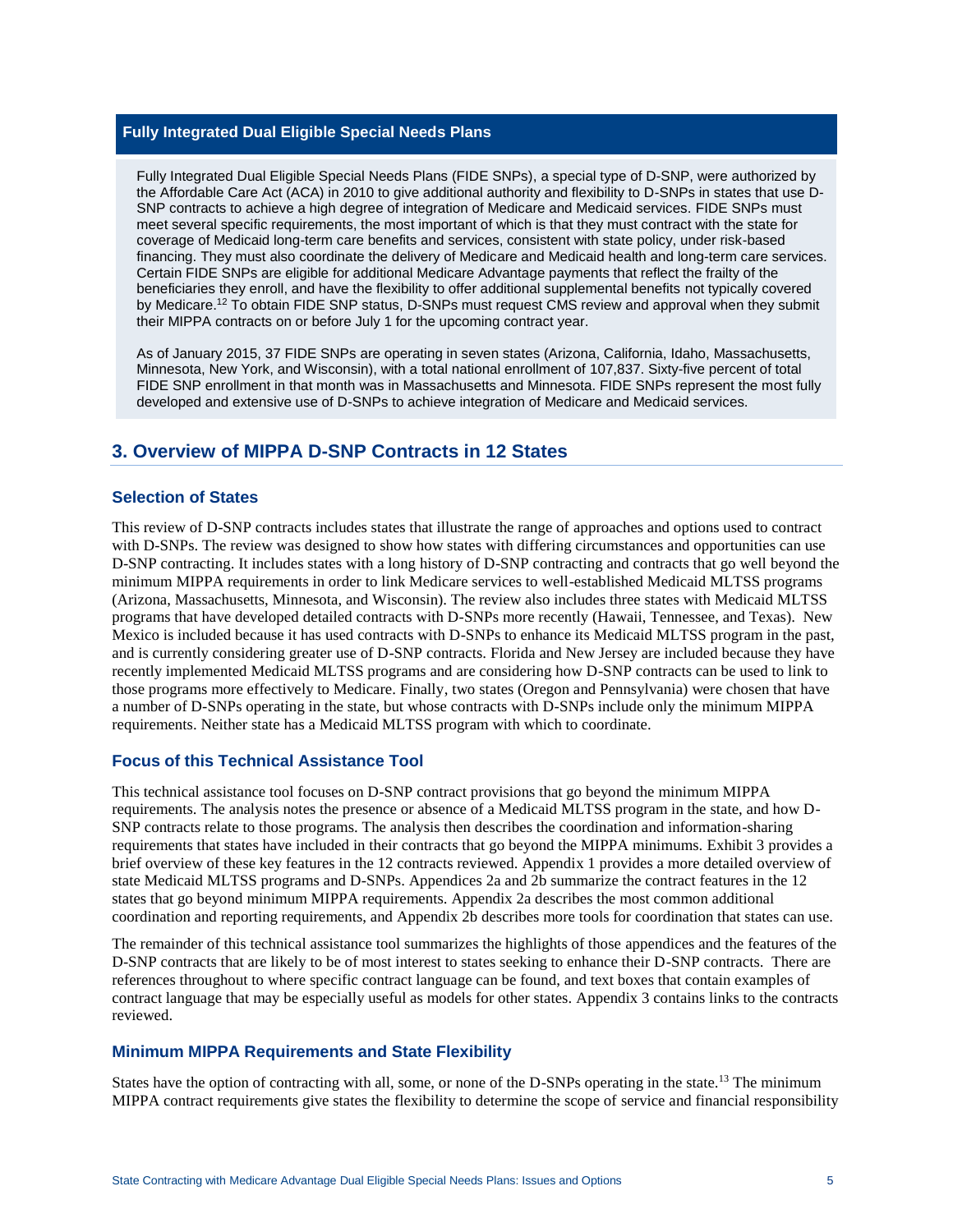### Fully Integrated Dual Eligible Special Needs Plans

Fully Integrated Dual Eligible Special Needs Plans (FIDE SNPs), a special type of D-SNP, were authorized by the Affordable Care Act (ACA) in 2010 to give additional authority and flexibility to D-SNPs in states that use D-SNP contracts to achieve a high degree of integration of Medicare and Medicaid services. FIDE SNPs must meet several specific requirements, the most important of which is that they must contract with the state for coverage of Medicaid long-term care benefits and services, consistent with state policy, under risk-based financing. They must also coordinate the delivery of Medicare and Medicaid health and long-term care services. Certain FIDE SNPs are eligible for additional Medicare Advantage payments that reflect the frailty of the beneficiaries they enroll, and have the flexibility to offer additional supplemental benefits not typically covered by Medicare.[12] To obtain FIDE SNP status, D-SNPs must request CMS review and approval when they submit their MIPPA contracts on or before July 1 for the upcoming contract year.

As of January 2015, 37 FIDE SNPs are operating in seven states (Arizona, California, Idaho, Massachusetts, Minnesota, New York, and Wisconsin), with a total national enrollment of 107,837. Sixty-five percent of total FIDE SNP enrollment in that month was in Massachusetts and Minnesota. FIDE SNPs represent the most fully developed and extensive use of D-SNPs to achieve integration of Medicare and Medicaid services.

## 3. Overview of MIPPA D-SNP Contracts in 12 States

### Selection of States

This review of D-SNP contracts includes states that illustrate the range of approaches and options used to contract with D-SNPs. The review was designed to show how states with differing circumstances and opportunities can use D-SNP contracting. It includes states with a long history of D-SNP contracting and contracts that go well beyond the minimum MIPPA requirements in order to link Medicare services to well-established Medicaid MLTSS programs (Arizona, Massachusetts, Minnesota, and Wisconsin). The review also includes three states with Medicaid MLTSS programs that have developed detailed contracts with D-SNPs more recently (Hawaii, Tennessee, and Texas). New Mexico is included because it has used contracts with D-SNPs to enhance its Medicaid MLTSS program in the past, and is currently considering greater use of D-SNP contracts. Florida and New Jersey are included because they have recently implemented Medicaid MLTSS programs and are considering how D-SNP contracts can be used to link to those programs more effectively to Medicare. Finally, two states (Oregon and Pennsylvania) were chosen that have a number of D-SNPs operating in the state, but whose contracts with D-SNPs include only the minimum MIPPA requirements. Neither state has a Medicaid MLTSS program with which to coordinate.

### Focus of this Technical Assistance Tool

This technical assistance tool focuses on D-SNP contract provisions that go beyond the minimum MIPPA requirements. The analysis notes the presence or absence of a Medicaid MLTSS program in the state, and how D-SNP contracts relate to those programs. The analysis then describes the coordination and information-sharing requirements that states have included in their contracts that go beyond the MIPPA minimums. Exhibit 3 provides a brief overview of these key features in the 12 contracts reviewed. Appendix 1 provides a more detailed overview of state Medicaid MLTSS programs and D-SNPs. Appendices 2a and 2b summarize the contract features in the 12 states that go beyond minimum MIPPA requirements. Appendix 2a describes the most common additional coordination and reporting requirements, and Appendix 2b describes more tools for coordination that states can use.

The remainder of this technical assistance tool summarizes the highlights of those appendices and the features of the D-SNP contracts that are likely to be of most interest to states seeking to enhance their D-SNP contracts. There are references throughout to where specific contract language can be found, and text boxes that contain examples of contract language that may be especially useful as models for other states. Appendix 3 contains links to the contracts reviewed.

### Minimum MIPPA Requirements and State Flexibility

States have the option of contracting with all, some, or none of the D-SNPs operating in the state.[13] The minimum MIPPA contract requirements give states the flexibility to determine the scope of service and financial responsibility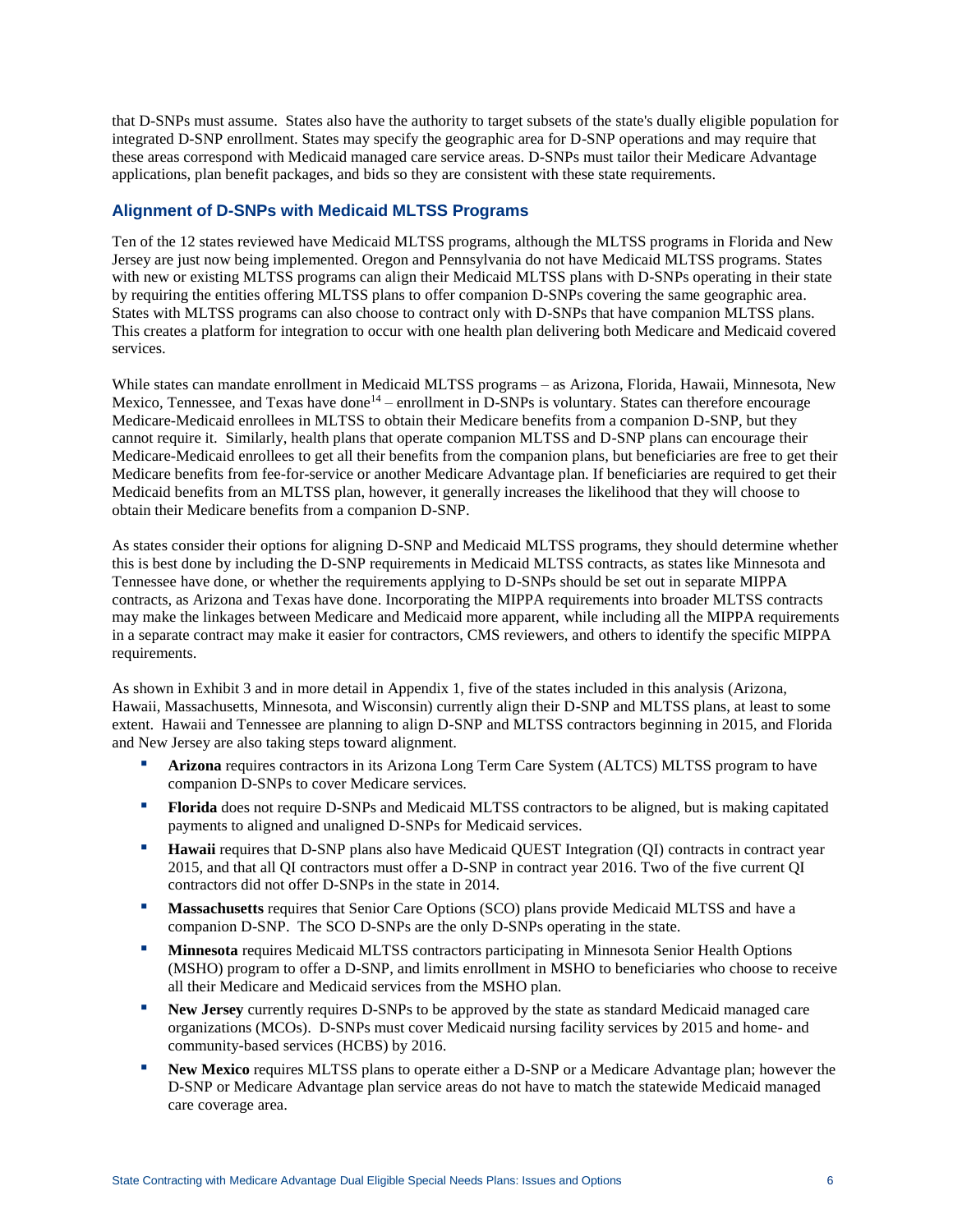that D-SNPs must assume. States also have the authority to target subsets of the state's dually eligible population for integrated D-SNP enrollment. States may specify the geographic area for D-SNP operations and may require that these areas correspond with Medicaid managed care service areas. D-SNPs must tailor their Medicare Advantage applications, plan benefit packages, and bids so they are consistent with these state requirements.

### Alignment of D-SNPs with Medicaid MLTSS Programs

Ten of the 12 states reviewed have Medicaid MLTSS programs, although the MLTSS programs in Florida and New Jersey are just now being implemented. Oregon and Pennsylvania do not have Medicaid MLTSS programs. States with new or existing MLTSS programs can align their Medicaid MLTSS plans with D-SNPs operating in their state by requiring the entities offering MLTSS plans to offer companion D-SNPs covering the same geographic area. States with MLTSS programs can also choose to contract only with D-SNPs that have companion MLTSS plans. This creates a platform for integration to occur with one health plan delivering both Medicare and Medicaid covered services.

While states can mandate enrollment in Medicaid MLTSS programs – as Arizona, Florida, Hawaii, Minnesota, New Mexico, Tennessee, and Texas have done[14] – enrollment in D-SNPs is voluntary. States can therefore encourage Medicare-Medicaid enrollees in MLTSS to obtain their Medicare benefits from a companion D-SNP, but they cannot require it. Similarly, health plans that operate companion MLTSS and D-SNP plans can encourage their Medicare-Medicaid enrollees to get all their benefits from the companion plans, but beneficiaries are free to get their Medicare benefits from fee-for-service or another Medicare Advantage plan. If beneficiaries are required to get their Medicaid benefits from an MLTSS plan, however, it generally increases the likelihood that they will choose to obtain their Medicare benefits from a companion D-SNP.

As states consider their options for aligning D-SNP and Medicaid MLTSS programs, they should determine whether this is best done by including the D-SNP requirements in Medicaid MLTSS contracts, as states like Minnesota and Tennessee have done, or whether the requirements applying to D-SNPs should be set out in separate MIPPA contracts, as Arizona and Texas have done. Incorporating the MIPPA requirements into broader MLTSS contracts may make the linkages between Medicare and Medicaid more apparent, while including all the MIPPA requirements in a separate contract may make it easier for contractors, CMS reviewers, and others to identify the specific MIPPA requirements.

As shown in Exhibit 3 and in more detail in Appendix 1, five of the states included in this analysis (Arizona, Hawaii, Massachusetts, Minnesota, and Wisconsin) currently align their D-SNP and MLTSS plans, at least to some extent. Hawaii and Tennessee are planning to align D-SNP and MLTSS contractors beginning in 2015, and Florida and New Jersey are also taking steps toward alignment.

- **Arizona** requires contractors in its Arizona Long Term Care System (ALTCS) MLTSS program to have companion D-SNPs to cover Medicare services.
- **Florida** does not require D-SNPs and Medicaid MLTSS contractors to be aligned, but is making capitated payments to aligned and unaligned D-SNPs for Medicaid services.
- **Hawaii** requires that D-SNP plans also have Medicaid QUEST Integration (QI) contracts in contract year 2015, and that all QI contractors must offer a D-SNP in contract year 2016. Two of the five current QI contractors did not offer D-SNPs in the state in 2014.
- **Massachusetts** requires that Senior Care Options (SCO) plans provide Medicaid MLTSS and have a companion D-SNP. The SCO D-SNPs are the only D-SNPs operating in the state.
- **Minnesota** requires Medicaid MLTSS contractors participating in Minnesota Senior Health Options (MSHO) program to offer a D-SNP, and limits enrollment in MSHO to beneficiaries who choose to receive all their Medicare and Medicaid services from the MSHO plan.
- **New Jersey** currently requires D-SNPs to be approved by the state as standard Medicaid managed care organizations (MCOs). D-SNPs must cover Medicaid nursing facility services by 2015 and home- and community-based services (HCBS) by 2016.
- **New Mexico** requires MLTSS plans to operate either a D-SNP or a Medicare Advantage plan; however the D-SNP or Medicare Advantage plan service areas do not have to match the statewide Medicaid managed care coverage area.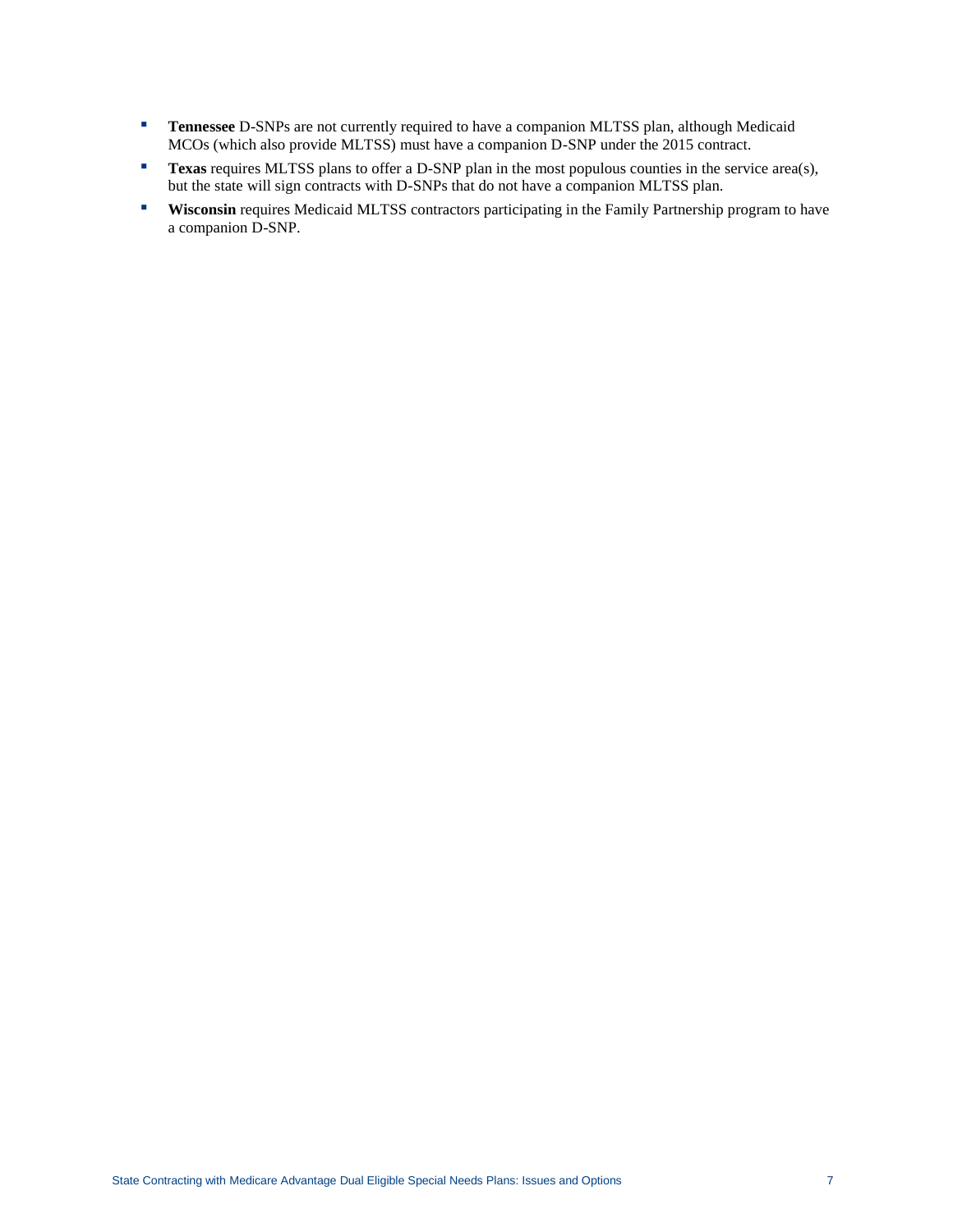- **Tennessee** D-SNPs are not currently required to have a companion MLTSS plan, although Medicaid MCOs (which also provide MLTSS) must have a companion D-SNP under the 2015 contract.
- **Texas** requires MLTSS plans to offer a D-SNP plan in the most populous counties in the service area(s), but the state will sign contracts with D-SNPs that do not have a companion MLTSS plan.
- **Wisconsin** requires Medicaid MLTSS contractors participating in the Family Partnership program to have a companion D-SNP.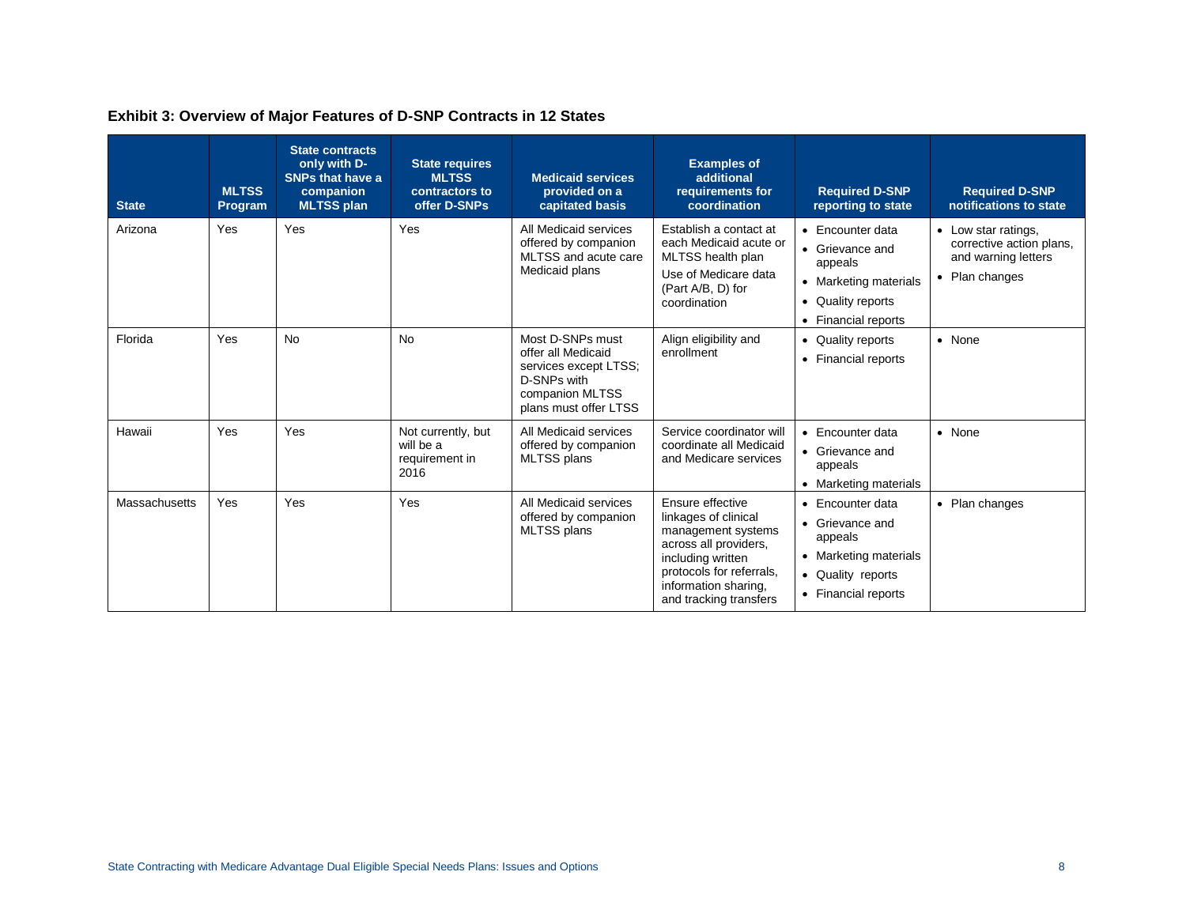**Exhibit 3: Overview of Major Features of D-SNP Contracts in 12 States**

| State | MLTSS Program | State contracts only with D-SNPs that have a companion MLTSS plan | State requires MLTSS contractors to offer D-SNPs | Medicaid services provided on a capitated basis | Examples of additional requirements for coordination | Required D-SNP reporting to state | Required D-SNP notifications to state |
|---|---|---|---|---|---|---|---|
| Arizona | Yes | Yes | Yes | All Medicaid services offered by companion MLTSS and acute care Medicaid plans | Establish a contact at each Medicaid acute or MLTSS health plan<br>Use of Medicare data (Part A/B, D) for coordination | • Encounter data<br>• Grievance and appeals<br>• Marketing materials<br>• Quality reports<br>• Financial reports | • Low star ratings, corrective action plans, and warning letters<br>• Plan changes |
| Florida | Yes | No | No | Most D-SNPs must offer all Medicaid services except LTSS; D-SNPs with companion MLTSS plans must offer LTSS | Align eligibility and enrollment | • Quality reports<br>• Financial reports | • None |
| Hawaii | Yes | Yes | Not currently, but will be a requirement in 2016 | All Medicaid services offered by companion MLTSS plans | Service coordinator will coordinate all Medicaid and Medicare services | • Encounter data<br>• Grievance and appeals<br>• Marketing materials | • None |
| Massachusetts | Yes | Yes | Yes | All Medicaid services offered by companion MLTSS plans | Ensure effective linkages of clinical management systems across all providers, including written protocols for referrals, information sharing, and tracking transfers | • Encounter data<br>• Grievance and appeals<br>• Marketing materials<br>• Quality reports<br>• Financial reports | • Plan changes |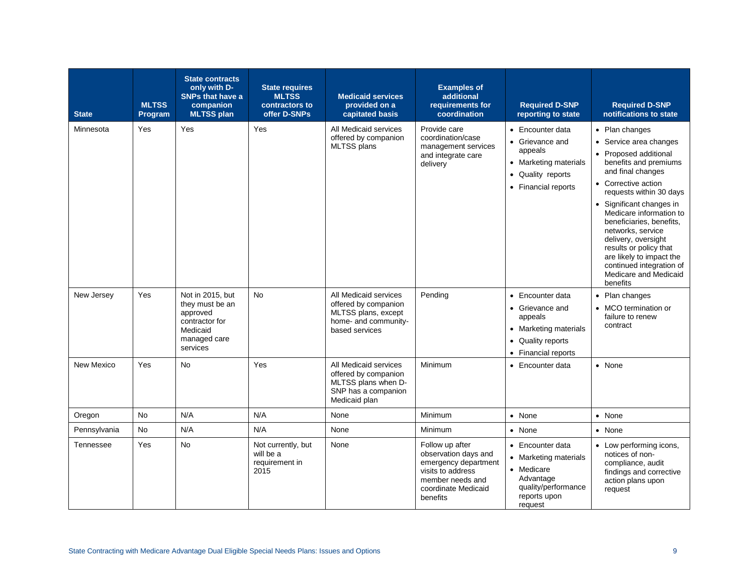| State | MLTSS Program | State contracts only with D-SNPs that have a companion MLTSS plan | State requires MLTSS contractors to offer D-SNPs | Medicaid services provided on a capitated basis | Examples of additional requirements for coordination | Required D-SNP reporting to state | Required D-SNP notifications to state |
|---|---|---|---|---|---|---|---|
| Minnesota | Yes | Yes | Yes | All Medicaid services offered by companion MLTSS plans | Provide care coordination/case management services and integrate care delivery | • Encounter data<br>• Grievance and appeals<br>• Marketing materials<br>• Quality reports<br>• Financial reports | • Plan changes<br>• Service area changes<br>• Proposed additional benefits and premiums and final changes<br>• Corrective action requests within 30 days<br>• Significant changes in Medicare information to beneficiaries, benefits, networks, service delivery, oversight results or policy that are likely to impact the continued integration of Medicare and Medicaid benefits |
| New Jersey | Yes | Not in 2015, but they must be an approved contractor for Medicaid managed care services | No | All Medicaid services offered by companion MLTSS plans, except home- and community-based services | Pending | • Encounter data<br>• Grievance and appeals<br>• Marketing materials<br>• Quality reports<br>• Financial reports | • Plan changes<br>• MCO termination or failure to renew contract |
| New Mexico | Yes | No | Yes | All Medicaid services offered by companion MLTSS plans when D-SNP has a companion Medicaid plan | Minimum | • Encounter data | • None |
| Oregon | No | N/A | N/A | None | Minimum | • None | • None |
| Pennsylvania | No | N/A | N/A | None | Minimum | • None | • None |
| Tennessee | Yes | No | Not currently, but will be a requirement in 2015 | None | Follow up after observation days and emergency department visits to address member needs and coordinate Medicaid benefits | • Encounter data<br>• Marketing materials<br>• Medicare Advantage quality/performance reports upon request | • Low performing icons, notices of non-compliance, audit findings and corrective action plans upon request |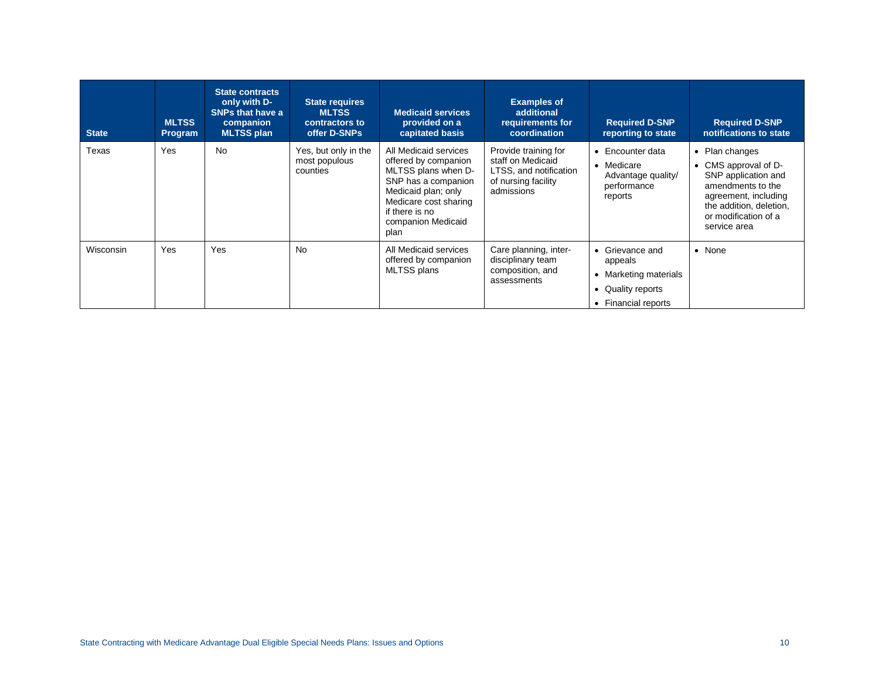| State | MLTSS Program | State contracts only with D-SNPs that have a companion MLTSS plan | State requires MLTSS contractors to offer D-SNPs | Medicaid services provided on a capitated basis | Examples of additional requirements for coordination | Required D-SNP reporting to state | Required D-SNP notifications to state |
|---|---|---|---|---|---|---|---|
| Texas | Yes | No | Yes, but only in the most populous counties | All Medicaid services offered by companion MLTSS plans when D-SNP has a companion Medicaid plan; only Medicare cost sharing if there is no companion Medicaid plan | Provide training for staff on Medicaid LTSS, and notification of nursing facility admissions | • Encounter data<br>• Medicare Advantage quality/ performance reports | • Plan changes<br>• CMS approval of D-SNP application and amendments to the agreement, including the addition, deletion, or modification of a service area |
| Wisconsin | Yes | Yes | No | All Medicaid services offered by companion MLTSS plans | Care planning, inter-disciplinary team composition, and assessments | • Grievance and appeals<br>• Marketing materials<br>• Quality reports<br>• Financial reports | • None |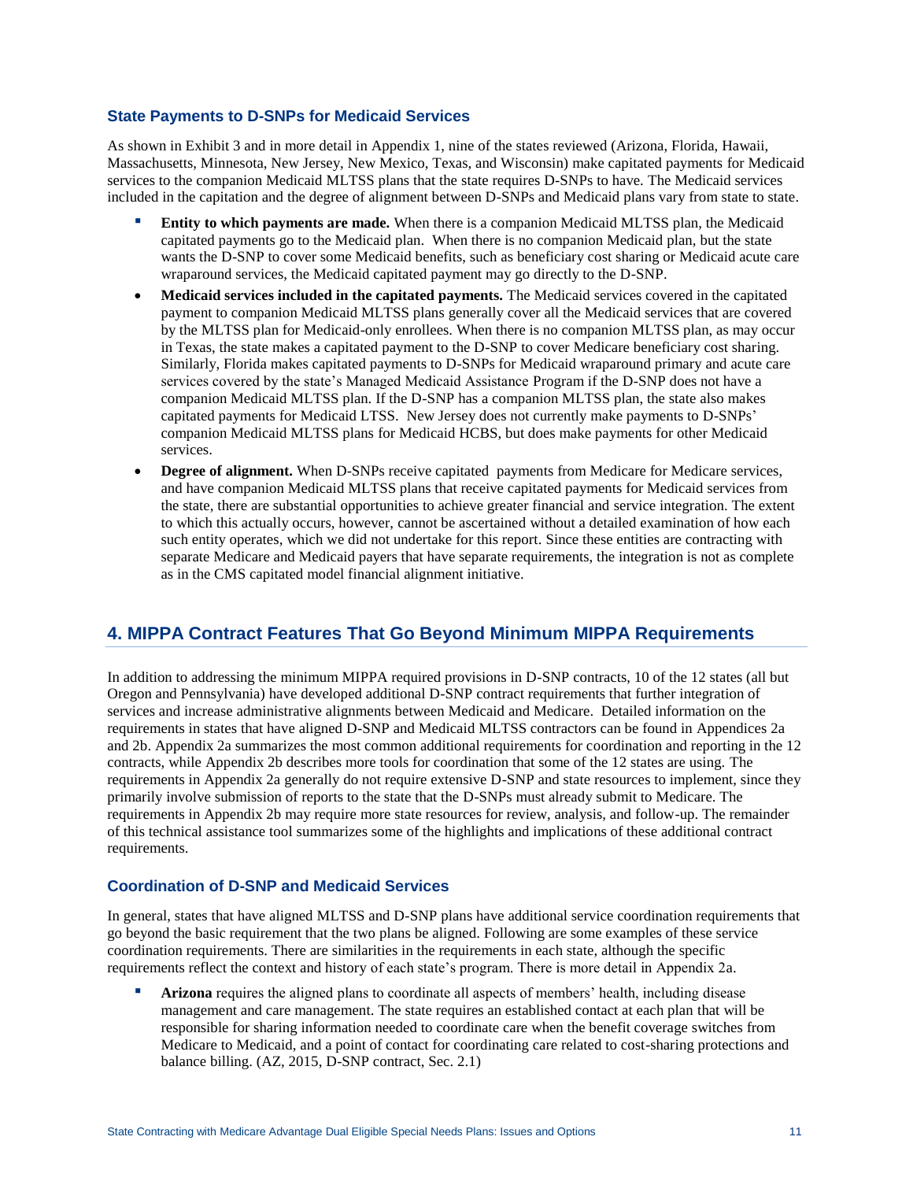### State Payments to D-SNPs for Medicaid Services

As shown in Exhibit 3 and in more detail in Appendix 1, nine of the states reviewed (Arizona, Florida, Hawaii, Massachusetts, Minnesota, New Jersey, New Mexico, Texas, and Wisconsin) make capitated payments for Medicaid services to the companion Medicaid MLTSS plans that the state requires D-SNPs to have. The Medicaid services included in the capitation and the degree of alignment between D-SNPs and Medicaid plans vary from state to state.

- **Entity to which payments are made.** When there is a companion Medicaid MLTSS plan, the Medicaid capitated payments go to the Medicaid plan. When there is no companion Medicaid plan, but the state wants the D-SNP to cover some Medicaid benefits, such as beneficiary cost sharing or Medicaid acute care wraparound services, the Medicaid capitated payment may go directly to the D-SNP.
- **Medicaid services included in the capitated payments.** The Medicaid services covered in the capitated payment to companion Medicaid MLTSS plans generally cover all the Medicaid services that are covered by the MLTSS plan for Medicaid-only enrollees. When there is no companion MLTSS plan, as may occur in Texas, the state makes a capitated payment to the D-SNP to cover Medicare beneficiary cost sharing. Similarly, Florida makes capitated payments to D-SNPs for Medicaid wraparound primary and acute care services covered by the state's Managed Medicaid Assistance Program if the D-SNP does not have a companion Medicaid MLTSS plan. If the D-SNP has a companion MLTSS plan, the state also makes capitated payments for Medicaid LTSS. New Jersey does not currently make payments to D-SNPs' companion Medicaid MLTSS plans for Medicaid HCBS, but does make payments for other Medicaid services.
- **Degree of alignment.** When D-SNPs receive capitated payments from Medicare for Medicare services, and have companion Medicaid MLTSS plans that receive capitated payments for Medicaid services from the state, there are substantial opportunities to achieve greater financial and service integration. The extent to which this actually occurs, however, cannot be ascertained without a detailed examination of how each such entity operates, which we did not undertake for this report. Since these entities are contracting with separate Medicare and Medicaid payers that have separate requirements, the integration is not as complete as in the CMS capitated model financial alignment initiative.

## 4. MIPPA Contract Features That Go Beyond Minimum MIPPA Requirements

In addition to addressing the minimum MIPPA required provisions in D-SNP contracts, 10 of the 12 states (all but Oregon and Pennsylvania) have developed additional D-SNP contract requirements that further integration of services and increase administrative alignments between Medicaid and Medicare. Detailed information on the requirements in states that have aligned D-SNP and Medicaid MLTSS contractors can be found in Appendices 2a and 2b. Appendix 2a summarizes the most common additional requirements for coordination and reporting in the 12 contracts, while Appendix 2b describes more tools for coordination that some of the 12 states are using. The requirements in Appendix 2a generally do not require extensive D-SNP and state resources to implement, since they primarily involve submission of reports to the state that the D-SNPs must already submit to Medicare. The requirements in Appendix 2b may require more state resources for review, analysis, and follow-up. The remainder of this technical assistance tool summarizes some of the highlights and implications of these additional contract requirements.

### Coordination of D-SNP and Medicaid Services

In general, states that have aligned MLTSS and D-SNP plans have additional service coordination requirements that go beyond the basic requirement that the two plans be aligned. Following are some examples of these service coordination requirements. There are similarities in the requirements in each state, although the specific requirements reflect the context and history of each state's program. There is more detail in Appendix 2a.

- **Arizona** requires the aligned plans to coordinate all aspects of members' health, including disease management and care management. The state requires an established contact at each plan that will be responsible for sharing information needed to coordinate care when the benefit coverage switches from Medicare to Medicaid, and a point of contact for coordinating care related to cost-sharing protections and balance billing. (AZ, 2015, D-SNP contract, Sec. 2.1)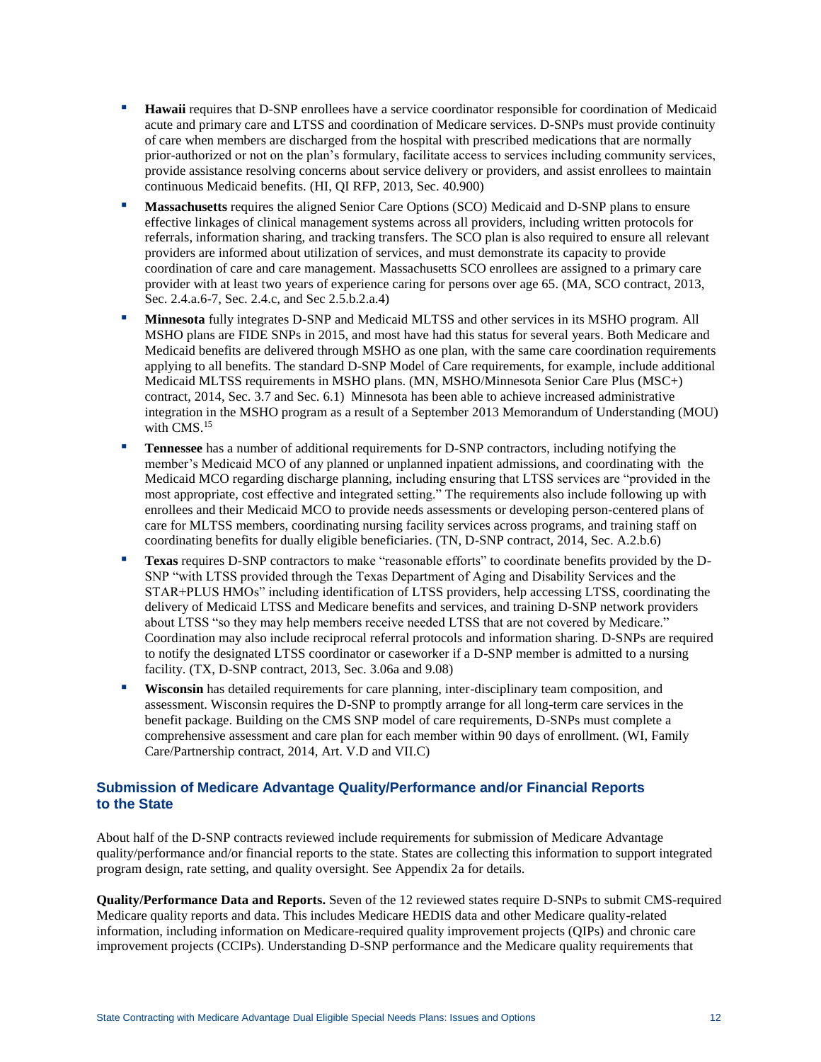- **Hawaii** requires that D-SNP enrollees have a service coordinator responsible for coordination of Medicaid acute and primary care and LTSS and coordination of Medicare services. D-SNPs must provide continuity of care when members are discharged from the hospital with prescribed medications that are normally prior-authorized or not on the plan's formulary, facilitate access to services including community services, provide assistance resolving concerns about service delivery or providers, and assist enrollees to maintain continuous Medicaid benefits. (HI, QI RFP, 2013, Sec. 40.900)
- **Massachusetts** requires the aligned Senior Care Options (SCO) Medicaid and D-SNP plans to ensure effective linkages of clinical management systems across all providers, including written protocols for referrals, information sharing, and tracking transfers. The SCO plan is also required to ensure all relevant providers are informed about utilization of services, and must demonstrate its capacity to provide coordination of care and care management. Massachusetts SCO enrollees are assigned to a primary care provider with at least two years of experience caring for persons over age 65. (MA, SCO contract, 2013, Sec. 2.4.a.6-7, Sec. 2.4.c, and Sec 2.5.b.2.a.4)
- **Minnesota** fully integrates D-SNP and Medicaid MLTSS and other services in its MSHO program. All MSHO plans are FIDE SNPs in 2015, and most have had this status for several years. Both Medicare and Medicaid benefits are delivered through MSHO as one plan, with the same care coordination requirements applying to all benefits. The standard D-SNP Model of Care requirements, for example, include additional Medicaid MLTSS requirements in MSHO plans. (MN, MSHO/Minnesota Senior Care Plus (MSC+) contract, 2014, Sec. 3.7 and Sec. 6.1) Minnesota has been able to achieve increased administrative integration in the MSHO program as a result of a September 2013 Memorandum of Understanding (MOU) with CMS.[15]
- **Tennessee** has a number of additional requirements for D-SNP contractors, including notifying the member's Medicaid MCO of any planned or unplanned inpatient admissions, and coordinating with the Medicaid MCO regarding discharge planning, including ensuring that LTSS services are "provided in the most appropriate, cost effective and integrated setting." The requirements also include following up with enrollees and their Medicaid MCO to provide needs assessments or developing person-centered plans of care for MLTSS members, coordinating nursing facility services across programs, and training staff on coordinating benefits for dually eligible beneficiaries. (TN, D-SNP contract, 2014, Sec. A.2.b.6)
- **Texas** requires D-SNP contractors to make "reasonable efforts" to coordinate benefits provided by the D-SNP "with LTSS provided through the Texas Department of Aging and Disability Services and the STAR+PLUS HMOs" including identification of LTSS providers, help accessing LTSS, coordinating the delivery of Medicaid LTSS and Medicare benefits and services, and training D-SNP network providers about LTSS "so they may help members receive needed LTSS that are not covered by Medicare." Coordination may also include reciprocal referral protocols and information sharing. D-SNPs are required to notify the designated LTSS coordinator or caseworker if a D-SNP member is admitted to a nursing facility. (TX, D-SNP contract, 2013, Sec. 3.06a and 9.08)
- **Wisconsin** has detailed requirements for care planning, inter-disciplinary team composition, and assessment. Wisconsin requires the D-SNP to promptly arrange for all long-term care services in the benefit package. Building on the CMS SNP model of care requirements, D-SNPs must complete a comprehensive assessment and care plan for each member within 90 days of enrollment. (WI, Family Care/Partnership contract, 2014, Art. V.D and VII.C)

### Submission of Medicare Advantage Quality/Performance and/or Financial Reports to the State

About half of the D-SNP contracts reviewed include requirements for submission of Medicare Advantage quality/performance and/or financial reports to the state. States are collecting this information to support integrated program design, rate setting, and quality oversight. See Appendix 2a for details.

**Quality/Performance Data and Reports.** Seven of the 12 reviewed states require D-SNPs to submit CMS-required Medicare quality reports and data. This includes Medicare HEDIS data and other Medicare quality-related information, including information on Medicare-required quality improvement projects (QIPs) and chronic care improvement projects (CCIPs). Understanding D-SNP performance and the Medicare quality requirements that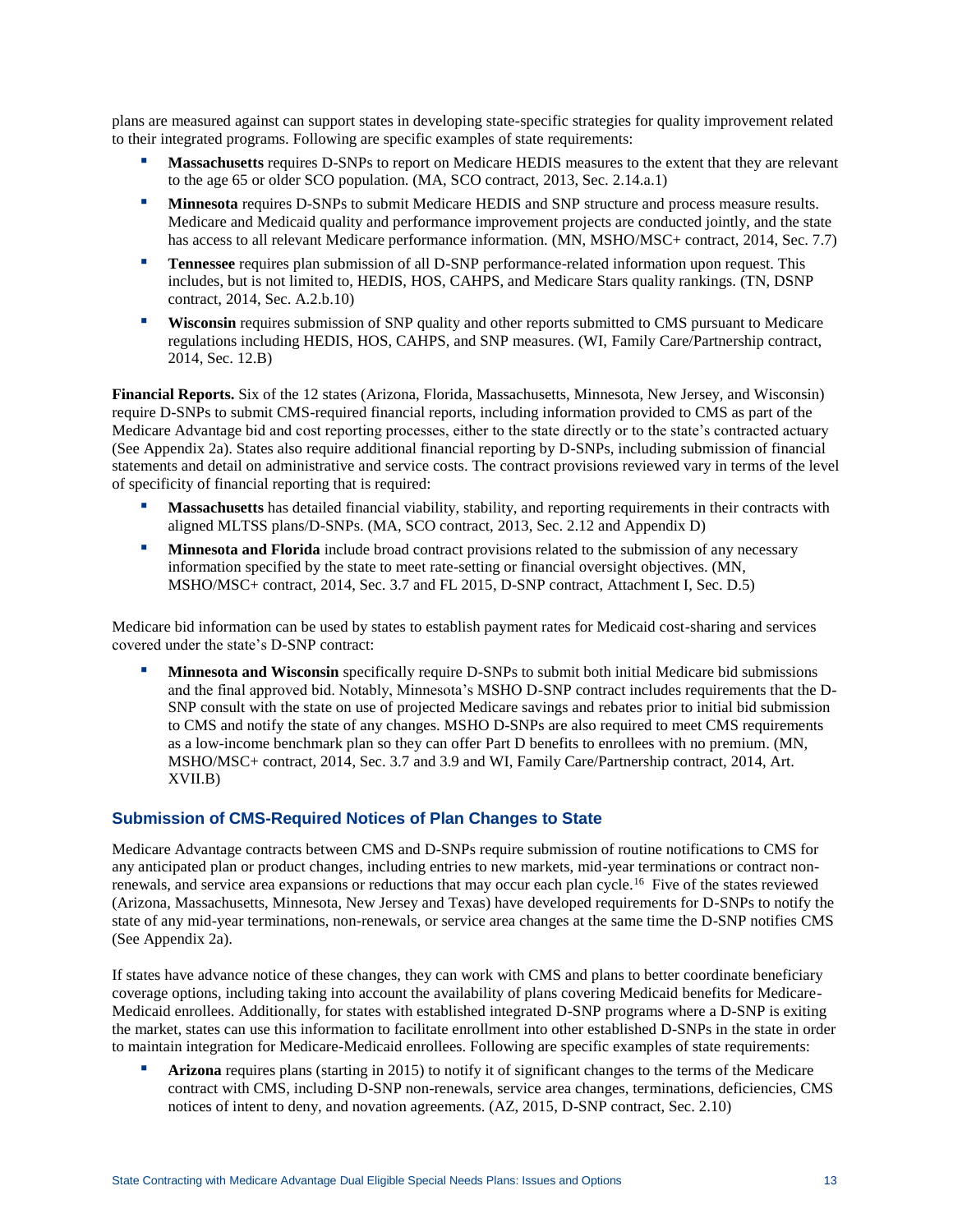plans are measured against can support states in developing state-specific strategies for quality improvement related to their integrated programs. Following are specific examples of state requirements:

- **Massachusetts** requires D-SNPs to report on Medicare HEDIS measures to the extent that they are relevant to the age 65 or older SCO population. (MA, SCO contract, 2013, Sec. 2.14.a.1)
- **Minnesota** requires D-SNPs to submit Medicare HEDIS and SNP structure and process measure results. Medicare and Medicaid quality and performance improvement projects are conducted jointly, and the state has access to all relevant Medicare performance information. (MN, MSHO/MSC+ contract, 2014, Sec. 7.7)
- **Tennessee** requires plan submission of all D-SNP performance-related information upon request. This includes, but is not limited to, HEDIS, HOS, CAHPS, and Medicare Stars quality rankings. (TN, DSNP contract, 2014, Sec. A.2.b.10)
- **Wisconsin** requires submission of SNP quality and other reports submitted to CMS pursuant to Medicare regulations including HEDIS, HOS, CAHPS, and SNP measures. (WI, Family Care/Partnership contract, 2014, Sec. 12.B)

**Financial Reports.** Six of the 12 states (Arizona, Florida, Massachusetts, Minnesota, New Jersey, and Wisconsin) require D-SNPs to submit CMS-required financial reports, including information provided to CMS as part of the Medicare Advantage bid and cost reporting processes, either to the state directly or to the state's contracted actuary (See Appendix 2a). States also require additional financial reporting by D-SNPs, including submission of financial statements and detail on administrative and service costs. The contract provisions reviewed vary in terms of the level of specificity of financial reporting that is required:

- **Massachusetts** has detailed financial viability, stability, and reporting requirements in their contracts with aligned MLTSS plans/D-SNPs. (MA, SCO contract, 2013, Sec. 2.12 and Appendix D)
- **Minnesota and Florida** include broad contract provisions related to the submission of any necessary information specified by the state to meet rate-setting or financial oversight objectives. (MN, MSHO/MSC+ contract, 2014, Sec. 3.7 and FL 2015, D-SNP contract, Attachment I, Sec. D.5)

Medicare bid information can be used by states to establish payment rates for Medicaid cost-sharing and services covered under the state's D-SNP contract:

- **Minnesota and Wisconsin** specifically require D-SNPs to submit both initial Medicare bid submissions and the final approved bid. Notably, Minnesota's MSHO D-SNP contract includes requirements that the D-SNP consult with the state on use of projected Medicare savings and rebates prior to initial bid submission to CMS and notify the state of any changes. MSHO D-SNPs are also required to meet CMS requirements as a low-income benchmark plan so they can offer Part D benefits to enrollees with no premium. (MN, MSHO/MSC+ contract, 2014, Sec. 3.7 and 3.9 and WI, Family Care/Partnership contract, 2014, Art. XVII.B)

### Submission of CMS-Required Notices of Plan Changes to State

Medicare Advantage contracts between CMS and D-SNPs require submission of routine notifications to CMS for any anticipated plan or product changes, including entries to new markets, mid-year terminations or contract non-renewals, and service area expansions or reductions that may occur each plan cycle.[16] Five of the states reviewed (Arizona, Massachusetts, Minnesota, New Jersey and Texas) have developed requirements for D-SNPs to notify the state of any mid-year terminations, non-renewals, or service area changes at the same time the D-SNP notifies CMS (See Appendix 2a).

If states have advance notice of these changes, they can work with CMS and plans to better coordinate beneficiary coverage options, including taking into account the availability of plans covering Medicaid benefits for Medicare-Medicaid enrollees. Additionally, for states with established integrated D-SNP programs where a D-SNP is exiting the market, states can use this information to facilitate enrollment into other established D-SNPs in the state in order to maintain integration for Medicare-Medicaid enrollees. Following are specific examples of state requirements:

- **Arizona** requires plans (starting in 2015) to notify it of significant changes to the terms of the Medicare contract with CMS, including D-SNP non-renewals, service area changes, terminations, deficiencies, CMS notices of intent to deny, and novation agreements. (AZ, 2015, D-SNP contract, Sec. 2.10)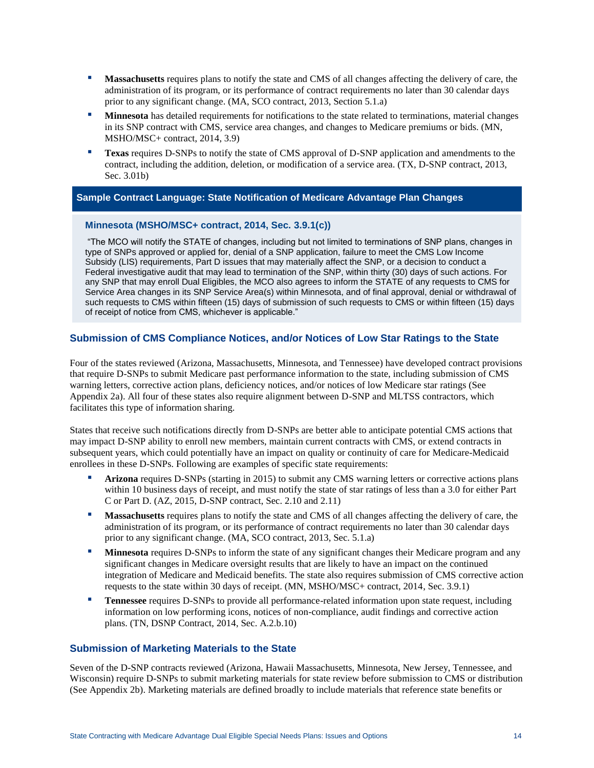- **Massachusetts** requires plans to notify the state and CMS of all changes affecting the delivery of care, the administration of its program, or its performance of contract requirements no later than 30 calendar days prior to any significant change. (MA, SCO contract, 2013, Section 5.1.a)
- **Minnesota** has detailed requirements for notifications to the state related to terminations, material changes in its SNP contract with CMS, service area changes, and changes to Medicare premiums or bids. (MN, MSHO/MSC+ contract, 2014, 3.9)
- **Texas** requires D-SNPs to notify the state of CMS approval of D-SNP application and amendments to the contract, including the addition, deletion, or modification of a service area. (TX, D-SNP contract, 2013, Sec. 3.01b)

**Sample Contract Language: State Notification of Medicare Advantage Plan Changes**

**Minnesota (MSHO/MSC+ contract, 2014, Sec. 3.9.1(c))**

"The MCO will notify the STATE of changes, including but not limited to terminations of SNP plans, changes in type of SNPs approved or applied for, denial of a SNP application, failure to meet the CMS Low Income Subsidy (LIS) requirements, Part D issues that may materially affect the SNP, or a decision to conduct a Federal investigative audit that may lead to termination of the SNP, within thirty (30) days of such actions. For any SNP that may enroll Dual Eligibles, the MCO also agrees to inform the STATE of any requests to CMS for Service Area changes in its SNP Service Area(s) within Minnesota, and of final approval, denial or withdrawal of such requests to CMS within fifteen (15) days of submission of such requests to CMS or within fifteen (15) days of receipt of notice from CMS, whichever is applicable."

### Submission of CMS Compliance Notices, and/or Notices of Low Star Ratings to the State

Four of the states reviewed (Arizona, Massachusetts, Minnesota, and Tennessee) have developed contract provisions that require D-SNPs to submit Medicare past performance information to the state, including submission of CMS warning letters, corrective action plans, deficiency notices, and/or notices of low Medicare star ratings (See Appendix 2a). All four of these states also require alignment between D-SNP and MLTSS contractors, which facilitates this type of information sharing.

States that receive such notifications directly from D-SNPs are better able to anticipate potential CMS actions that may impact D-SNP ability to enroll new members, maintain current contracts with CMS, or extend contracts in subsequent years, which could potentially have an impact on quality or continuity of care for Medicare-Medicaid enrollees in these D-SNPs. Following are examples of specific state requirements:

- **Arizona** requires D-SNPs (starting in 2015) to submit any CMS warning letters or corrective actions plans within 10 business days of receipt, and must notify the state of star ratings of less than a 3.0 for either Part C or Part D. (AZ, 2015, D-SNP contract, Sec. 2.10 and 2.11)
- **Massachusetts** requires plans to notify the state and CMS of all changes affecting the delivery of care, the administration of its program, or its performance of contract requirements no later than 30 calendar days prior to any significant change. (MA, SCO contract, 2013, Sec. 5.1.a)
- **Minnesota** requires D-SNPs to inform the state of any significant changes their Medicare program and any significant changes in Medicare oversight results that are likely to have an impact on the continued integration of Medicare and Medicaid benefits. The state also requires submission of CMS corrective action requests to the state within 30 days of receipt. (MN, MSHO/MSC+ contract, 2014, Sec. 3.9.1)
- **Tennessee** requires D-SNPs to provide all performance-related information upon state request, including information on low performing icons, notices of non-compliance, audit findings and corrective action plans. (TN, DSNP Contract, 2014, Sec. A.2.b.10)

### Submission of Marketing Materials to the State

Seven of the D-SNP contracts reviewed (Arizona, Hawaii Massachusetts, Minnesota, New Jersey, Tennessee, and Wisconsin) require D-SNPs to submit marketing materials for state review before submission to CMS or distribution (See Appendix 2b). Marketing materials are defined broadly to include materials that reference state benefits or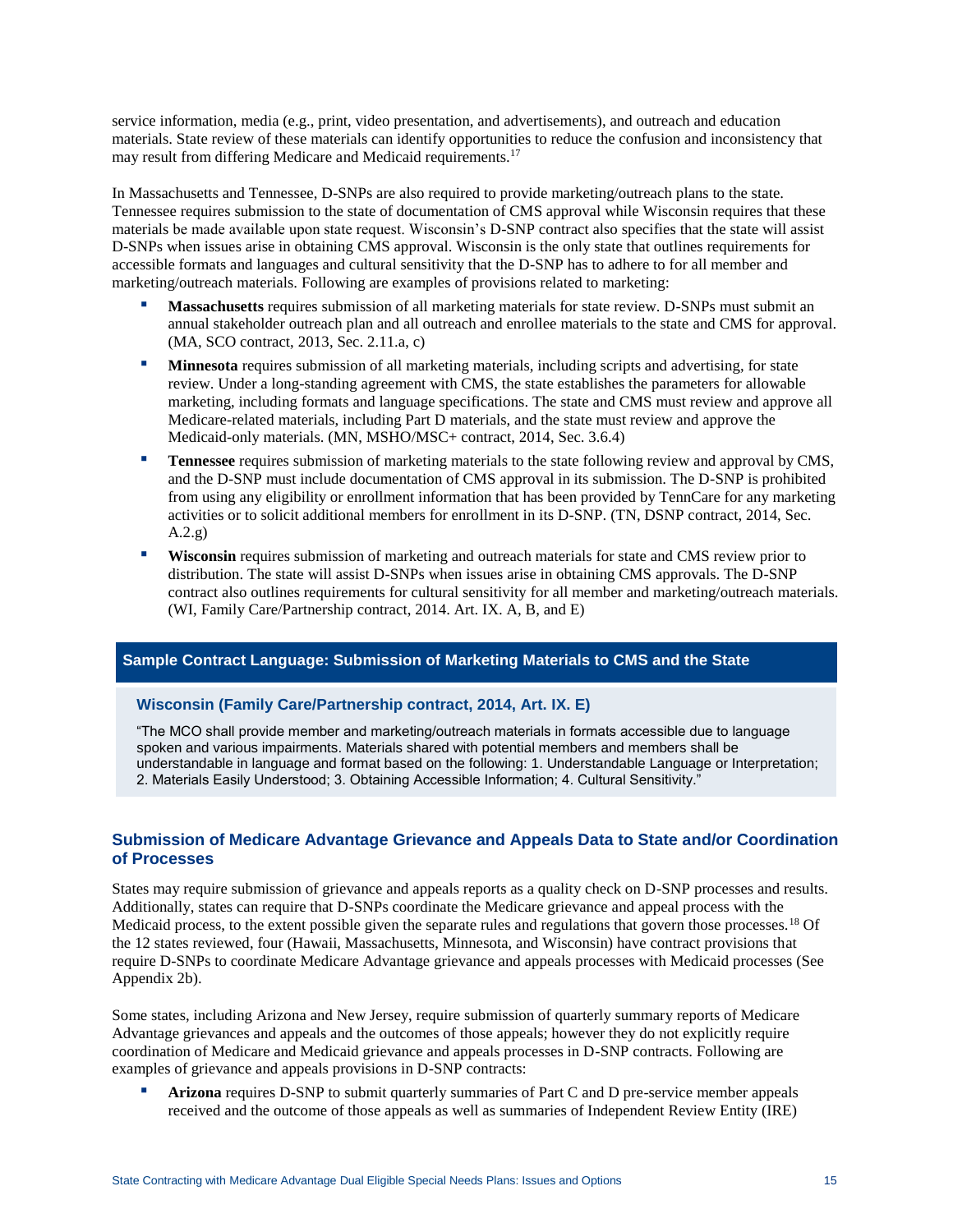service information, media (e.g., print, video presentation, and advertisements), and outreach and education materials. State review of these materials can identify opportunities to reduce the confusion and inconsistency that may result from differing Medicare and Medicaid requirements.[17]

In Massachusetts and Tennessee, D-SNPs are also required to provide marketing/outreach plans to the state. Tennessee requires submission to the state of documentation of CMS approval while Wisconsin requires that these materials be made available upon state request. Wisconsin's D-SNP contract also specifies that the state will assist D-SNPs when issues arise in obtaining CMS approval. Wisconsin is the only state that outlines requirements for accessible formats and languages and cultural sensitivity that the D-SNP has to adhere to for all member and marketing/outreach materials. Following are examples of provisions related to marketing:

- **Massachusetts** requires submission of all marketing materials for state review. D-SNPs must submit an annual stakeholder outreach plan and all outreach and enrollee materials to the state and CMS for approval. (MA, SCO contract, 2013, Sec. 2.11.a, c)
- **Minnesota** requires submission of all marketing materials, including scripts and advertising, for state review. Under a long-standing agreement with CMS, the state establishes the parameters for allowable marketing, including formats and language specifications. The state and CMS must review and approve all Medicare-related materials, including Part D materials, and the state must review and approve the Medicaid-only materials. (MN, MSHO/MSC+ contract, 2014, Sec. 3.6.4)
- **Tennessee** requires submission of marketing materials to the state following review and approval by CMS, and the D-SNP must include documentation of CMS approval in its submission. The D-SNP is prohibited from using any eligibility or enrollment information that has been provided by TennCare for any marketing activities or to solicit additional members for enrollment in its D-SNP. (TN, DSNP contract, 2014, Sec. A.2.g)
- **Wisconsin** requires submission of marketing and outreach materials for state and CMS review prior to distribution. The state will assist D-SNPs when issues arise in obtaining CMS approvals. The D-SNP contract also outlines requirements for cultural sensitivity for all member and marketing/outreach materials. (WI, Family Care/Partnership contract, 2014. Art. IX. A, B, and E)

**Sample Contract Language: Submission of Marketing Materials to CMS and the State**

**Wisconsin (Family Care/Partnership contract, 2014, Art. IX. E)**

"The MCO shall provide member and marketing/outreach materials in formats accessible due to language spoken and various impairments. Materials shared with potential members and members shall be understandable in language and format based on the following: 1. Understandable Language or Interpretation; 2. Materials Easily Understood; 3. Obtaining Accessible Information; 4. Cultural Sensitivity."

### Submission of Medicare Advantage Grievance and Appeals Data to State and/or Coordination of Processes

States may require submission of grievance and appeals reports as a quality check on D-SNP processes and results. Additionally, states can require that D-SNPs coordinate the Medicare grievance and appeal process with the Medicaid process, to the extent possible given the separate rules and regulations that govern those processes.[18] Of the 12 states reviewed, four (Hawaii, Massachusetts, Minnesota, and Wisconsin) have contract provisions that require D-SNPs to coordinate Medicare Advantage grievance and appeals processes with Medicaid processes (See Appendix 2b).

Some states, including Arizona and New Jersey, require submission of quarterly summary reports of Medicare Advantage grievances and appeals and the outcomes of those appeals; however they do not explicitly require coordination of Medicare and Medicaid grievance and appeals processes in D-SNP contracts. Following are examples of grievance and appeals provisions in D-SNP contracts:

- **Arizona** requires D-SNP to submit quarterly summaries of Part C and D pre-service member appeals received and the outcome of those appeals as well as summaries of Independent Review Entity (IRE)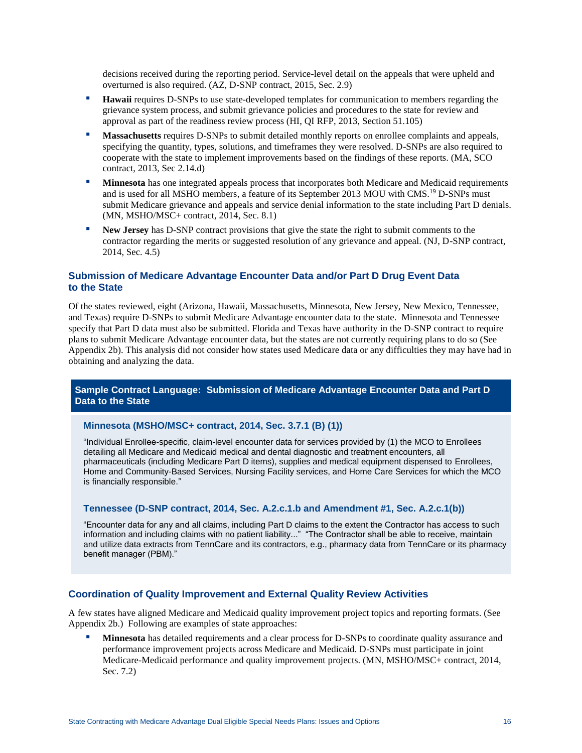decisions received during the reporting period. Service-level detail on the appeals that were upheld and overturned is also required. (AZ, D-SNP contract, 2015, Sec. 2.9)

- **Hawaii** requires D-SNPs to use state-developed templates for communication to members regarding the grievance system process, and submit grievance policies and procedures to the state for review and approval as part of the readiness review process (HI, QI RFP, 2013, Section 51.105)
- **Massachusetts** requires D-SNPs to submit detailed monthly reports on enrollee complaints and appeals, specifying the quantity, types, solutions, and timeframes they were resolved. D-SNPs are also required to cooperate with the state to implement improvements based on the findings of these reports. (MA, SCO contract, 2013, Sec 2.14.d)
- **Minnesota** has one integrated appeals process that incorporates both Medicare and Medicaid requirements and is used for all MSHO members, a feature of its September 2013 MOU with CMS.[19] D-SNPs must submit Medicare grievance and appeals and service denial information to the state including Part D denials. (MN, MSHO/MSC+ contract, 2014, Sec. 8.1)
- **New Jersey** has D-SNP contract provisions that give the state the right to submit comments to the contractor regarding the merits or suggested resolution of any grievance and appeal. (NJ, D-SNP contract, 2014, Sec. 4.5)

### Submission of Medicare Advantage Encounter Data and/or Part D Drug Event Data to the State

Of the states reviewed, eight (Arizona, Hawaii, Massachusetts, Minnesota, New Jersey, New Mexico, Tennessee, and Texas) require D-SNPs to submit Medicare Advantage encounter data to the state. Minnesota and Tennessee specify that Part D data must also be submitted. Florida and Texas have authority in the D-SNP contract to require plans to submit Medicare Advantage encounter data, but the states are not currently requiring plans to do so (See Appendix 2b). This analysis did not consider how states used Medicare data or any difficulties they may have had in obtaining and analyzing the data.

#### Sample Contract Language: Submission of Medicare Advantage Encounter Data and Part D Data to the State

**Minnesota (MSHO/MSC+ contract, 2014, Sec. 3.7.1 (B) (1))**

"Individual Enrollee-specific, claim-level encounter data for services provided by (1) the MCO to Enrollees detailing all Medicare and Medicaid medical and dental diagnostic and treatment encounters, all pharmaceuticals (including Medicare Part D items), supplies and medical equipment dispensed to Enrollees, Home and Community-Based Services, Nursing Facility services, and Home Care Services for which the MCO is financially responsible."

**Tennessee (D-SNP contract, 2014, Sec. A.2.c.1.b and Amendment #1, Sec. A.2.c.1(b))**

"Encounter data for any and all claims, including Part D claims to the extent the Contractor has access to such information and including claims with no patient liability..." "The Contractor shall be able to receive, maintain and utilize data extracts from TennCare and its contractors, e.g., pharmacy data from TennCare or its pharmacy benefit manager (PBM)."

### Coordination of Quality Improvement and External Quality Review Activities

A few states have aligned Medicare and Medicaid quality improvement project topics and reporting formats. (See Appendix 2b.) Following are examples of state approaches:

- **Minnesota** has detailed requirements and a clear process for D-SNPs to coordinate quality assurance and performance improvement projects across Medicare and Medicaid. D-SNPs must participate in joint Medicare-Medicaid performance and quality improvement projects. (MN, MSHO/MSC+ contract, 2014, Sec. 7.2)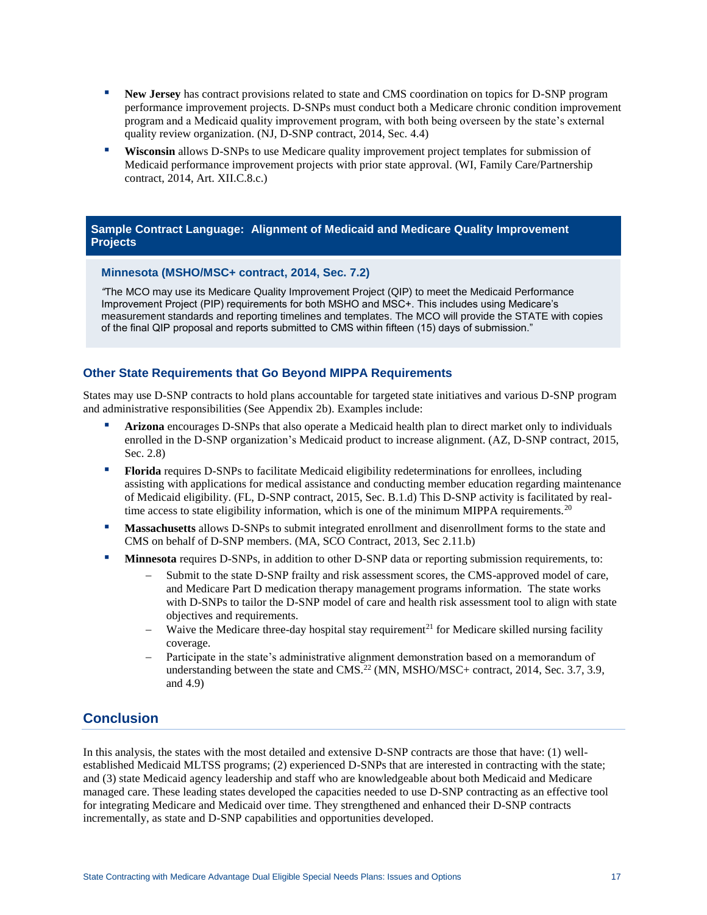- **New Jersey** has contract provisions related to state and CMS coordination on topics for D-SNP program performance improvement projects. D-SNPs must conduct both a Medicare chronic condition improvement program and a Medicaid quality improvement program, with both being overseen by the state's external quality review organization. (NJ, D-SNP contract, 2014, Sec. 4.4)
- **Wisconsin** allows D-SNPs to use Medicare quality improvement project templates for submission of Medicaid performance improvement projects with prior state approval. (WI, Family Care/Partnership contract, 2014, Art. XII.C.8.c.)

**Sample Contract Language: Alignment of Medicaid and Medicare Quality Improvement Projects**

**Minnesota (MSHO/MSC+ contract, 2014, Sec. 7.2)**

"The MCO may use its Medicare Quality Improvement Project (QIP) to meet the Medicaid Performance Improvement Project (PIP) requirements for both MSHO and MSC+. This includes using Medicare's measurement standards and reporting timelines and templates. The MCO will provide the STATE with copies of the final QIP proposal and reports submitted to CMS within fifteen (15) days of submission."

### Other State Requirements that Go Beyond MIPPA Requirements

States may use D-SNP contracts to hold plans accountable for targeted state initiatives and various D-SNP program and administrative responsibilities (See Appendix 2b). Examples include:

- **Arizona** encourages D-SNPs that also operate a Medicaid health plan to direct market only to individuals enrolled in the D-SNP organization's Medicaid product to increase alignment. (AZ, D-SNP contract, 2015, Sec. 2.8)
- **Florida** requires D-SNPs to facilitate Medicaid eligibility redeterminations for enrollees, including assisting with applications for medical assistance and conducting member education regarding maintenance of Medicaid eligibility. (FL, D-SNP contract, 2015, Sec. B.1.d) This D-SNP activity is facilitated by real-time access to state eligibility information, which is one of the minimum MIPPA requirements.[20]
- **Massachusetts** allows D-SNPs to submit integrated enrollment and disenrollment forms to the state and CMS on behalf of D-SNP members. (MA, SCO Contract, 2013, Sec 2.11.b)
- **Minnesota** requires D-SNPs, in addition to other D-SNP data or reporting submission requirements, to:
  - Submit to the state D-SNP frailty and risk assessment scores, the CMS-approved model of care, and Medicare Part D medication therapy management programs information. The state works with D-SNPs to tailor the D-SNP model of care and health risk assessment tool to align with state objectives and requirements.
  - Waive the Medicare three-day hospital stay requirement[21] for Medicare skilled nursing facility coverage.
  - Participate in the state's administrative alignment demonstration based on a memorandum of understanding between the state and CMS.[22] (MN, MSHO/MSC+ contract, 2014, Sec. 3.7, 3.9, and 4.9)

## Conclusion

In this analysis, the states with the most detailed and extensive D-SNP contracts are those that have: (1) well-established Medicaid MLTSS programs; (2) experienced D-SNPs that are interested in contracting with the state; and (3) state Medicaid agency leadership and staff who are knowledgeable about both Medicaid and Medicare managed care. These leading states developed the capacities needed to use D-SNP contracting as an effective tool for integrating Medicare and Medicaid over time. They strengthened and enhanced their D-SNP contracts incrementally, as state and D-SNP capabilities and opportunities developed.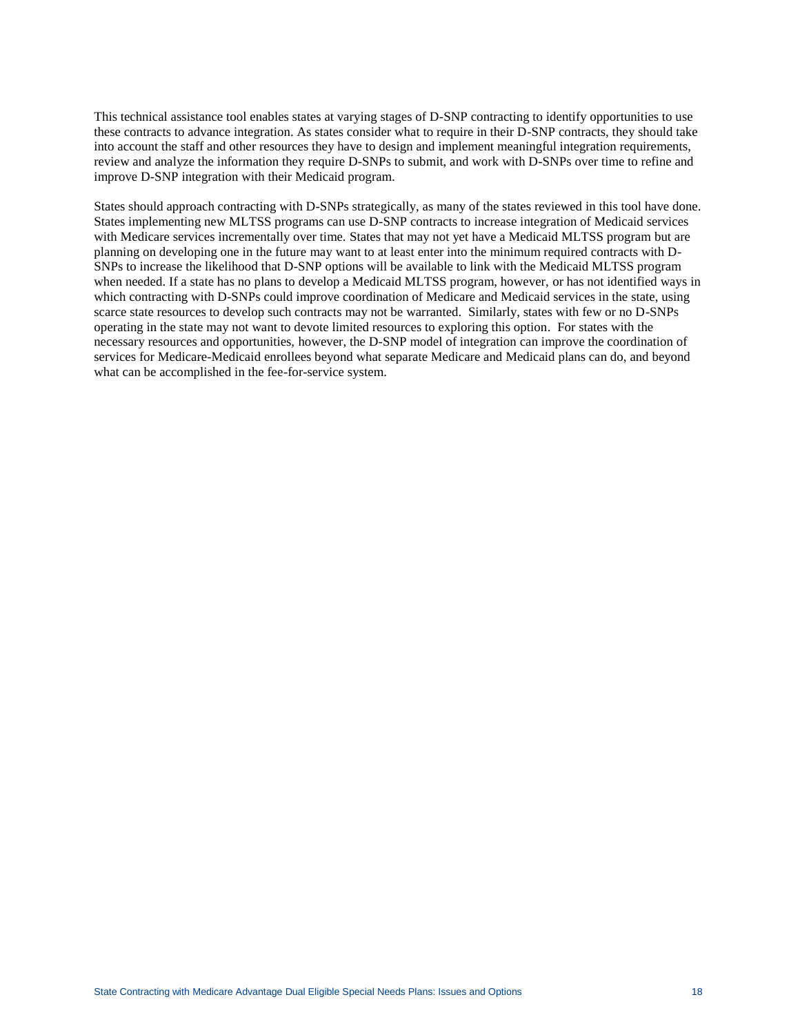This technical assistance tool enables states at varying stages of D-SNP contracting to identify opportunities to use these contracts to advance integration. As states consider what to require in their D-SNP contracts, they should take into account the staff and other resources they have to design and implement meaningful integration requirements, review and analyze the information they require D-SNPs to submit, and work with D-SNPs over time to refine and improve D-SNP integration with their Medicaid program.

States should approach contracting with D-SNPs strategically, as many of the states reviewed in this tool have done. States implementing new MLTSS programs can use D-SNP contracts to increase integration of Medicaid services with Medicare services incrementally over time. States that may not yet have a Medicaid MLTSS program but are planning on developing one in the future may want to at least enter into the minimum required contracts with D-SNPs to increase the likelihood that D-SNP options will be available to link with the Medicaid MLTSS program when needed. If a state has no plans to develop a Medicaid MLTSS program, however, or has not identified ways in which contracting with D-SNPs could improve coordination of Medicare and Medicaid services in the state, using scarce state resources to develop such contracts may not be warranted. Similarly, states with few or no D-SNPs operating in the state may not want to devote limited resources to exploring this option. For states with the necessary resources and opportunities, however, the D-SNP model of integration can improve the coordination of services for Medicare-Medicaid enrollees beyond what separate Medicare and Medicaid plans can do, and beyond what can be accomplished in the fee-for-service system.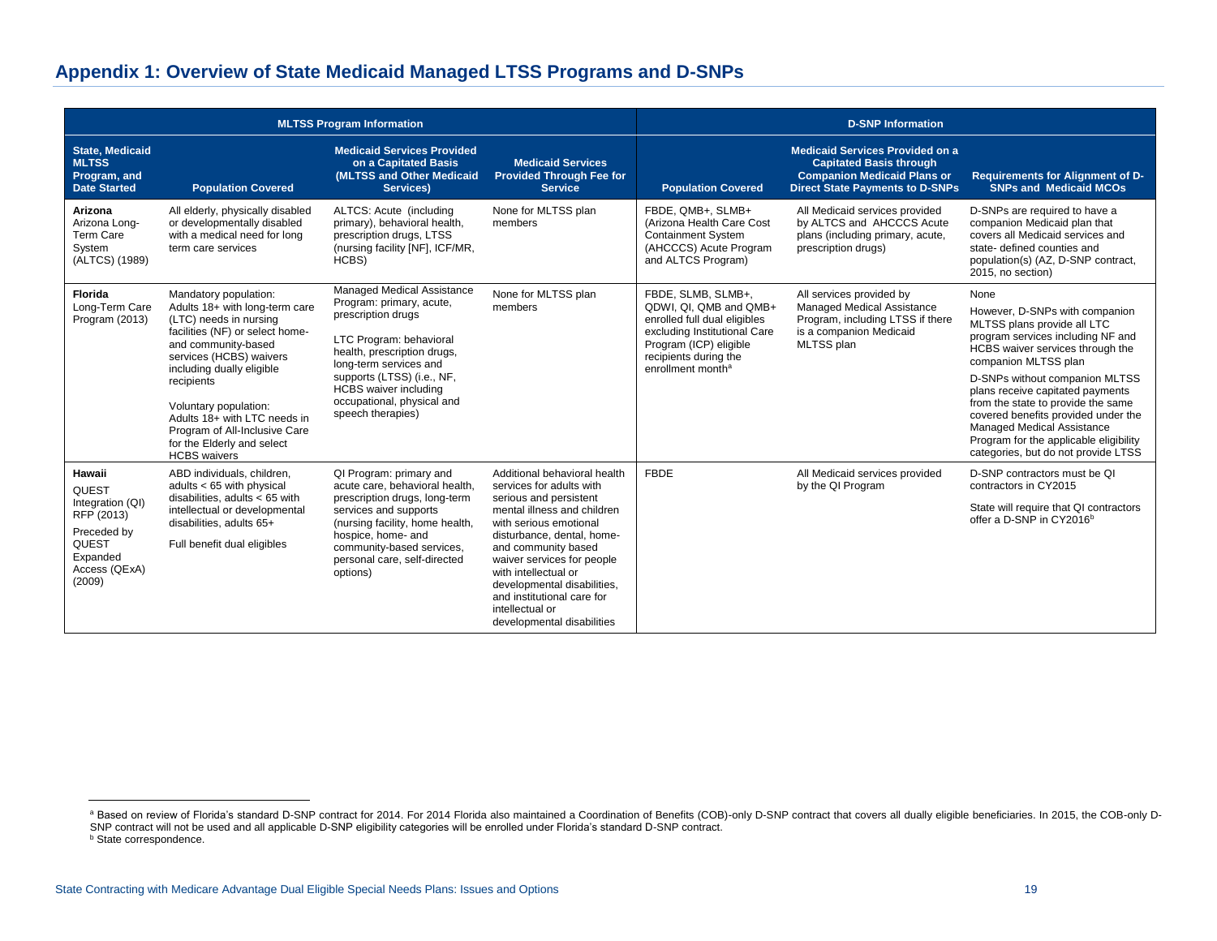## Appendix 1: Overview of State Medicaid Managed LTSS Programs and D-SNPs

| MLTSS Program Information | | | | D-SNP Information | | |
|---|---|---|---|---|---|---|
| **State, Medicaid MLTSS Program, and Date Started** | **Population Covered** | **Medicaid Services Provided on a Capitated Basis (MLTSS and Other Medicaid Services)** | **Medicaid Services Provided Through Fee for Service** | **Population Covered** | **Medicaid Services Provided on a Capitated Basis through Companion Medicaid Plans or Direct State Payments to D-SNPs** | **Requirements for Alignment of D-SNPs and Medicaid MCOs** |
| **Arizona** Arizona Long-Term Care System (ALTCS) (1989) | All elderly, physically disabled or developmentally disabled with a medical need for long term care services | ALTCS: Acute (including primary), behavioral health, prescription drugs, LTSS (nursing facility [NF], ICF/MR, HCBS) | None for MLTSS plan members | FBDE, QMB+, SLMB+ (Arizona Health Care Cost Containment System (AHCCCS) Acute Program and ALTCS Program) | All Medicaid services provided by ALTCS and AHCCCS Acute plans (including primary, acute, prescription drugs) | D-SNPs are required to have a companion Medicaid plan that covers all Medicaid services and state- defined counties and population(s) (AZ, D-SNP contract, 2015, no section) |
| **Florida** Long-Term Care Program (2013) | Mandatory population: Adults 18+ with long-term care (LTC) needs in nursing facilities (NF) or select home- and community-based services (HCBS) waivers including dually eligible recipients<br><br>Voluntary population: Adults 18+ with LTC needs in Program of All-Inclusive Care for the Elderly and select HCBS waivers | Managed Medical Assistance Program: primary, acute, prescription drugs<br><br>LTC Program: behavioral health, prescription drugs, long-term services and supports (LTSS) (i.e., NF, HCBS waiver including occupational, physical and speech therapies) | None for MLTSS plan members | FBDE, SLMB, SLMB+, QDWI, QI, QMB and QMB+ enrolled full dual eligibles excluding Institutional Care Program (ICP) eligible recipients during the enrollment month[a] | All services provided by Managed Medical Assistance Program, including LTSS if there is a companion Medicaid MLTSS plan | None<br><br>However, D-SNPs with companion MLTSS plans provide all LTC program services including NF and HCBS waiver services through the companion MLTSS plan<br><br>D-SNPs without companion MLTSS plans receive capitated payments from the state to provide the same covered benefits provided under the Managed Medical Assistance Program for the applicable eligibility categories, but do not provide LTSS |
| **Hawaii** QUEST Integration (QI) RFP (2013)<br><br>Preceded by QUEST Expanded Access (QExA) (2009) | ABD individuals, children, adults < 65 with physical disabilities, adults < 65 with intellectual or developmental disabilities, adults 65+<br><br>Full benefit dual eligibles | QI Program: primary and acute care, behavioral health, prescription drugs, long-term services and supports (nursing facility, home health, hospice, home- and community-based services, personal care, self-directed options) | Additional behavioral health services for adults with serious and persistent mental illness and children with serious emotional disturbance, dental, home- and community based waiver services for people with intellectual or developmental disabilities, and institutional care for intellectual or developmental disabilities | FBDE | All Medicaid services provided by the QI Program | D-SNP contractors must be QI contractors in CY2015<br><br>State will require that QI contractors offer a D-SNP in CY2016[b] |

[a] Based on review of Florida's standard D-SNP contract for 2014. For 2014 Florida also maintained a Coordination of Benefits (COB)-only D-SNP contract that covers all dually eligible beneficiaries. In 2015, the COB-only D-SNP contract will not be used and all applicable D-SNP eligibility categories will be enrolled under Florida's standard D-SNP contract.

[b] State correspondence.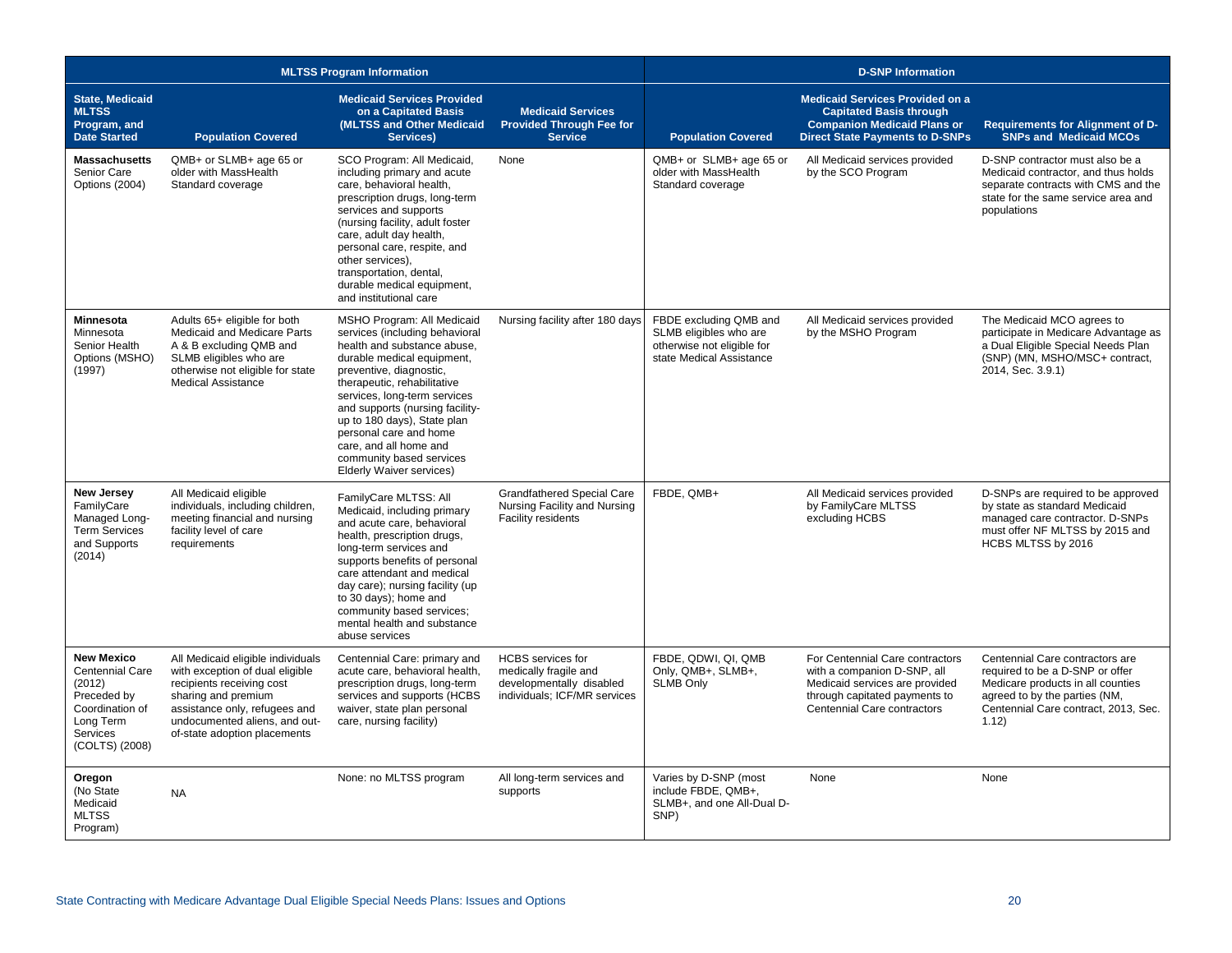| MLTSS Program Information | | | | D-SNP Information | | |
|---|---|---|---|---|---|---|
| **State, Medicaid MLTSS Program, and Date Started** | **Population Covered** | **Medicaid Services Provided on a Capitated Basis (MLTSS and Other Medicaid Services)** | **Medicaid Services Provided Through Fee for Service** | **Population Covered** | **Medicaid Services Provided on a Capitated Basis through Companion Medicaid Plans or Direct State Payments to D-SNPs** | **Requirements for Alignment of D-SNPs and Medicaid MCOs** |
| **Massachusetts** Senior Care Options (2004) | QMB+ or SLMB+ age 65 or older with MassHealth Standard coverage | SCO Program: All Medicaid, including primary and acute care, behavioral health, prescription drugs, long-term services and supports (nursing facility, adult foster care, adult day health, personal care, respite, and other services), transportation, dental, durable medical equipment, and institutional care | None | QMB+ or SLMB+ age 65 or older with MassHealth Standard coverage | All Medicaid services provided by the SCO Program | D-SNP contractor must also be a Medicaid contractor, and thus holds separate contracts with CMS and the state for the same service area and populations |
| **Minnesota** Minnesota Senior Health Options (MSHO) (1997) | Adults 65+ eligible for both Medicaid and Medicare Parts A & B excluding QMB and SLMB eligibles who are otherwise not eligible for state Medical Assistance | MSHO Program: All Medicaid services (including behavioral health and substance abuse, durable medical equipment, preventive, diagnostic, therapeutic, rehabilitative services, long-term services and supports (nursing facility- up to 180 days), State plan personal care and home care, and all home and community based services Elderly Waiver services) | Nursing facility after 180 days | FBDE excluding QMB and SLMB eligibles who are otherwise not eligible for state Medical Assistance | All Medicaid services provided by the MSHO Program | The Medicaid MCO agrees to participate in Medicare Advantage as a Dual Eligible Special Needs Plan (SNP) (MN, MSHO/MSC+ contract, 2014, Sec. 3.9.1) |
| **New Jersey** FamilyCare Managed Long-Term Services and Supports (2014) | All Medicaid eligible individuals, including children, meeting financial and nursing facility level of care requirements | FamilyCare MLTSS: All Medicaid, including primary and acute care, behavioral health, prescription drugs, long-term services and supports benefits of personal care attendant and medical day care); nursing facility (up to 30 days); home and community based services; mental health and substance abuse services | Grandfathered Special Care Nursing Facility and Nursing Facility residents | FBDE, QMB+ | All Medicaid services provided by FamilyCare MLTSS excluding HCBS | D-SNPs are required to be approved by state as standard Medicaid managed care contractor. D-SNPs must offer NF MLTSS by 2015 and HCBS MLTSS by 2016 |
| **New Mexico** Centennial Care (2012) Preceded by Coordination of Long Term Services (COLTS) (2008) | All Medicaid eligible individuals with exception of dual eligible recipients receiving cost sharing and premium assistance only, refugees and undocumented aliens, and out-of-state adoption placements | Centennial Care: primary and acute care, behavioral health, prescription drugs, long-term services and supports (HCBS waiver, state plan personal care, nursing facility) | HCBS services for medically fragile and developmentally disabled individuals; ICF/MR services | FBDE, QDWI, QI, QMB Only, QMB+, SLMB+, SLMB Only | For Centennial Care contractors with a companion D-SNP, all Medicaid services are provided through capitated payments to Centennial Care contractors | Centennial Care contractors are required to be a D-SNP or offer Medicare products in all counties agreed to by the parties (NM, Centennial Care contract, 2013, Sec. 1.12) |
| **Oregon** (No State Medicaid MLTSS Program) | NA | None: no MLTSS program | All long-term services and supports | Varies by D-SNP (most include FBDE, QMB+, SLMB+, and one All-Dual D-SNP) | None | None |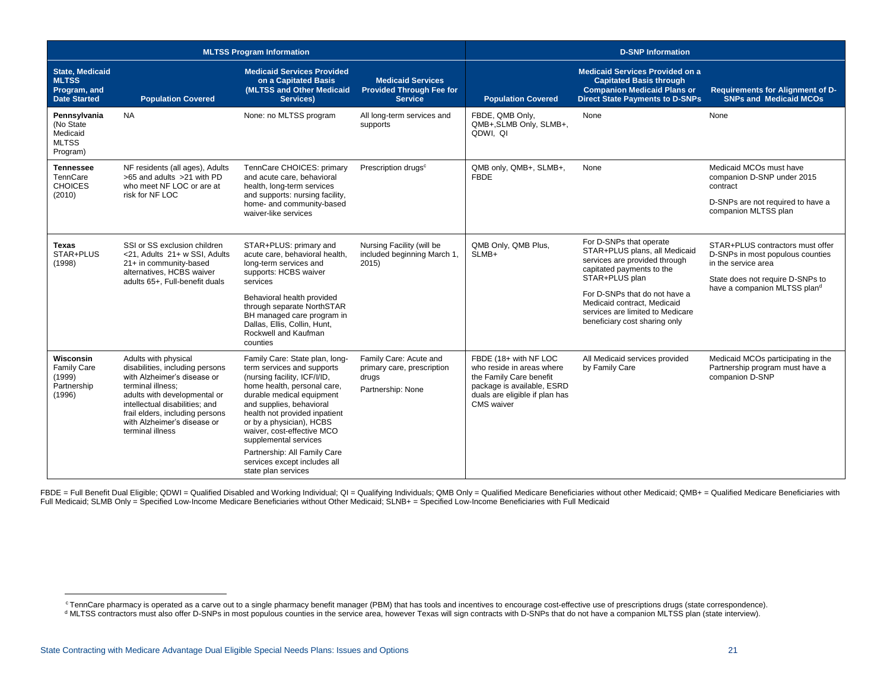| MLTSS Program Information | | | | D-SNP Information | | |
|---|---|---|---|---|---|---|
| **State, Medicaid MLTSS Program, and Date Started** | **Population Covered** | **Medicaid Services Provided on a Capitated Basis (MLTSS and Other Medicaid Services)** | **Medicaid Services Provided Through Fee for Service** | **Population Covered** | **Medicaid Services Provided on a Capitated Basis through Companion Medicaid Plans or Direct State Payments to D-SNPs** | **Requirements for Alignment of D-SNPs and Medicaid MCOs** |
| **Pennsylvania** (No State Medicaid MLTSS Program) | NA | None: no MLTSS program | All long-term services and supports | FBDE, QMB Only, QMB+,SLMB Only, SLMB+, QDWI, QI | None | None |
| **Tennessee** TennCare CHOICES (2010) | NF residents (all ages), Adults >65 and adults >21 with PD who meet NF LOC or are at risk for NF LOC | TennCare CHOICES: primary and acute care, behavioral health, long-term services and supports: nursing facility, home- and community-based waiver-like services | Prescription drugs[c] | QMB only, QMB+, SLMB+, FBDE | None | Medicaid MCOs must have companion D-SNP under 2015 contract<br><br>D-SNPs are not required to have a companion MLTSS plan |
| **Texas** STAR+PLUS (1998) | SSI or SS exclusion children <21, Adults 21+ w SSI, Adults 21+ in community-based alternatives, HCBS waiver adults 65+, Full-benefit duals | STAR+PLUS: primary and acute care, behavioral health, long-term services and supports: HCBS waiver services<br><br>Behavioral health provided through separate NorthSTAR BH managed care program in Dallas, Ellis, Collin, Hunt, Rockwell and Kaufman counties | Nursing Facility (will be included beginning March 1, 2015) | QMB Only, QMB Plus, SLMB+ | For D-SNPs that operate STAR+PLUS plans, all Medicaid services are provided through capitated payments to the STAR+PLUS plan<br><br>For D-SNPs that do not have a Medicaid contract, Medicaid services are limited to Medicare beneficiary cost sharing only | STAR+PLUS contractors must offer D-SNPs in most populous counties in the service area<br><br>State does not require D-SNPs to have a companion MLTSS plan[d] |
| **Wisconsin** Family Care (1999) Partnership (1996) | Adults with physical disabilities, including persons with Alzheimer's disease or terminal illness; adults with developmental or intellectual disabilities; and frail elders, including persons with Alzheimer's disease or terminal illness | Family Care: State plan, long-term services and supports (nursing facility, ICF/I/ID, home health, personal care, durable medical equipment and supplies, behavioral health not provided inpatient or by a physician), HCBS waiver, cost-effective MCO supplemental services<br><br>Partnership: All Family Care services except includes all state plan services | Family Care: Acute and primary care, prescription drugs<br><br>Partnership: None | FBDE (18+ with NF LOC who reside in areas where the Family Care benefit package is available, ESRD duals are eligible if plan has CMS waiver | All Medicaid services provided by Family Care | Medicaid MCOs participating in the Partnership program must have a companion D-SNP |

FBDE = Full Benefit Dual Eligible; QDWI = Qualified Disabled and Working Individual; QI = Qualifying Individuals; QMB Only = Qualified Medicare Beneficiaries without other Medicaid; QMB+ = Qualified Medicare Beneficiaries with Full Medicaid; SLMB Only = Specified Low-Income Medicare Beneficiaries without Other Medicaid; SLNB+ = Specified Low-Income Beneficiaries with Full Medicaid

---

[c] TennCare pharmacy is operated as a carve out to a single pharmacy benefit manager (PBM) that has tools and incentives to encourage cost-effective use of prescriptions drugs (state correspondence).

[d] MLTSS contractors must also offer D-SNPs in most populous counties in the service area, however Texas will sign contracts with D-SNPs that do not have a companion MLTSS plan (state interview).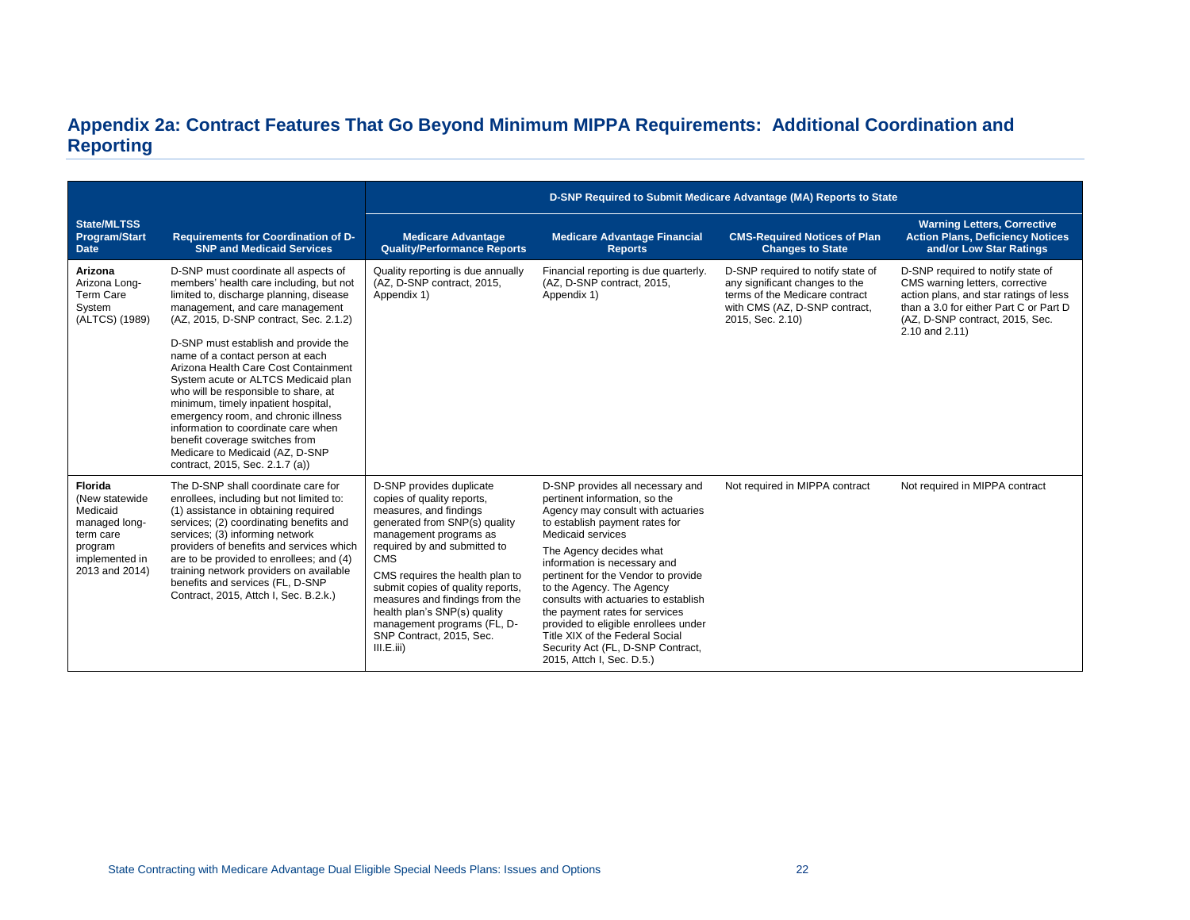## Appendix 2a: Contract Features That Go Beyond Minimum MIPPA Requirements: Additional Coordination and Reporting

| State/MLTSS Program/Start Date | Requirements for Coordination of D-SNP and Medicaid Services | D-SNP Required to Submit Medicare Advantage (MA) Reports to State | | | |
|---|---|---|---|---|---|
| | | Medicare Advantage Quality/Performance Reports | Medicare Advantage Financial Reports | CMS-Required Notices of Plan Changes to State | Warning Letters, Corrective Action Plans, Deficiency Notices and/or Low Star Ratings |
| **Arizona** Arizona Long-Term Care System (ALTCS) (1989) | D-SNP must coordinate all aspects of members' health care including, but not limited to, discharge planning, disease management, and care management (AZ, 2015, D-SNP contract, Sec. 2.1.2)<br><br>D-SNP must establish and provide the name of a contact person at each Arizona Health Care Cost Containment System acute or ALTCS Medicaid plan who will be responsible to share, at minimum, timely inpatient hospital, emergency room, and chronic illness information to coordinate care when benefit coverage switches from Medicare to Medicaid (AZ, D-SNP contract, 2015, Sec. 2.1.7 (a)) | Quality reporting is due annually (AZ, D-SNP contract, 2015, Appendix 1) | Financial reporting is due quarterly. (AZ, D-SNP contract, 2015, Appendix 1) | D-SNP required to notify state of any significant changes to the terms of the Medicare contract with CMS (AZ, D-SNP contract, 2015, Sec. 2.10) | D-SNP required to notify state of CMS warning letters, corrective action plans, and star ratings of less than a 3.0 for either Part C or Part D (AZ, D-SNP contract, 2015, Sec. 2.10 and 2.11) |
| **Florida** (New statewide Medicaid managed long-term care program implemented in 2013 and 2014) | The D-SNP shall coordinate care for enrollees, including but not limited to: (1) assistance in obtaining required services; (2) coordinating benefits and services; (3) informing network providers of benefits and services which are to be provided to enrollees; and (4) training network providers on available benefits and services (FL, D-SNP Contract, 2015, Attch I, Sec. B.2.k.) | D-SNP provides duplicate copies of quality reports, measures, and findings generated from SNP(s) quality management programs as required by and submitted to CMS<br><br>CMS requires the health plan to submit copies of quality reports, measures and findings from the health plan's SNP(s) quality management programs (FL, D-SNP Contract, 2015, Sec. III.E.iii) | D-SNP provides all necessary and pertinent information, so the Agency may consult with actuaries to establish payment rates for Medicaid services<br><br>The Agency decides what information is necessary and pertinent for the Vendor to provide to the Agency. The Agency consults with actuaries to establish the payment rates for services provided to eligible enrollees under Title XIX of the Federal Social Security Act (FL, D-SNP Contract, 2015, Attch I, Sec. D.5.) | Not required in MIPPA contract | Not required in MIPPA contract |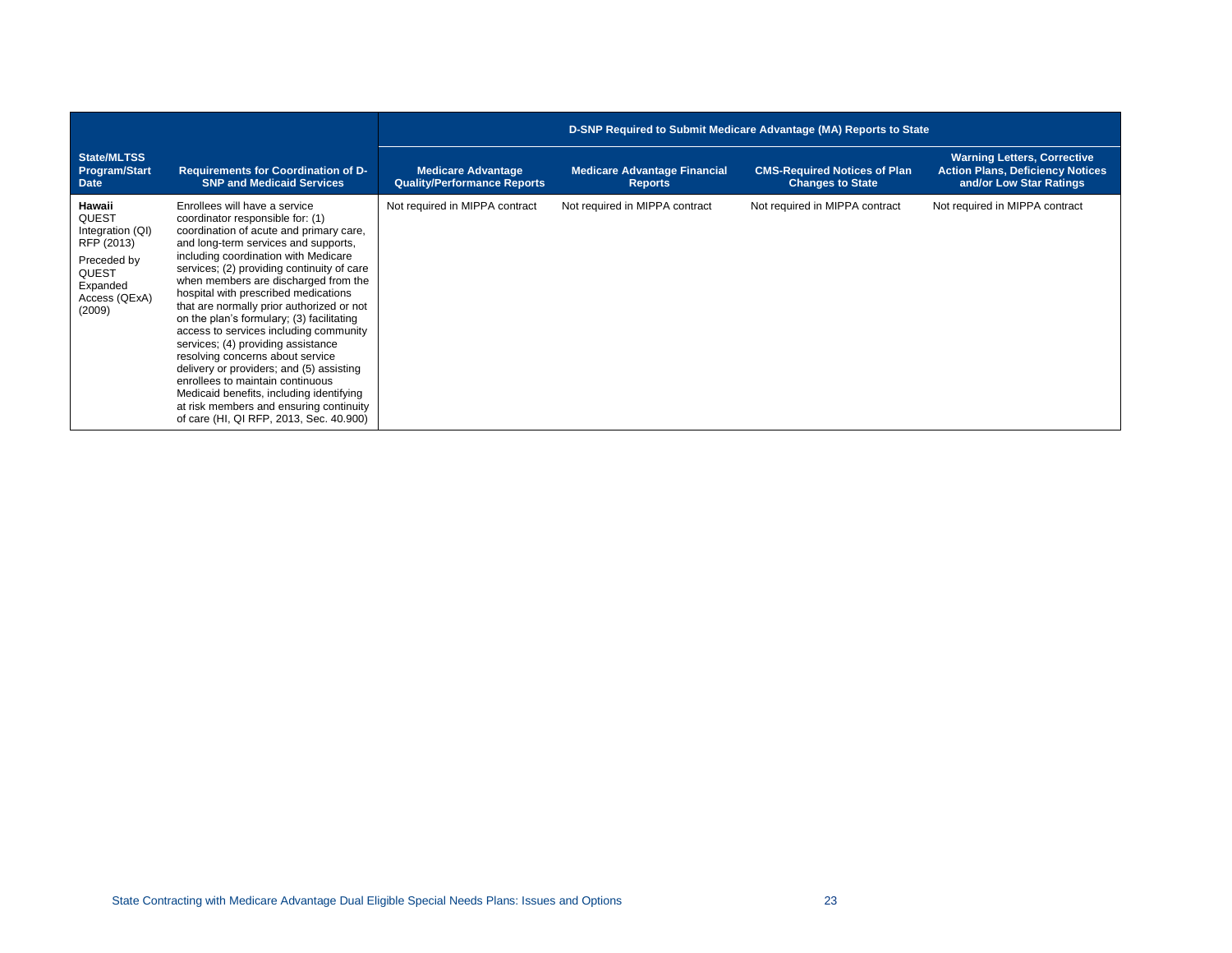| State/MLTSS Program/Start Date | Requirements for Coordination of D-SNP and Medicaid Services | D-SNP Required to Submit Medicare Advantage (MA) Reports to State | | | |
|---|---|---|---|---|---|
| | | Medicare Advantage Quality/Performance Reports | Medicare Advantage Financial Reports | CMS-Required Notices of Plan Changes to State | Warning Letters, Corrective Action Plans, Deficiency Notices and/or Low Star Ratings |
| **Hawaii** QUEST Integration (QI) RFP (2013) Preceded by QUEST Expanded Access (QExA) (2009) | Enrollees will have a service coordinator responsible for: (1) coordination of acute and primary care, and long-term services and supports, including coordination with Medicare services; (2) providing continuity of care when members are discharged from the hospital with prescribed medications that are normally prior authorized or not on the plan's formulary; (3) facilitating access to services including community services; (4) providing assistance resolving concerns about service delivery or providers; and (5) assisting enrollees to maintain continuous Medicaid benefits, including identifying at risk members and ensuring continuity of care (HI, QI RFP, 2013, Sec. 40.900) | Not required in MIPPA contract | Not required in MIPPA contract | Not required in MIPPA contract | Not required in MIPPA contract |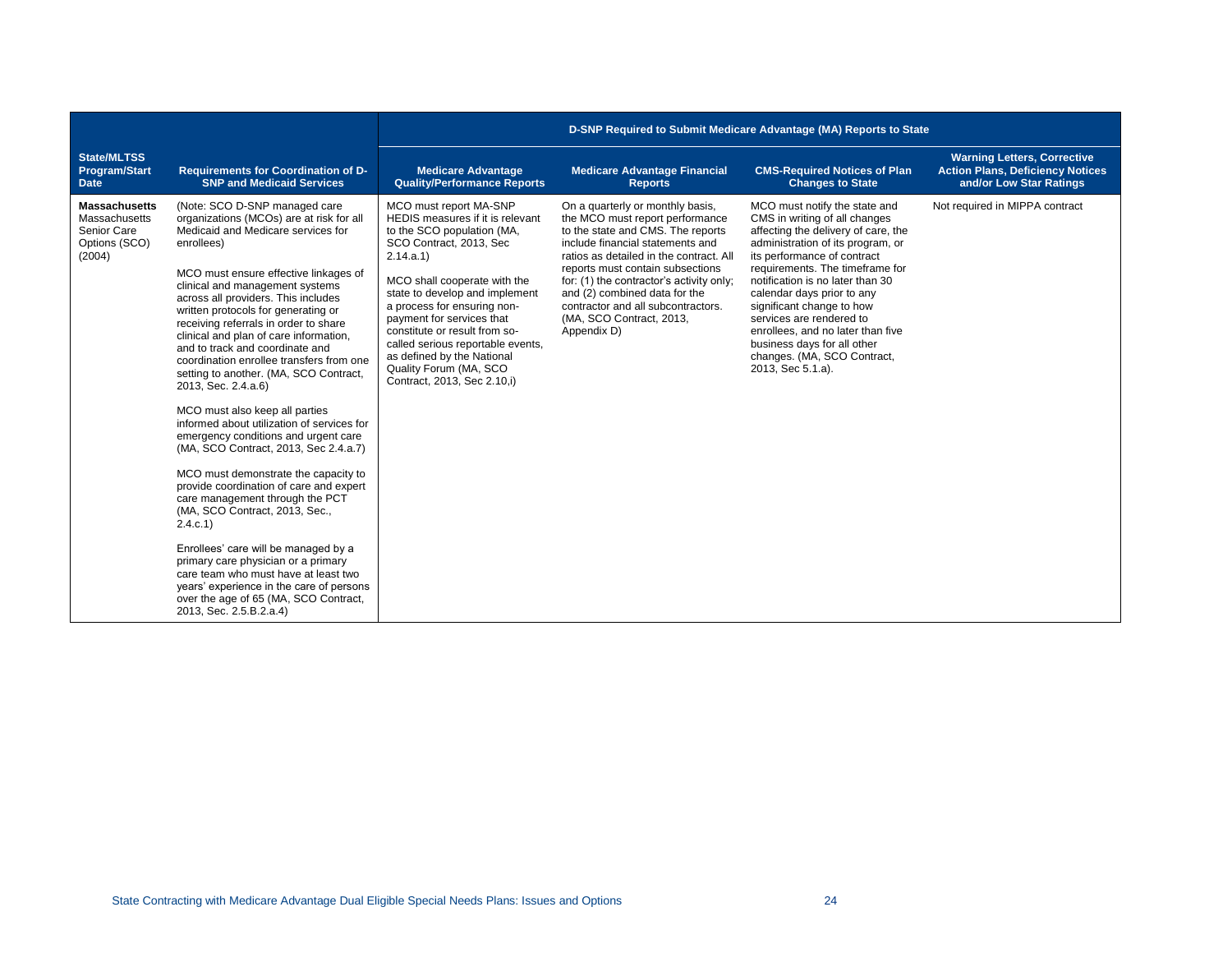| State/MLTSS Program/Start Date | Requirements for Coordination of D-SNP and Medicaid Services | D-SNP Required to Submit Medicare Advantage (MA) Reports to State | | | |
|---|---|---|---|---|---|
| | | **Medicare Advantage Quality/Performance Reports** | **Medicare Advantage Financial Reports** | **CMS-Required Notices of Plan Changes to State** | **Warning Letters, Corrective Action Plans, Deficiency Notices and/or Low Star Ratings** |
| **Massachusetts** Massachusetts Senior Care Options (SCO) (2004) | (Note: SCO D-SNP managed care organizations (MCOs) are at risk for all Medicaid and Medicare services for enrollees)<br><br>MCO must ensure effective linkages of clinical and management systems across all providers. This includes written protocols for generating or receiving referrals in order to share clinical and plan of care information, and to track and coordinate and coordination enrollee transfers from one setting to another. (MA, SCO Contract, 2013, Sec. 2.4.a.6)<br><br>MCO must also keep all parties informed about utilization of services for emergency conditions and urgent care (MA, SCO Contract, 2013, Sec 2.4.a.7)<br><br>MCO must demonstrate the capacity to provide coordination of care and expert care management through the PCT (MA, SCO Contract, 2013, Sec., 2.4.c.1)<br><br>Enrollees' care will be managed by a primary care physician or a primary care team who must have at least two years' experience in the care of persons over the age of 65 (MA, SCO Contract, 2013, Sec. 2.5.B.2.a.4) | MCO must report MA-SNP HEDIS measures if it is relevant to the SCO population (MA, SCO Contract, 2013, Sec 2.14.a.1)<br><br>MCO shall cooperate with the state to develop and implement a process for ensuring non-payment for services that constitute or result from so-called serious reportable events, as defined by the National Quality Forum (MA, SCO Contract, 2013, Sec 2.10,i) | On a quarterly or monthly basis, the MCO must report performance to the state and CMS. The reports include financial statements and ratios as detailed in the contract. All reports must contain subsections for: (1) the contractor's activity only; and (2) combined data for the contractor and all subcontractors. (MA, SCO Contract, 2013, Appendix D) | MCO must notify the state and CMS in writing of all changes affecting the delivery of care, the administration of its program, or its performance of contract requirements. The timeframe for notification is no later than 30 calendar days prior to any significant change to how services are rendered to enrollees, and no later than five business days for all other changes. (MA, SCO Contract, 2013, Sec 5.1.a). | Not required in MIPPA contract |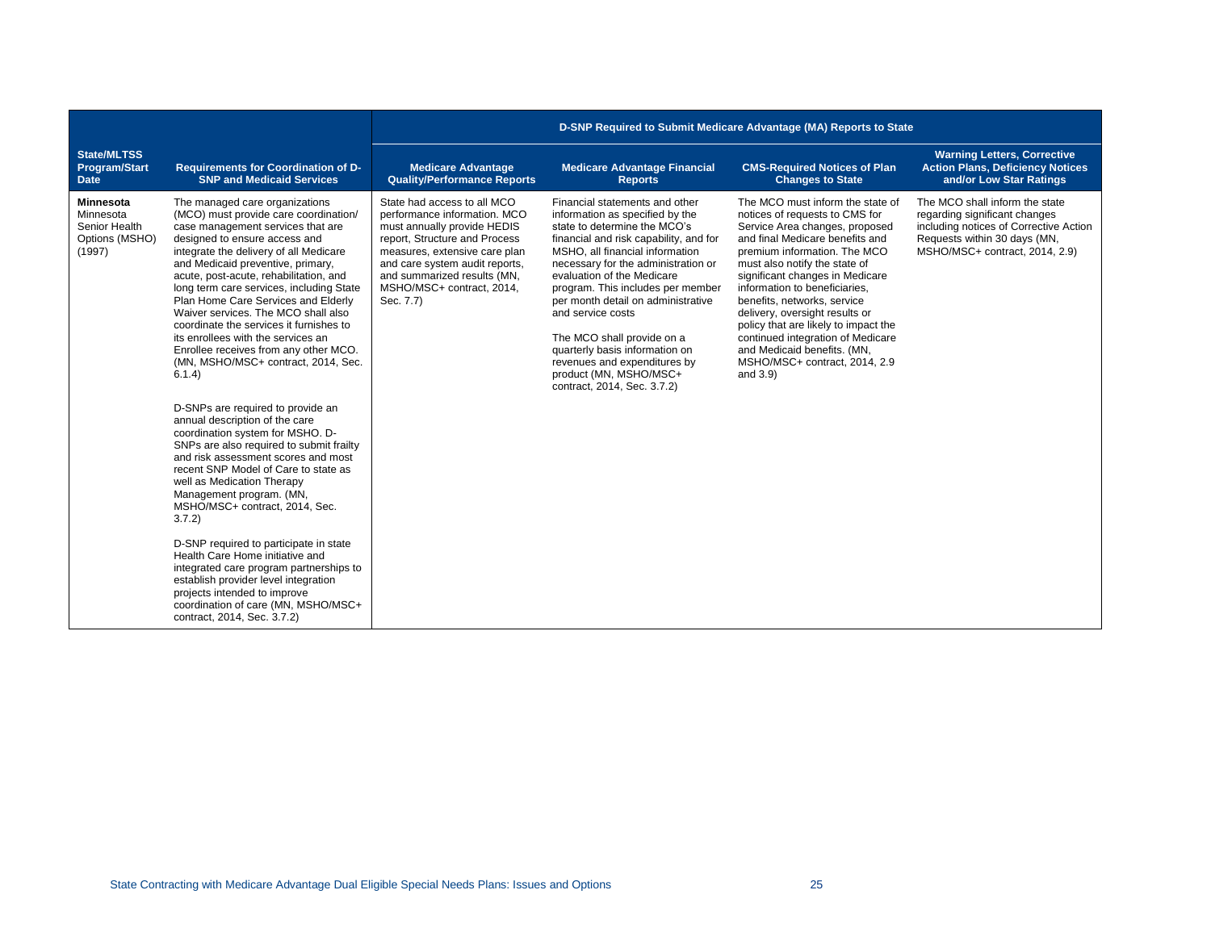| State/MLTSS Program/Start Date | Requirements for Coordination of D-SNP and Medicaid Services | D-SNP Required to Submit Medicare Advantage (MA) Reports to State | | | |
|---|---|---|---|---|---|
| | | Medicare Advantage Quality/Performance Reports | Medicare Advantage Financial Reports | CMS-Required Notices of Plan Changes to State | Warning Letters, Corrective Action Plans, Deficiency Notices and/or Low Star Ratings |
| **Minnesota** Minnesota Senior Health Options (MSHO) (1997) | The managed care organizations (MCO) must provide care coordination/ case management services that are designed to ensure access and integrate the delivery of all Medicare and Medicaid preventive, primary, acute, post-acute, rehabilitation, and long term care services, including State Plan Home Care Services and Elderly Waiver services. The MCO shall also coordinate the services it furnishes to its enrollees with the services an Enrollee receives from any other MCO. (MN, MSHO/MSC+ contract, 2014, Sec. 6.1.4)<br><br>D-SNPs are required to provide an annual description of the care coordination system for MSHO. D-SNPs are also required to submit frailty and risk assessment scores and most recent SNP Model of Care to state as well as Medication Therapy Management program. (MN, MSHO/MSC+ contract, 2014, Sec. 3.7.2)<br><br>D-SNP required to participate in state Health Care Home initiative and integrated care program partnerships to establish provider level integration projects intended to improve coordination of care (MN, MSHO/MSC+ contract, 2014, Sec. 3.7.2) | State had access to all MCO performance information. MCO must annually provide HEDIS report, Structure and Process measures, extensive care plan and care system audit reports, and summarized results (MN, MSHO/MSC+ contract, 2014, Sec. 7.7) | Financial statements and other information as specified by the state to determine the MCO's financial and risk capability, and for MSHO, all financial information necessary for the administration or evaluation of the Medicare program. This includes per member per month detail on administrative and service costs<br><br>The MCO shall provide on a quarterly basis information on revenues and expenditures by product (MN, MSHO/MSC+ contract, 2014, Sec. 3.7.2) | The MCO must inform the state of notices of requests to CMS for Service Area changes, proposed and final Medicare benefits and premium information. The MCO must also notify the state of significant changes in Medicare information to beneficiaries, benefits, networks, service delivery, oversight results or policy that are likely to impact the continued integration of Medicare and Medicaid benefits. (MN, MSHO/MSC+ contract, 2014, 2.9 and 3.9) | The MCO shall inform the state regarding significant changes including notices of Corrective Action Requests within 30 days (MN, MSHO/MSC+ contract, 2014, 2.9) |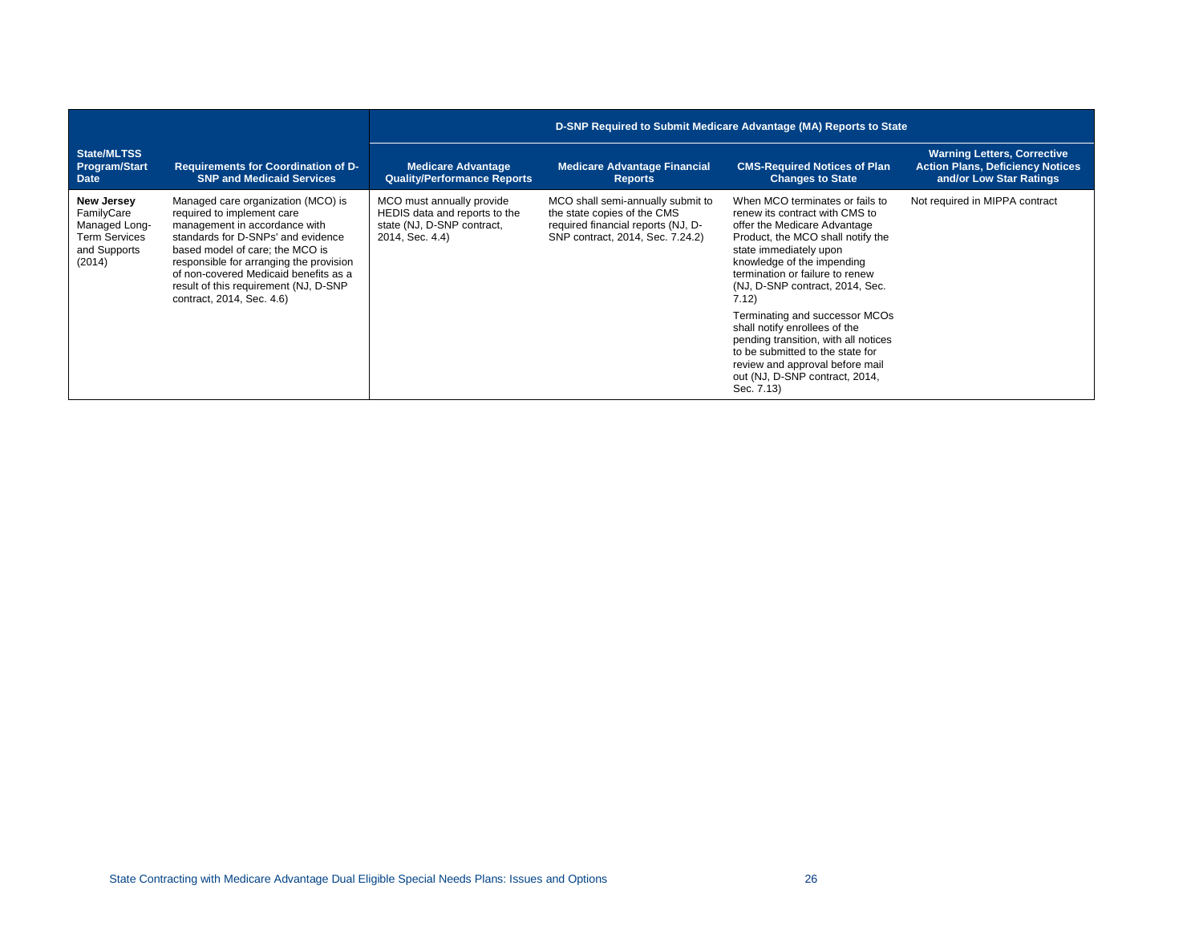| State/MLTSS Program/Start Date | Requirements for Coordination of D-SNP and Medicaid Services | D-SNP Required to Submit Medicare Advantage (MA) Reports to State | | | |
|---|---|---|---|---|---|
| | | Medicare Advantage Quality/Performance Reports | Medicare Advantage Financial Reports | CMS-Required Notices of Plan Changes to State | Warning Letters, Corrective Action Plans, Deficiency Notices and/or Low Star Ratings |
| **New Jersey** FamilyCare Managed Long-Term Services and Supports (2014) | Managed care organization (MCO) is required to implement care management in accordance with standards for D-SNPs' and evidence based model of care; the MCO is responsible for arranging the provision of non-covered Medicaid benefits as a result of this requirement (NJ, D-SNP contract, 2014, Sec. 4.6) | MCO must annually provide HEDIS data and reports to the state (NJ, D-SNP contract, 2014, Sec. 4.4) | MCO shall semi-annually submit to the state copies of the CMS required financial reports (NJ, D-SNP contract, 2014, Sec. 7.24.2) | When MCO terminates or fails to renew its contract with CMS to offer the Medicare Advantage Product, the MCO shall notify the state immediately upon knowledge of the impending termination or failure to renew (NJ, D-SNP contract, 2014, Sec. 7.12)<br><br>Terminating and successor MCOs shall notify enrollees of the pending transition, with all notices to be submitted to the state for review and approval before mail out (NJ, D-SNP contract, 2014, Sec. 7.13) | Not required in MIPPA contract |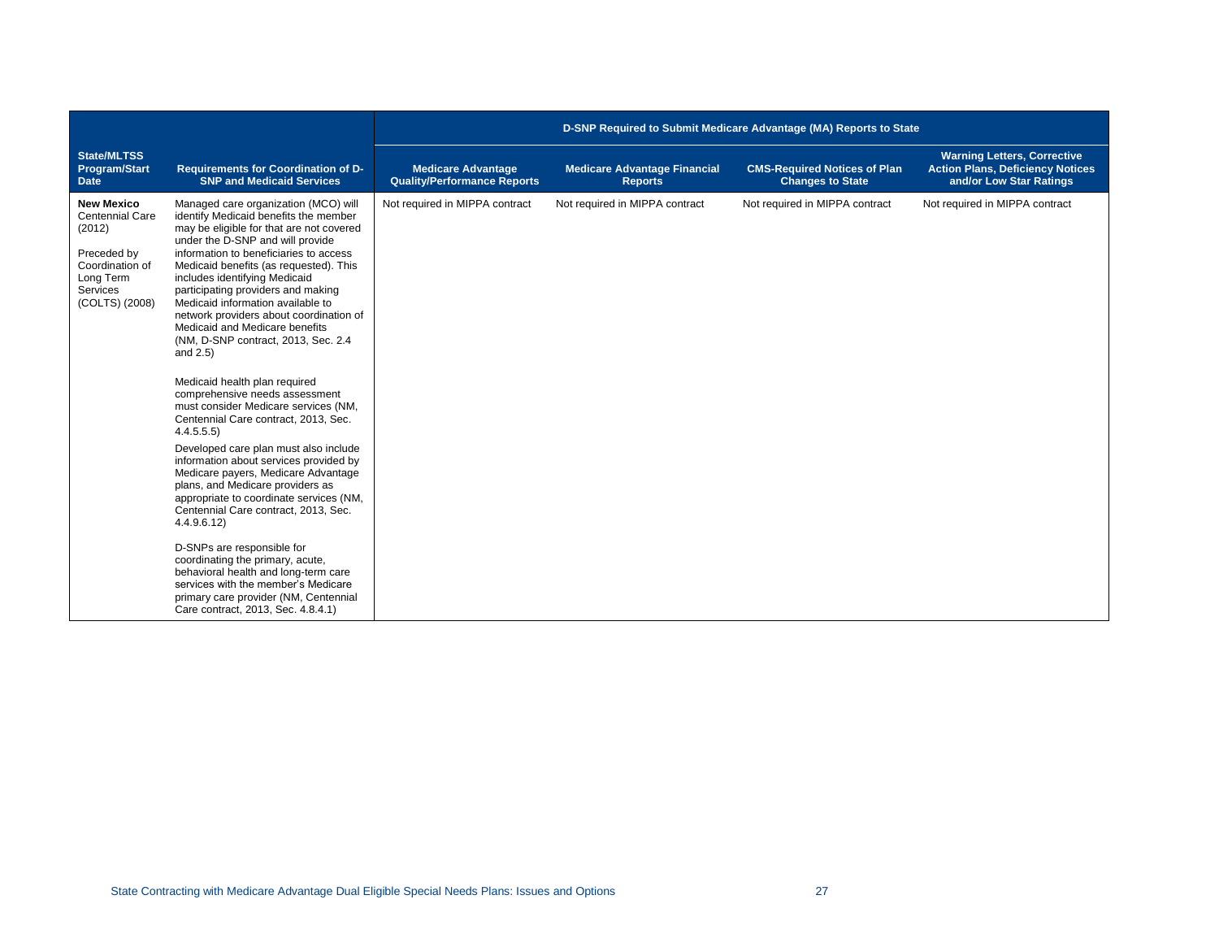| State/MLTSS Program/Start Date | Requirements for Coordination of D-SNP and Medicaid Services | D-SNP Required to Submit Medicare Advantage (MA) Reports to State | | | |
|---|---|---|---|---|---|
| | | Medicare Advantage Quality/Performance Reports | Medicare Advantage Financial Reports | CMS-Required Notices of Plan Changes to State | Warning Letters, Corrective Action Plans, Deficiency Notices and/or Low Star Ratings |
| **New Mexico** Centennial Care (2012)<br><br>Preceded by Coordination of Long Term Services (COLTS) (2008) | Managed care organization (MCO) will identify Medicaid benefits the member may be eligible for that are not covered under the D-SNP and will provide information to beneficiaries to access Medicaid benefits (as requested). This includes identifying Medicaid participating providers and making Medicaid information available to network providers about coordination of Medicaid and Medicare benefits (NM, D-SNP contract, 2013, Sec. 2.4 and 2.5)<br><br>Medicaid health plan required comprehensive needs assessment must consider Medicare services (NM, Centennial Care contract, 2013, Sec. 4.4.5.5.5)<br><br>Developed care plan must also include information about services provided by Medicare payers, Medicare Advantage plans, and Medicare providers as appropriate to coordinate services (NM, Centennial Care contract, 2013, Sec. 4.4.9.6.12)<br><br>D-SNPs are responsible for coordinating the primary, acute, behavioral health and long-term care services with the member's Medicare primary care provider (NM, Centennial Care contract, 2013, Sec. 4.8.4.1) | Not required in MIPPA contract | Not required in MIPPA contract | Not required in MIPPA contract | Not required in MIPPA contract |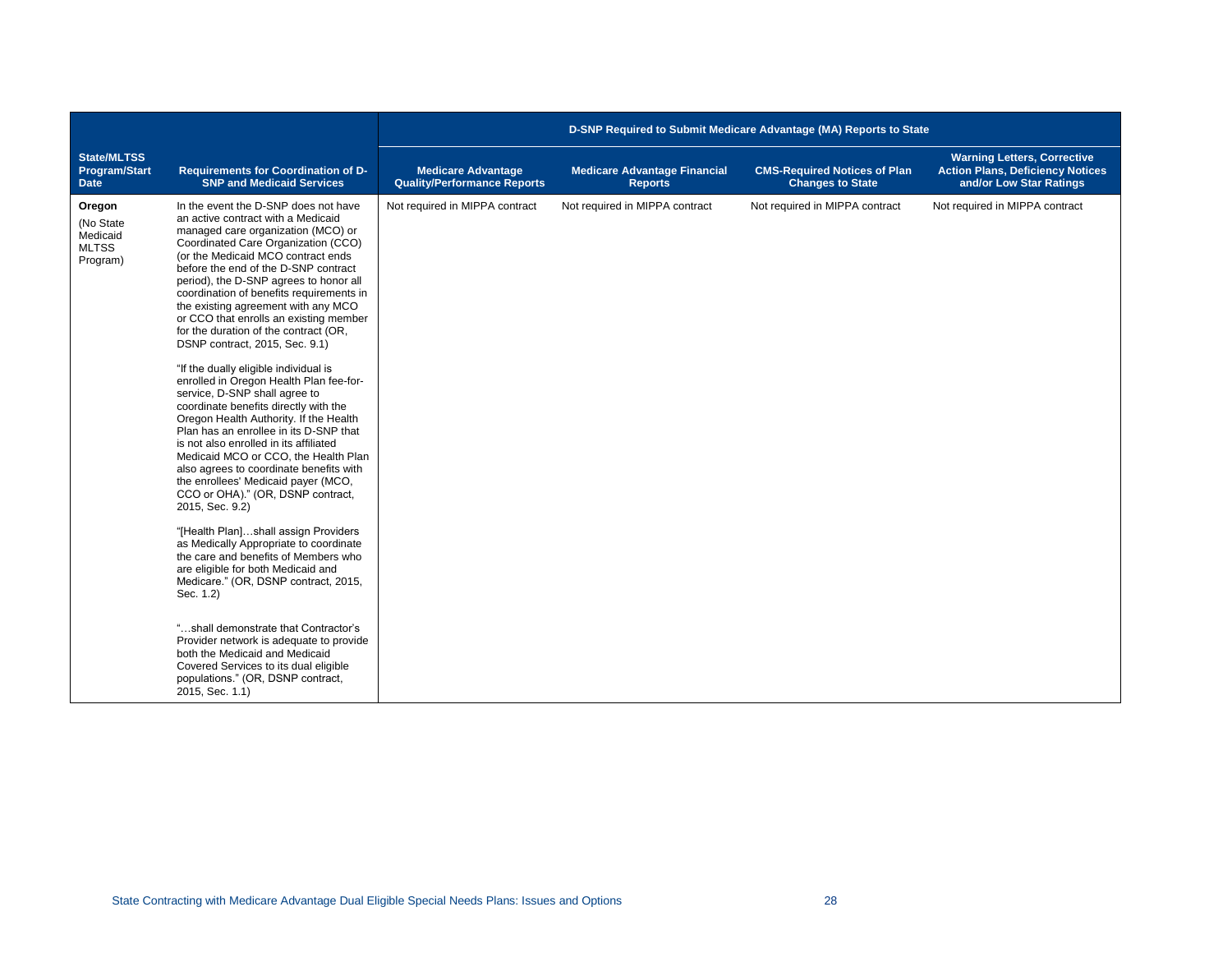| State/MLTSS Program/Start Date | Requirements for Coordination of D-SNP and Medicaid Services | D-SNP Required to Submit Medicare Advantage (MA) Reports to State | | | |
|---|---|---|---|---|---|
| | | Medicare Advantage Quality/Performance Reports | Medicare Advantage Financial Reports | CMS-Required Notices of Plan Changes to State | Warning Letters, Corrective Action Plans, Deficiency Notices and/or Low Star Ratings |
| **Oregon** (No State Medicaid MLTSS Program) | In the event the D-SNP does not have an active contract with a Medicaid managed care organization (MCO) or Coordinated Care Organization (CCO) (or the Medicaid MCO contract ends before the end of the D-SNP contract period), the D-SNP agrees to honor all coordination of benefits requirements in the existing agreement with any MCO or CCO that enrolls an existing member for the duration of the contract (OR, DSNP contract, 2015, Sec. 9.1)<br><br>"If the dually eligible individual is enrolled in Oregon Health Plan fee-for-service, D-SNP shall agree to coordinate benefits directly with the Oregon Health Authority. If the Health Plan has an enrollee in its D-SNP that is not also enrolled in its affiliated Medicaid MCO or CCO, the Health Plan also agrees to coordinate benefits with the enrollees' Medicaid payer (MCO, CCO or OHA)." (OR, DSNP contract, 2015, Sec. 9.2)<br><br>"[Health Plan]…shall assign Providers as Medically Appropriate to coordinate the care and benefits of Members who are eligible for both Medicaid and Medicare." (OR, DSNP contract, 2015, Sec. 1.2)<br><br>"…shall demonstrate that Contractor's Provider network is adequate to provide both the Medicaid and Medicaid Covered Services to its dual eligible populations." (OR, DSNP contract, 2015, Sec. 1.1) | Not required in MIPPA contract | Not required in MIPPA contract | Not required in MIPPA contract | Not required in MIPPA contract |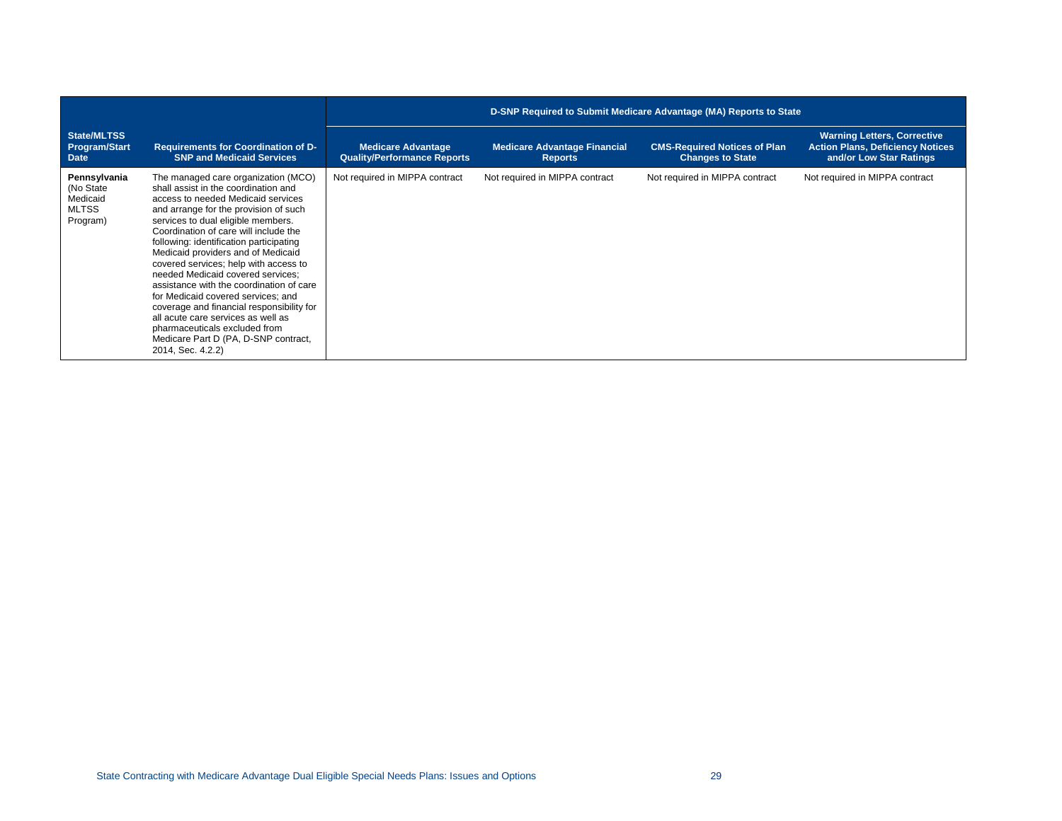| State/MLTSS Program/Start Date | Requirements for Coordination of D-SNP and Medicaid Services | D-SNP Required to Submit Medicare Advantage (MA) Reports to State | | | |
|---|---|---|---|---|---|
| | | Medicare Advantage Quality/Performance Reports | Medicare Advantage Financial Reports | CMS-Required Notices of Plan Changes to State | Warning Letters, Corrective Action Plans, Deficiency Notices and/or Low Star Ratings |
| **Pennsylvania** (No State Medicaid MLTSS Program) | The managed care organization (MCO) shall assist in the coordination and access to needed Medicaid services and arrange for the provision of such services to dual eligible members. Coordination of care will include the following: identification participating Medicaid providers and of Medicaid covered services; help with access to needed Medicaid covered services; assistance with the coordination of care for Medicaid covered services; and coverage and financial responsibility for all acute care services as well as pharmaceuticals excluded from Medicare Part D (PA, D-SNP contract, 2014, Sec. 4.2.2) | Not required in MIPPA contract | Not required in MIPPA contract | Not required in MIPPA contract | Not required in MIPPA contract |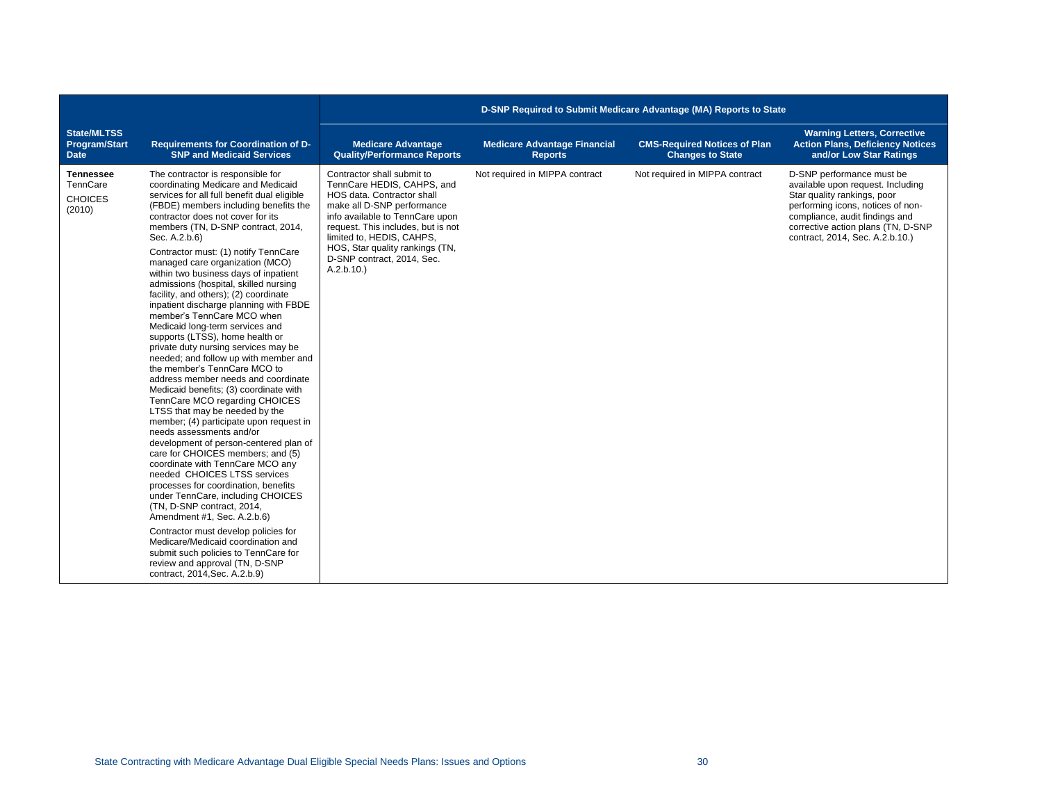| State/MLTSS Program/Start Date | Requirements for Coordination of D-SNP and Medicaid Services | D-SNP Required to Submit Medicare Advantage (MA) Reports to State | | | |
|---|---|---|---|---|---|
| | | **Medicare Advantage Quality/Performance Reports** | **Medicare Advantage Financial Reports** | **CMS-Required Notices of Plan Changes to State** | **Warning Letters, Corrective Action Plans, Deficiency Notices and/or Low Star Ratings** |
| **Tennessee** TennCare CHOICES (2010) | The contractor is responsible for coordinating Medicare and Medicaid services for all full benefit dual eligible (FBDE) members including benefits the contractor does not cover for its members (TN, D-SNP contract, 2014, Sec. A.2.b.6)<br><br>Contractor must: (1) notify TennCare managed care organization (MCO) within two business days of inpatient admissions (hospital, skilled nursing facility, and others); (2) coordinate inpatient discharge planning with FBDE member's TennCare MCO when Medicaid long-term services and supports (LTSS), home health or private duty nursing services may be needed; and follow up with member and the member's TennCare MCO to address member needs and coordinate Medicaid benefits; (3) coordinate with TennCare MCO regarding CHOICES LTSS that may be needed by the member; (4) participate upon request in needs assessments and/or development of person-centered plan of care for CHOICES members; and (5) coordinate with TennCare MCO any needed CHOICES LTSS services processes for coordination, benefits under TennCare, including CHOICES (TN, D-SNP contract, 2014, Amendment #1, Sec. A.2.b.6)<br><br>Contractor must develop policies for Medicare/Medicaid coordination and submit such policies to TennCare for review and approval (TN, D-SNP contract, 2014,Sec. A.2.b.9) | Contractor shall submit to TennCare HEDIS, CAHPS, and HOS data. Contractor shall make all D-SNP performance info available to TennCare upon request. This includes, but is not limited to, HEDIS, CAHPS, HOS, Star quality rankings (TN, D-SNP contract, 2014, Sec. A.2.b.10.) | Not required in MIPPA contract | Not required in MIPPA contract | D-SNP performance must be available upon request. Including Star quality rankings, poor performing icons, notices of non-compliance, audit findings and corrective action plans (TN, D-SNP contract, 2014, Sec. A.2.b.10.) |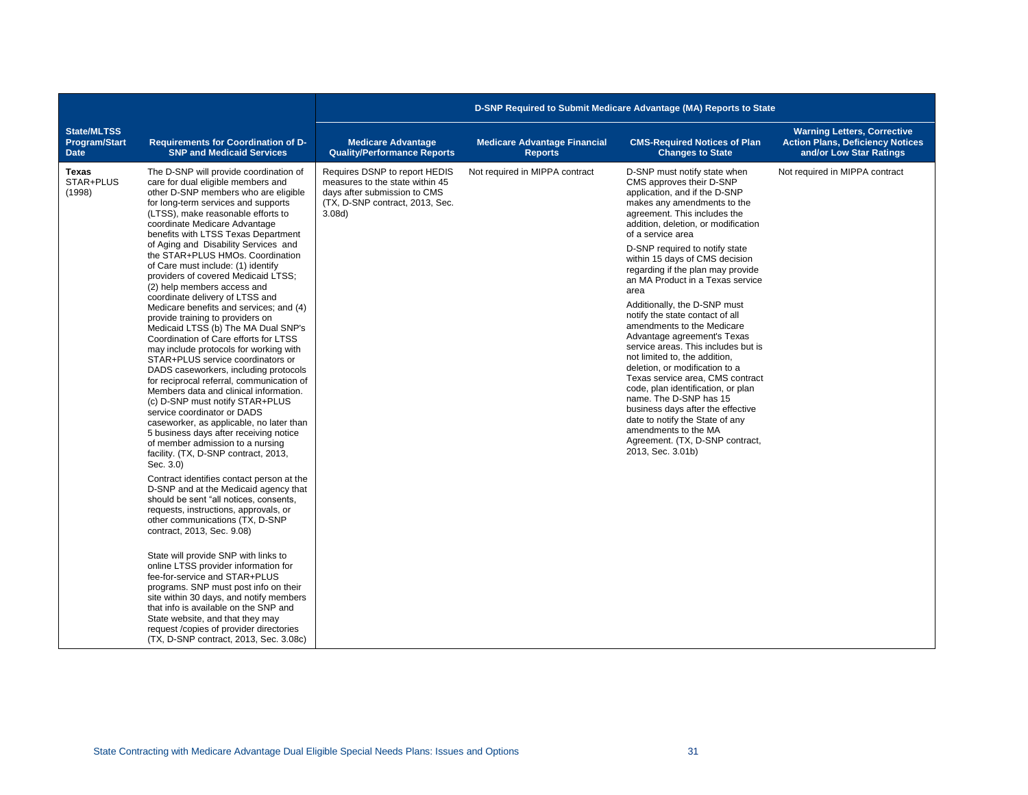| State/MLTSS Program/Start Date | Requirements for Coordination of D-SNP and Medicaid Services | D-SNP Required to Submit Medicare Advantage (MA) Reports to State | | | |
|---|---|---|---|---|---|
| | | Medicare Advantage Quality/Performance Reports | Medicare Advantage Financial Reports | CMS-Required Notices of Plan Changes to State | Warning Letters, Corrective Action Plans, Deficiency Notices and/or Low Star Ratings |
| **Texas** STAR+PLUS (1998) | The D-SNP will provide coordination of care for dual eligible members and other D-SNP members who are eligible for long-term services and supports (LTSS), make reasonable efforts to coordinate Medicare Advantage benefits with LTSS Texas Department of Aging and Disability Services and the STAR+PLUS HMOs. Coordination of Care must include: (1) identify providers of covered Medicaid LTSS; (2) help members access and coordinate delivery of LTSS and Medicare benefits and services; and (4) provide training to providers on Medicaid LTSS (b) The MA Dual SNP's Coordination of Care efforts for LTSS may include protocols for working with STAR+PLUS service coordinators or DADS caseworkers, including protocols for reciprocal referral, communication of Members data and clinical information. (c) D-SNP must notify STAR+PLUS service coordinator or DADS caseworker, as applicable, no later than 5 business days after receiving notice of member admission to a nursing facility. (TX, D-SNP contract, 2013, Sec. 3.0)<br><br>Contract identifies contact person at the D-SNP and at the Medicaid agency that should be sent "all notices, consents, requests, instructions, approvals, or other communications (TX, D-SNP contract, 2013, Sec. 9.08)<br><br>State will provide SNP with links to online LTSS provider information for fee-for-service and STAR+PLUS programs. SNP must post info on their site within 30 days, and notify members that info is available on the SNP and State website, and that they may request /copies of provider directories (TX, D-SNP contract, 2013, Sec. 3.08c) | Requires DSNP to report HEDIS measures to the state within 45 days after submission to CMS (TX, D-SNP contract, 2013, Sec. 3.08d) | Not required in MIPPA contract | D-SNP must notify state when CMS approves their D-SNP application, and if the D-SNP makes any amendments to the agreement. This includes the addition, deletion, or modification of a service area<br><br>D-SNP required to notify state within 15 days of CMS decision regarding if the plan may provide an MA Product in a Texas service area<br><br>Additionally, the D-SNP must notify the state contact of all amendments to the Medicare Advantage agreement's Texas service areas. This includes but is not limited to, the addition, deletion, or modification to a Texas service area, CMS contract code, plan identification, or plan name. The D-SNP has 15 business days after the effective date to notify the State of any amendments to the MA Agreement. (TX, D-SNP contract, 2013, Sec. 3.01b) | Not required in MIPPA contract |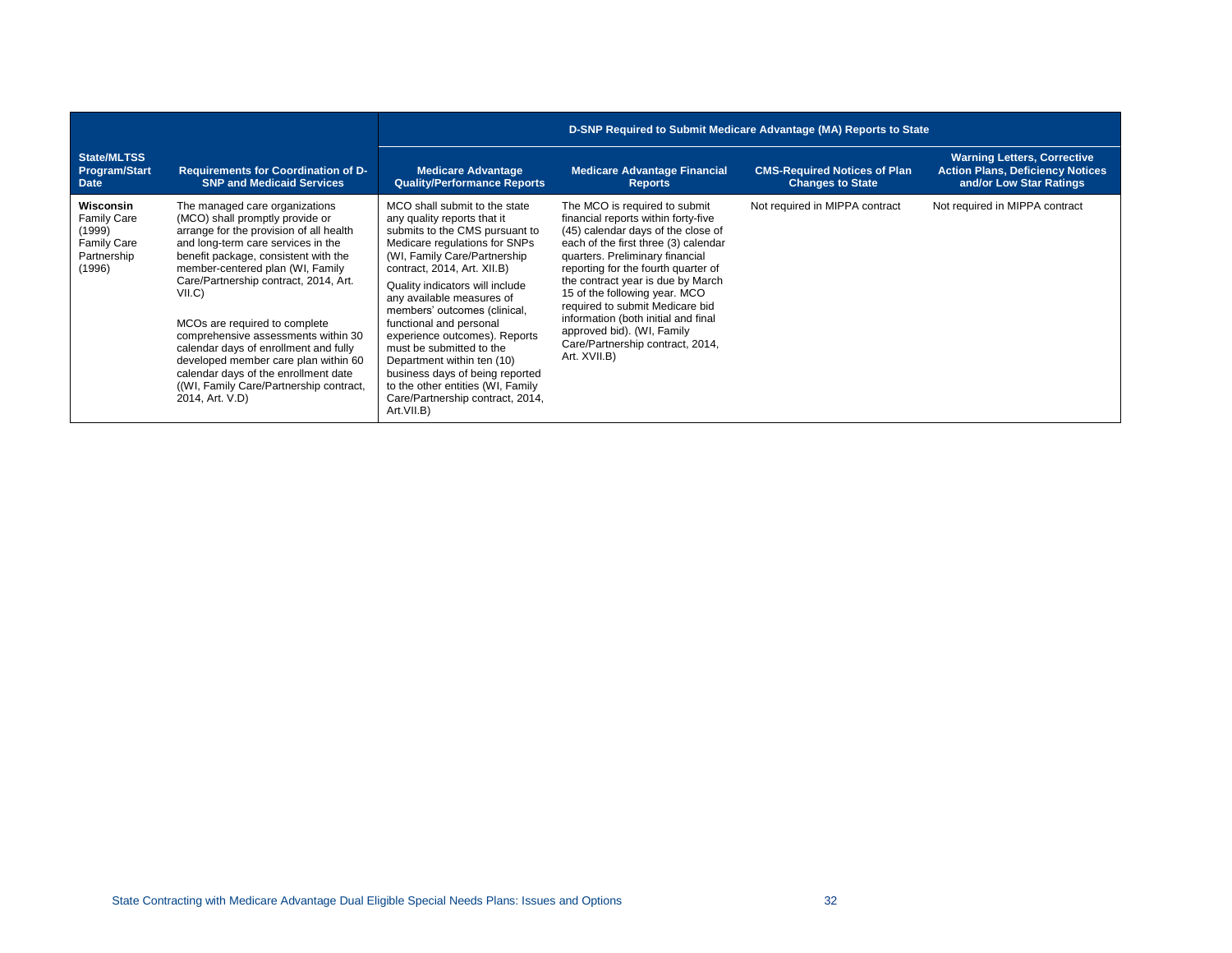| State/MLTSS Program/Start Date | Requirements for Coordination of D-SNP and Medicaid Services | D-SNP Required to Submit Medicare Advantage (MA) Reports to State | | | |
|---|---|---|---|---|---|
| | | Medicare Advantage Quality/Performance Reports | Medicare Advantage Financial Reports | CMS-Required Notices of Plan Changes to State | Warning Letters, Corrective Action Plans, Deficiency Notices and/or Low Star Ratings |
| **Wisconsin** Family Care (1999) Family Care Partnership (1996) | The managed care organizations (MCO) shall promptly provide or arrange for the provision of all health and long-term care services in the benefit package, consistent with the member-centered plan (WI, Family Care/Partnership contract, 2014, Art. VII.C)<br><br>MCOs are required to complete comprehensive assessments within 30 calendar days of enrollment and fully developed member care plan within 60 calendar days of the enrollment date ((WI, Family Care/Partnership contract, 2014, Art. V.D) | MCO shall submit to the state any quality reports that it submits to the CMS pursuant to Medicare regulations for SNPs (WI, Family Care/Partnership contract, 2014, Art. XII.B)<br><br>Quality indicators will include any available measures of members' outcomes (clinical, functional and personal experience outcomes). Reports must be submitted to the Department within ten (10) business days of being reported to the other entities (WI, Family Care/Partnership contract, 2014, Art.VII.B) | The MCO is required to submit financial reports within forty-five (45) calendar days of the close of each of the first three (3) calendar quarters. Preliminary financial reporting for the fourth quarter of the contract year is due by March 15 of the following year. MCO required to submit Medicare bid information (both initial and final approved bid). (WI, Family Care/Partnership contract, 2014, Art. XVII.B) | Not required in MIPPA contract | Not required in MIPPA contract |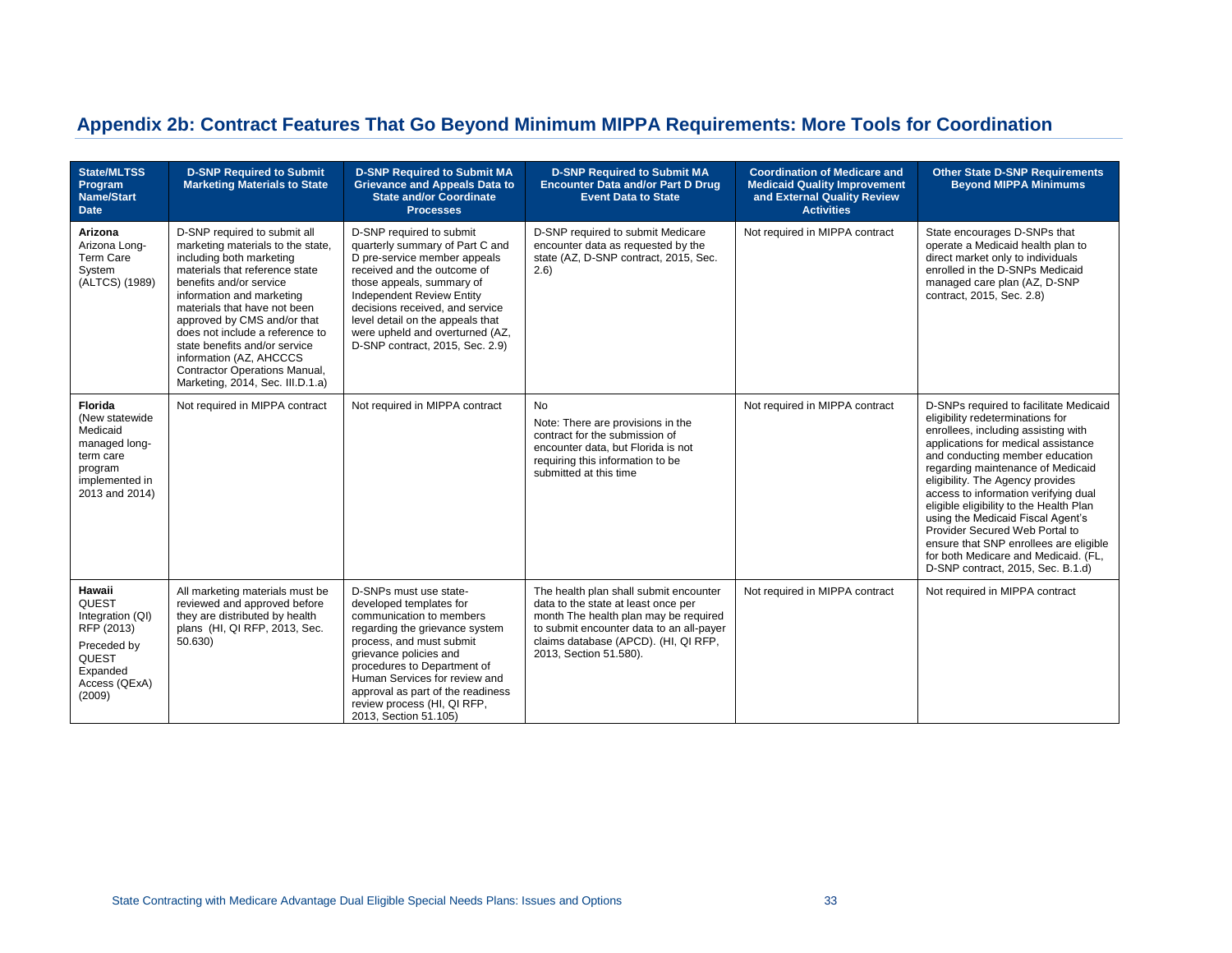## Appendix 2b: Contract Features That Go Beyond Minimum MIPPA Requirements: More Tools for Coordination

| State/MLTSS Program Name/Start Date | D-SNP Required to Submit Marketing Materials to State | D-SNP Required to Submit MA Grievance and Appeals Data to State and/or Coordinate Processes | D-SNP Required to Submit MA Encounter Data and/or Part D Drug Event Data to State | Coordination of Medicare and Medicaid Quality Improvement and External Quality Review Activities | Other State D-SNP Requirements Beyond MIPPA Minimums |
|---|---|---|---|---|---|
| **Arizona** Arizona Long-Term Care System (ALTCS) (1989) | D-SNP required to submit all marketing materials to the state, including both marketing materials that reference state benefits and/or service information and marketing materials that have not been approved by CMS and/or that does not include a reference to state benefits and/or service information (AZ, AHCCCS Contractor Operations Manual, Marketing, 2014, Sec. III.D.1.a) | D-SNP required to submit quarterly summary of Part C and D pre-service member appeals received and the outcome of those appeals, summary of Independent Review Entity decisions received, and service level detail on the appeals that were upheld and overturned (AZ, D-SNP contract, 2015, Sec. 2.9) | D-SNP required to submit Medicare encounter data as requested by the state (AZ, D-SNP contract, 2015, Sec. 2.6) | Not required in MIPPA contract | State encourages D-SNPs that operate a Medicaid health plan to direct market only to individuals enrolled in the D-SNPs Medicaid managed care plan (AZ, D-SNP contract, 2015, Sec. 2.8) |
| **Florida** (New statewide Medicaid managed long-term care program implemented in 2013 and 2014) | Not required in MIPPA contract | Not required in MIPPA contract | No<br>Note: There are provisions in the contract for the submission of encounter data, but Florida is not requiring this information to be submitted at this time | Not required in MIPPA contract | D-SNPs required to facilitate Medicaid eligibility redeterminations for enrollees, including assisting with applications for medical assistance and conducting member education regarding maintenance of Medicaid eligibility. The Agency provides access to information verifying dual eligible eligibility to the Health Plan using the Medicaid Fiscal Agent's Provider Secured Web Portal to ensure that SNP enrollees are eligible for both Medicare and Medicaid. (FL, D-SNP contract, 2015, Sec. B.1.d) |
| **Hawaii** QUEST Integration (QI) RFP (2013)<br>Preceded by QUEST Expanded Access (QExA) (2009) | All marketing materials must be reviewed and approved before they are distributed by health plans (HI, QI RFP, 2013, Sec. 50.630) | D-SNPs must use state-developed templates for communication to members regarding the grievance system process, and must submit grievance policies and procedures to Department of Human Services for review and approval as part of the readiness review process (HI, QI RFP, 2013, Section 51.105) | The health plan shall submit encounter data to the state at least once per month The health plan may be required to submit encounter data to an all-payer claims database (APCD). (HI, QI RFP, 2013, Section 51.580). | Not required in MIPPA contract | Not required in MIPPA contract |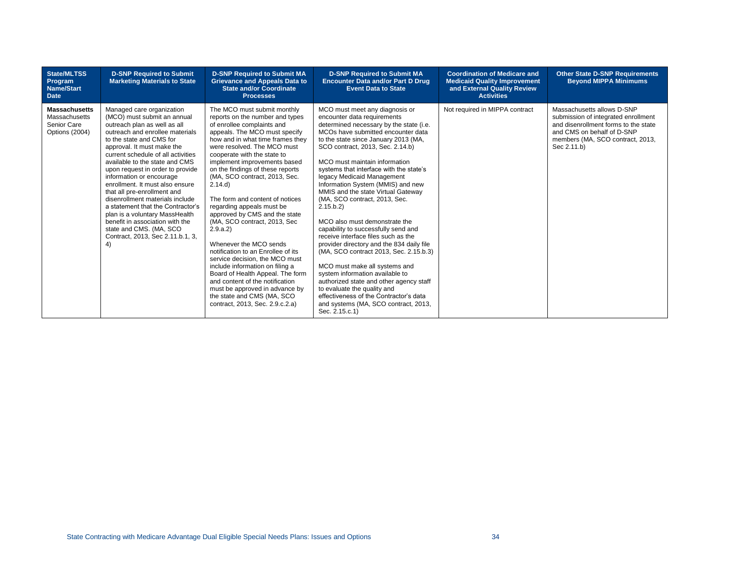| State/MLTSS Program Name/Start Date | D-SNP Required to Submit Marketing Materials to State | D-SNP Required to Submit MA Grievance and Appeals Data to State and/or Coordinate Processes | D-SNP Required to Submit MA Encounter Data and/or Part D Drug Event Data to State | Coordination of Medicare and Medicaid Quality Improvement and External Quality Review Activities | Other State D-SNP Requirements Beyond MIPPA Minimums |
|---|---|---|---|---|---|
| **Massachusetts** Massachusetts Senior Care Options (2004) | Managed care organization (MCO) must submit an annual outreach plan as well as all outreach and enrollee materials to the state and CMS for approval. It must make the current schedule of all activities available to the state and CMS upon request in order to provide information or encourage enrollment. It must also ensure that all pre-enrollment and disenrollment materials include a statement that the Contractor's plan is a voluntary MassHealth benefit in association with the state and CMS. (MA, SCO Contract, 2013, Sec 2.11.b.1, 3, 4) | The MCO must submit monthly reports on the number and types of enrollee complaints and appeals. The MCO must specify how and in what time frames they were resolved. The MCO must cooperate with the state to implement improvements based on the findings of these reports (MA, SCO contract, 2013, Sec. 2.14.d)<br><br>The form and content of notices regarding appeals must be approved by CMS and the state (MA, SCO contract, 2013, Sec 2.9.a.2)<br><br>Whenever the MCO sends notification to an Enrollee of its service decision, the MCO must include information on filing a Board of Health Appeal. The form and content of the notification must be approved in advance by the state and CMS (MA, SCO contract, 2013, Sec. 2.9.c.2.a) | MCO must meet any diagnosis or encounter data requirements determined necessary by the state (i.e. MCOs have submitted encounter data to the state since January 2013 (MA, SCO contract, 2013, Sec. 2.14.b)<br><br>MCO must maintain information systems that interface with the state's legacy Medicaid Management Information System (MMIS) and new MMIS and the state Virtual Gateway (MA, SCO contract, 2013, Sec. 2.15.b.2)<br><br>MCO also must demonstrate the capability to successfully send and receive interface files such as the provider directory and the 834 daily file (MA, SCO contract 2013, Sec. 2.15.b.3)<br><br>MCO must make all systems and system information available to authorized state and other agency staff to evaluate the quality and effectiveness of the Contractor's data and systems (MA, SCO contract, 2013, Sec. 2.15.c.1) | Not required in MIPPA contract | Massachusetts allows D-SNP submission of integrated enrollment and disenrollment forms to the state and CMS on behalf of D-SNP members (MA, SCO contract, 2013, Sec 2.11.b) |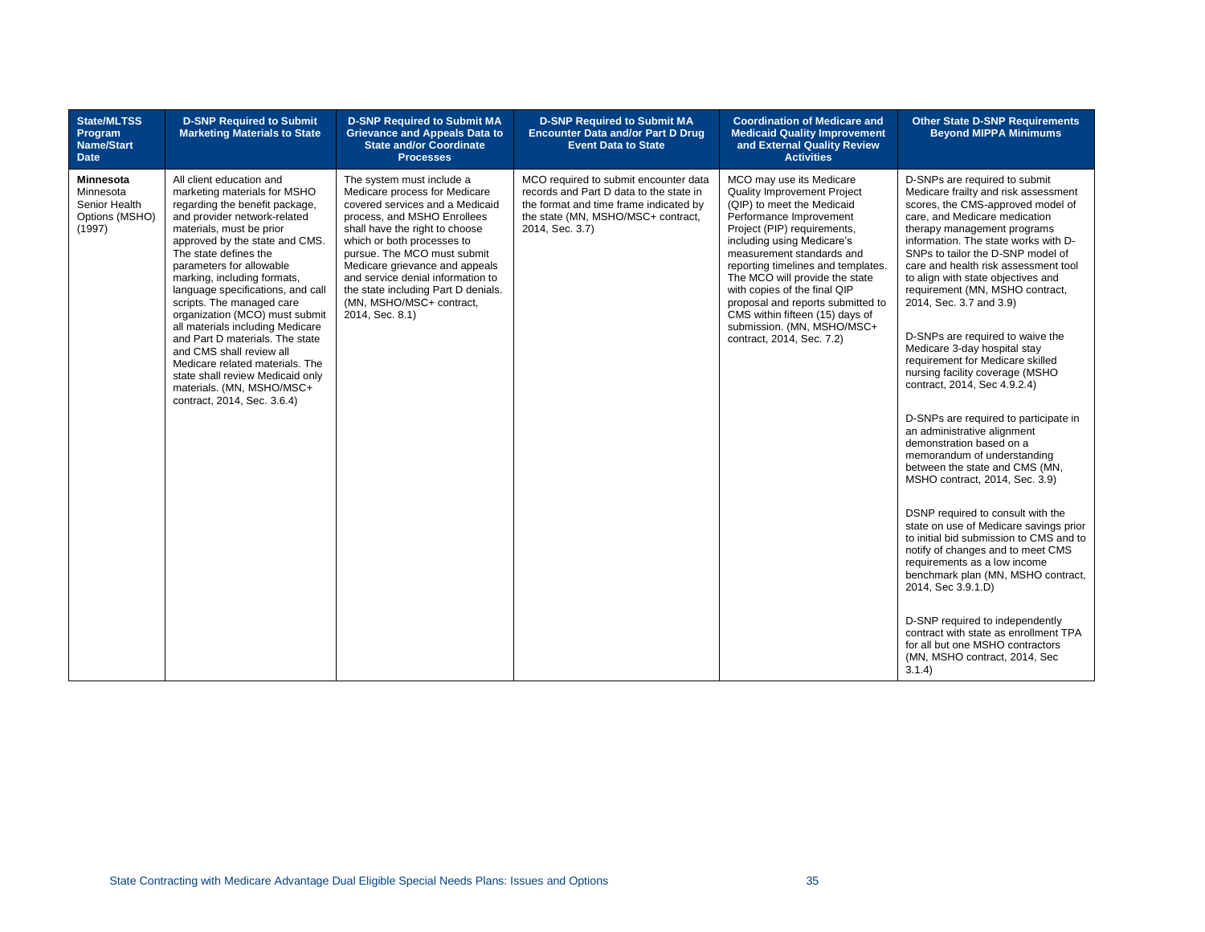| State/MLTSS Program Name/Start Date | D-SNP Required to Submit Marketing Materials to State | D-SNP Required to Submit MA Grievance and Appeals Data to State and/or Coordinate Processes | D-SNP Required to Submit MA Encounter Data and/or Part D Drug Event Data to State | Coordination of Medicare and Medicaid Quality Improvement and External Quality Review Activities | Other State D-SNP Requirements Beyond MIPPA Minimums |
|---|---|---|---|---|---|
| **Minnesota** Minnesota Senior Health Options (MSHO) (1997) | All client education and marketing materials for MSHO regarding the benefit package, and provider network-related materials, must be prior approved by the state and CMS. The state defines the parameters for allowable marking, including formats, language specifications, and call scripts. The managed care organization (MCO) must submit all materials including Medicare and Part D materials. The state and CMS shall review all Medicare related materials. The state shall review Medicaid only materials. (MN, MSHO/MSC+ contract, 2014, Sec. 3.6.4) | The system must include a Medicare process for Medicare covered services and a Medicaid process, and MSHO Enrollees shall have the right to choose which or both processes to pursue. The MCO must submit Medicare grievance and appeals and service denial information to the state including Part D denials. (MN, MSHO/MSC+ contract, 2014, Sec. 8.1) | MCO required to submit encounter data records and Part D data to the state in the format and time frame indicated by the state (MN, MSHO/MSC+ contract, 2014, Sec. 3.7) | MCO may use its Medicare Quality Improvement Project (QIP) to meet the Medicaid Performance Improvement Project (PIP) requirements, including using Medicare's measurement standards and reporting timelines and templates. The MCO will provide the state with copies of the final QIP proposal and reports submitted to CMS within fifteen (15) days of submission. (MN, MSHO/MSC+ contract, 2014, Sec. 7.2) | D-SNPs are required to submit Medicare frailty and risk assessment scores, the CMS-approved model of care, and Medicare medication therapy management programs information. The state works with D-SNPs to tailor the D-SNP model of care and health risk assessment tool to align with state objectives and requirement (MN, MSHO contract, 2014, Sec. 3.7 and 3.9)<br><br>D-SNPs are required to waive the Medicare 3-day hospital stay requirement for Medicare skilled nursing facility coverage (MSHO contract, 2014, Sec 4.9.2.4)<br><br>D-SNPs are required to participate in an administrative alignment demonstration based on a memorandum of understanding between the state and CMS (MN, MSHO contract, 2014, Sec. 3.9)<br><br>DSNP required to consult with the state on use of Medicare savings prior to initial bid submission to CMS and to notify of changes and to meet CMS requirements as a low income benchmark plan (MN, MSHO contract, 2014, Sec 3.9.1.D)<br><br>D-SNP required to independently contract with state as enrollment TPA for all but one MSHO contractors (MN, MSHO contract, 2014, Sec 3.1.4) |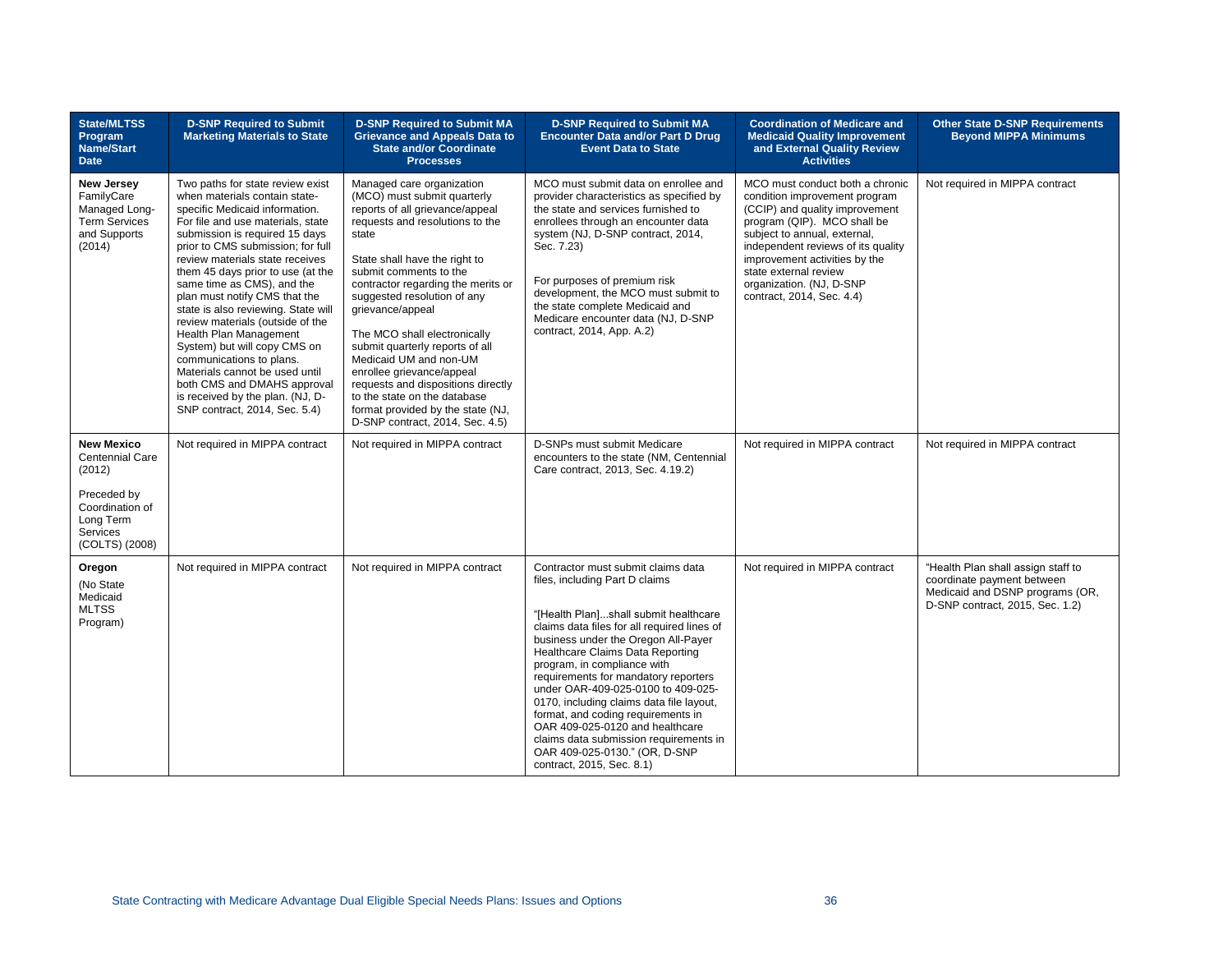| State/MLTSS Program Name/Start Date | D-SNP Required to Submit Marketing Materials to State | D-SNP Required to Submit MA Grievance and Appeals Data to State and/or Coordinate Processes | D-SNP Required to Submit MA Encounter Data and/or Part D Drug Event Data to State | Coordination of Medicare and Medicaid Quality Improvement and External Quality Review Activities | Other State D-SNP Requirements Beyond MIPPA Minimums |
|---|---|---|---|---|---|
| **New Jersey** FamilyCare Managed Long-Term Services and Supports (2014) | Two paths for state review exist when materials contain state-specific Medicaid information. For file and use materials, state submission is required 15 days prior to CMS submission; for full review materials state receives them 45 days prior to use (at the same time as CMS), and the plan must notify CMS that the state is also reviewing. State will review materials (outside of the Health Plan Management System) but will copy CMS on communications to plans. Materials cannot be used until both CMS and DMAHS approval is received by the plan. (NJ, D-SNP contract, 2014, Sec. 5.4) | Managed care organization (MCO) must submit quarterly reports of all grievance/appeal requests and resolutions to the state<br><br>State shall have the right to submit comments to the contractor regarding the merits or suggested resolution of any grievance/appeal<br><br>The MCO shall electronically submit quarterly reports of all Medicaid UM and non-UM enrollee grievance/appeal requests and dispositions directly to the state on the database format provided by the state (NJ, D-SNP contract, 2014, Sec. 4.5) | MCO must submit data on enrollee and provider characteristics as specified by the state and services furnished to enrollees through an encounter data system (NJ, D-SNP contract, 2014, Sec. 7.23)<br><br>For purposes of premium risk development, the MCO must submit to the state complete Medicaid and Medicare encounter data (NJ, D-SNP contract, 2014, App. A.2) | MCO must conduct both a chronic condition improvement program (CCIP) and quality improvement program (QIP). MCO shall be subject to annual, external, independent reviews of its quality improvement activities by the state external review organization. (NJ, D-SNP contract, 2014, Sec. 4.4) | Not required in MIPPA contract |
| **New Mexico** Centennial Care (2012)<br><br>Preceded by Coordination of Long Term Services (COLTS) (2008) | Not required in MIPPA contract | Not required in MIPPA contract | D-SNPs must submit Medicare encounters to the state (NM, Centennial Care contract, 2013, Sec. 4.19.2) | Not required in MIPPA contract | Not required in MIPPA contract |
| **Oregon** (No State Medicaid MLTSS Program) | Not required in MIPPA contract | Not required in MIPPA contract | Contractor must submit claims data files, including Part D claims<br><br>"[Health Plan]...shall submit healthcare claims data files for all required lines of business under the Oregon All-Payer Healthcare Claims Data Reporting program, in compliance with requirements for mandatory reporters under OAR-409-025-0100 to 409-025-0170, including claims data file layout, format, and coding requirements in OAR 409-025-0120 and healthcare claims data submission requirements in OAR 409-025-0130." (OR, D-SNP contract, 2015, Sec. 8.1) | Not required in MIPPA contract | "Health Plan shall assign staff to coordinate payment between Medicaid and DSNP programs (OR, D-SNP contract, 2015, Sec. 1.2) |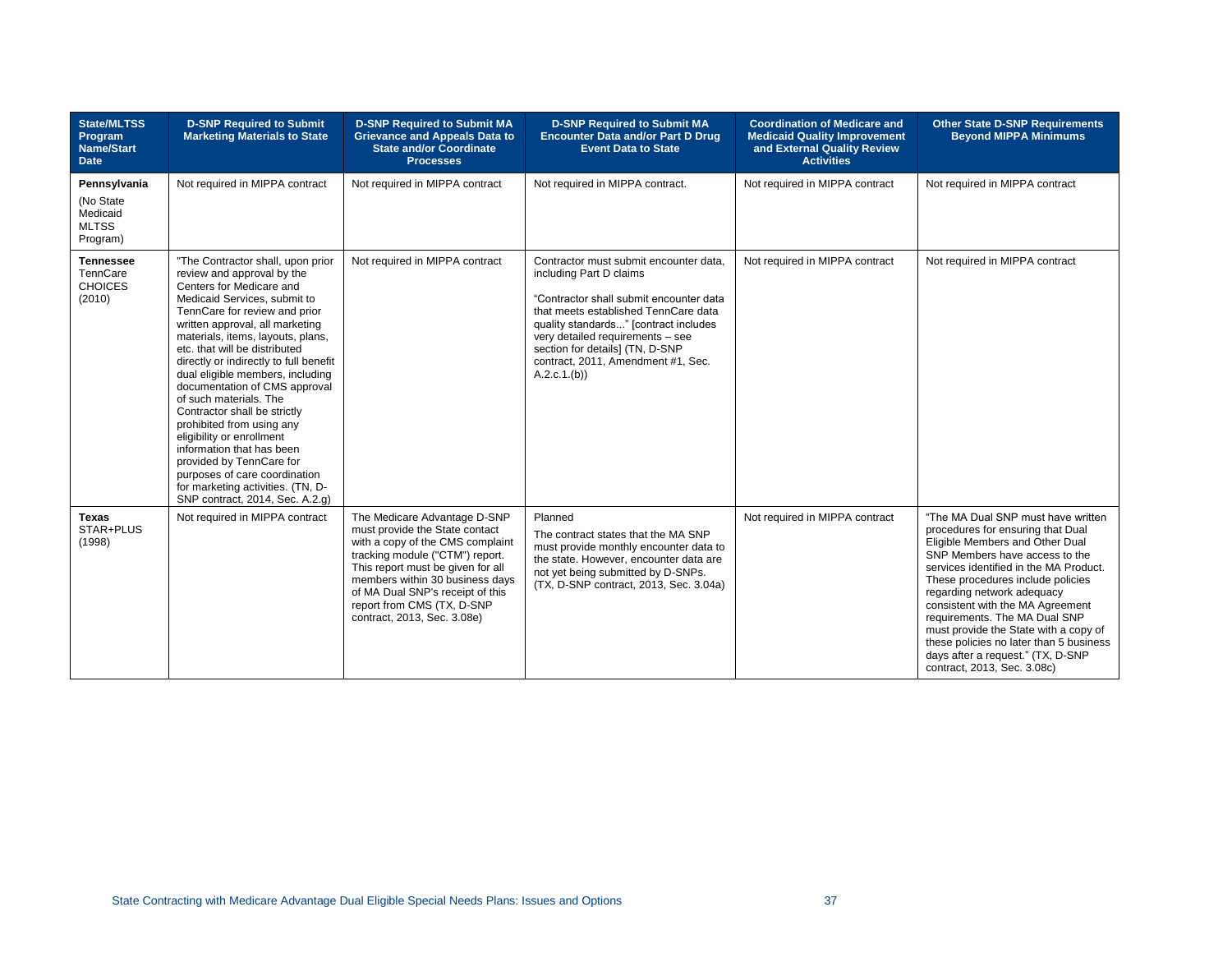| State/MLTSS Program Name/Start Date | D-SNP Required to Submit Marketing Materials to State | D-SNP Required to Submit MA Grievance and Appeals Data to State and/or Coordinate Processes | D-SNP Required to Submit MA Encounter Data and/or Part D Drug Event Data to State | Coordination of Medicare and Medicaid Quality Improvement and External Quality Review Activities | Other State D-SNP Requirements Beyond MIPPA Minimums |
|---|---|---|---|---|---|
| **Pennsylvania** (No State Medicaid MLTSS Program) | Not required in MIPPA contract | Not required in MIPPA contract | Not required in MIPPA contract. | Not required in MIPPA contract | Not required in MIPPA contract |
| **Tennessee** TennCare CHOICES (2010) | "The Contractor shall, upon prior review and approval by the Centers for Medicare and Medicaid Services, submit to TennCare for review and prior written approval, all marketing materials, items, layouts, plans, etc. that will be distributed directly or indirectly to full benefit dual eligible members, including documentation of CMS approval of such materials. The Contractor shall be strictly prohibited from using any eligibility or enrollment information that has been provided by TennCare for purposes of care coordination for marketing activities. (TN, D-SNP contract, 2014, Sec. A.2.g) | Not required in MIPPA contract | Contractor must submit encounter data, including Part D claims<br><br>"Contractor shall submit encounter data that meets established TennCare data quality standards..." [contract includes very detailed requirements – see section for details] (TN, D-SNP contract, 2011, Amendment #1, Sec. A.2.c.1.(b)) | Not required in MIPPA contract | Not required in MIPPA contract |
| **Texas** STAR+PLUS (1998) | Not required in MIPPA contract | The Medicare Advantage D-SNP must provide the State contact with a copy of the CMS complaint tracking module ("CTM") report. This report must be given for all members within 30 business days of MA Dual SNP's receipt of this report from CMS (TX, D-SNP contract, 2013, Sec. 3.08e) | Planned<br><br>The contract states that the MA SNP must provide monthly encounter data to the state. However, encounter data are not yet being submitted by D-SNPs. (TX, D-SNP contract, 2013, Sec. 3.04a) | Not required in MIPPA contract | "The MA Dual SNP must have written procedures for ensuring that Dual Eligible Members and Other Dual SNP Members have access to the services identified in the MA Product. These procedures include policies regarding network adequacy consistent with the MA Agreement requirements. The MA Dual SNP must provide the State with a copy of these policies no later than 5 business days after a request." (TX, D-SNP contract, 2013, Sec. 3.08c) |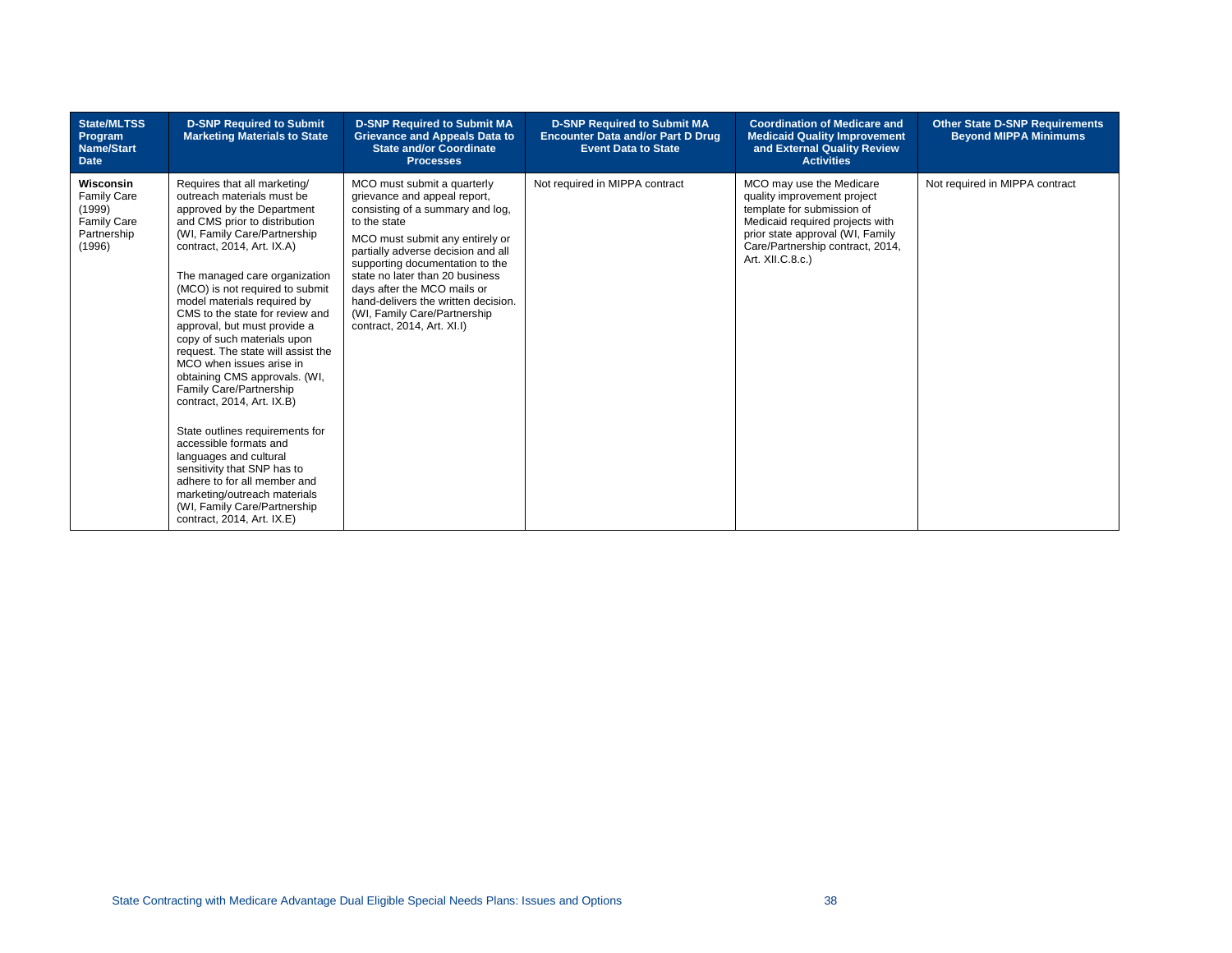| State/MLTSS Program Name/Start Date | D-SNP Required to Submit Marketing Materials to State | D-SNP Required to Submit MA Grievance and Appeals Data to State and/or Coordinate Processes | D-SNP Required to Submit MA Encounter Data and/or Part D Drug Event Data to State | Coordination of Medicare and Medicaid Quality Improvement and External Quality Review Activities | Other State D-SNP Requirements Beyond MIPPA Minimums |
|---|---|---|---|---|---|
| **Wisconsin** Family Care (1999) Family Care Partnership (1996) | Requires that all marketing/ outreach materials must be approved by the Department and CMS prior to distribution (WI, Family Care/Partnership contract, 2014, Art. IX.A)<br><br>The managed care organization (MCO) is not required to submit model materials required by CMS to the state for review and approval, but must provide a copy of such materials upon request. The state will assist the MCO when issues arise in obtaining CMS approvals. (WI, Family Care/Partnership contract, 2014, Art. IX.B)<br><br>State outlines requirements for accessible formats and languages and cultural sensitivity that SNP has to adhere to for all member and marketing/outreach materials (WI, Family Care/Partnership contract, 2014, Art. IX.E) | MCO must submit a quarterly grievance and appeal report, consisting of a summary and log, to the state<br><br>MCO must submit any entirely or partially adverse decision and all supporting documentation to the state no later than 20 business days after the MCO mails or hand-delivers the written decision. (WI, Family Care/Partnership contract, 2014, Art. XI.I) | Not required in MIPPA contract | MCO may use the Medicare quality improvement project template for submission of Medicaid required projects with prior state approval (WI, Family Care/Partnership contract, 2014, Art. XII.C.8.c.) | Not required in MIPPA contract |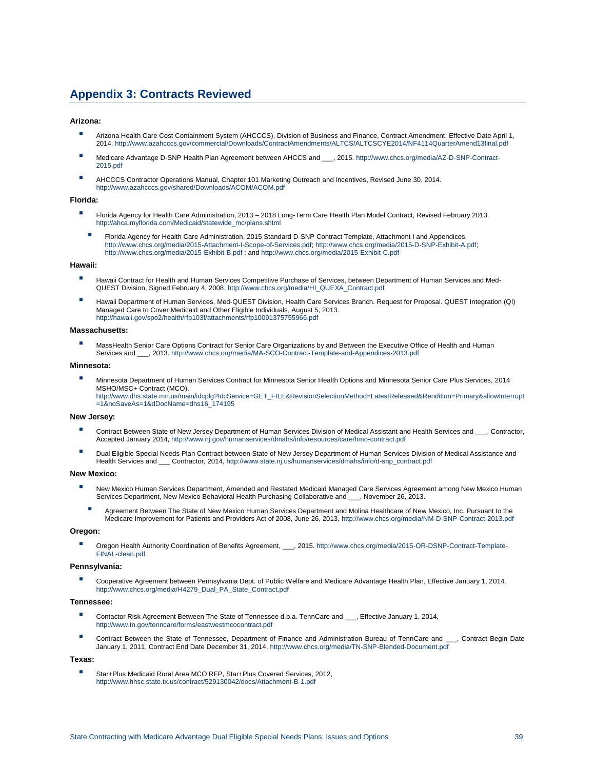## Appendix 3: Contracts Reviewed

**Arizona:**

- Arizona Health Care Cost Containment System (AHCCCS), Division of Business and Finance, Contract Amendment, Effective Date April 1, 2014. http://www.azahcccs.gov/commercial/Downloads/ContractAmendments/ALTCS/ALTCSCYE2014/NF4114QuarterAmend13final.pdf
- Medicare Advantage D-SNP Health Plan Agreement between AHCCS and ___, 2015. http://www.chcs.org/media/AZ-D-SNP-Contract-2015.pdf
- AHCCCS Contractor Operations Manual, Chapter 101 Marketing Outreach and Incentives, Revised June 30, 2014. http://www.azahcccs.gov/shared/Downloads/ACOM/ACOM.pdf

**Florida:**

- Florida Agency for Health Care Administration, 2013 – 2018 Long-Term Care Health Plan Model Contract, Revised February 2013. http://ahca.myflorida.com/Medicaid/statewide_mc/plans.shtml
  - Florida Agency for Health Care Administration, 2015 Standard D-SNP Contract Template, Attachment I and Appendices. http://www.chcs.org/media/2015-Attachment-I-Scope-of-Services.pdf; http://www.chcs.org/media/2015-D-SNP-Exhibit-A.pdf; http://www.chcs.org/media/2015-Exhibit-B.pdf ; and http://www.chcs.org/media/2015-Exhibit-C.pdf

**Hawaii:**

- Hawaii Contract for Health and Human Services Competitive Purchase of Services, between Department of Human Services and Med-QUEST Division, Signed February 4, 2008. http://www.chcs.org/media/HI_QUEXA_Contract.pdf
- Hawaii Department of Human Services, Med-QUEST Division, Health Care Services Branch. Request for Proposal. QUEST Integration (QI) Managed Care to Cover Medicaid and Other Eligible Individuals, August 5, 2013. http://hawaii.gov/spo2/health/rfp103f/attachments/rfp10091375755966.pdf

**Massachusetts:**

- MassHealth Senior Care Options Contract for Senior Care Organizations by and Between the Executive Office of Health and Human Services and ___, 2013. http://www.chcs.org/media/MA-SCO-Contract-Template-and-Appendices-2013.pdf

**Minnesota:**

- Minnesota Department of Human Services Contract for Minnesota Senior Health Options and Minnesota Senior Care Plus Services, 2014 MSHO/MSC+ Contract (MCO), http://www.dhs.state.mn.us/main/idcplg?IdcService=GET_FILE&RevisionSelectionMethod=LatestReleased&Rendition=Primary&allowInterrupt=1&noSaveAs=1&dDocName=dhs16_174195

**New Jersey:**

- Contract Between State of New Jersey Department of Human Services Division of Medical Assistant and Health Services and ___, Contractor, Accepted January 2014, http://www.nj.gov/humanservices/dmahs/info/resources/care/hmo-contract.pdf
- Dual Eligible Special Needs Plan Contract between State of New Jersey Department of Human Services Division of Medical Assistance and Health Services and ___ Contractor, 2014, http://www.state.nj.us/humanservices/dmahs/info/d-snp_contract.pdf

**New Mexico:**

- New Mexico Human Services Department, Amended and Restated Medicaid Managed Care Services Agreement among New Mexico Human Services Department, New Mexico Behavioral Health Purchasing Collaborative and ___, November 26, 2013.
  - Agreement Between The State of New Mexico Human Services Department and Molina Healthcare of New Mexico, Inc. Pursuant to the Medicare Improvement for Patients and Providers Act of 2008, June 26, 2013, http://www.chcs.org/media/NM-D-SNP-Contract-2013.pdf

**Oregon:**

- Oregon Health Authority Coordination of Benefits Agreement, ___, 2015. http://www.chcs.org/media/2015-OR-DSNP-Contract-Template-FINAL-clean.pdf

**Pennsylvania:**

- Cooperative Agreement between Pennsylvania Dept. of Public Welfare and Medicare Advantage Health Plan, Effective January 1, 2014. http://www.chcs.org/media/H4279_Dual_PA_State_Contract.pdf

**Tennessee:**

- Contactor Risk Agreement Between The State of Tennessee d.b.a. TennCare and ___, Effective January 1, 2014, http://www.tn.gov/tenncare/forms/eastwestmcocontract.pdf
- Contract Between the State of Tennessee, Department of Finance and Administration Bureau of TennCare and ___, Contract Begin Date January 1, 2011, Contract End Date December 31, 2014. http://www.chcs.org/media/TN-SNP-Blended-Document.pdf

**Texas:**

- Star+Plus Medicaid Rural Area MCO RFP, Star+Plus Covered Services, 2012, http://www.hhsc.state.tx.us/contract/529130042/docs/Attachment-B-1.pdf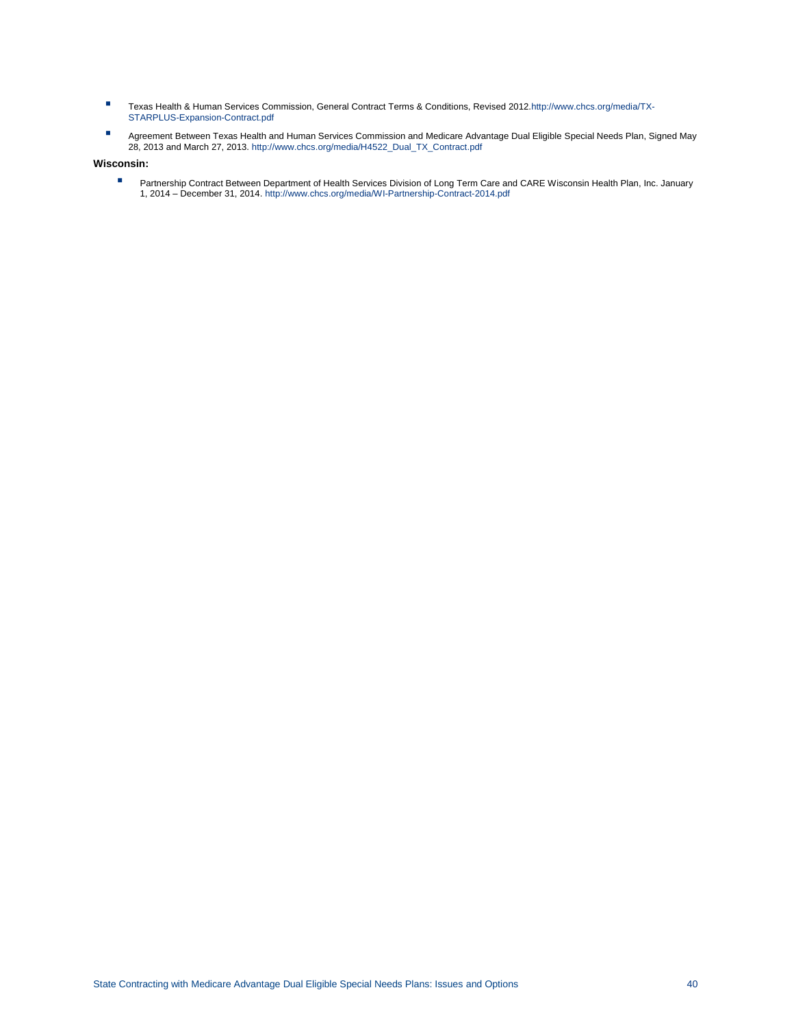- Texas Health & Human Services Commission, General Contract Terms & Conditions, Revised 2012.http://www.chcs.org/media/TX-STARPLUS-Expansion-Contract.pdf
- Agreement Between Texas Health and Human Services Commission and Medicare Advantage Dual Eligible Special Needs Plan, Signed May 28, 2013 and March 27, 2013. http://www.chcs.org/media/H4522_Dual_TX_Contract.pdf

**Wisconsin:**

- Partnership Contract Between Department of Health Services Division of Long Term Care and CARE Wisconsin Health Plan, Inc. January 1, 2014 – December 31, 2014. http://www.chcs.org/media/WI-Partnership-Contract-2014.pdf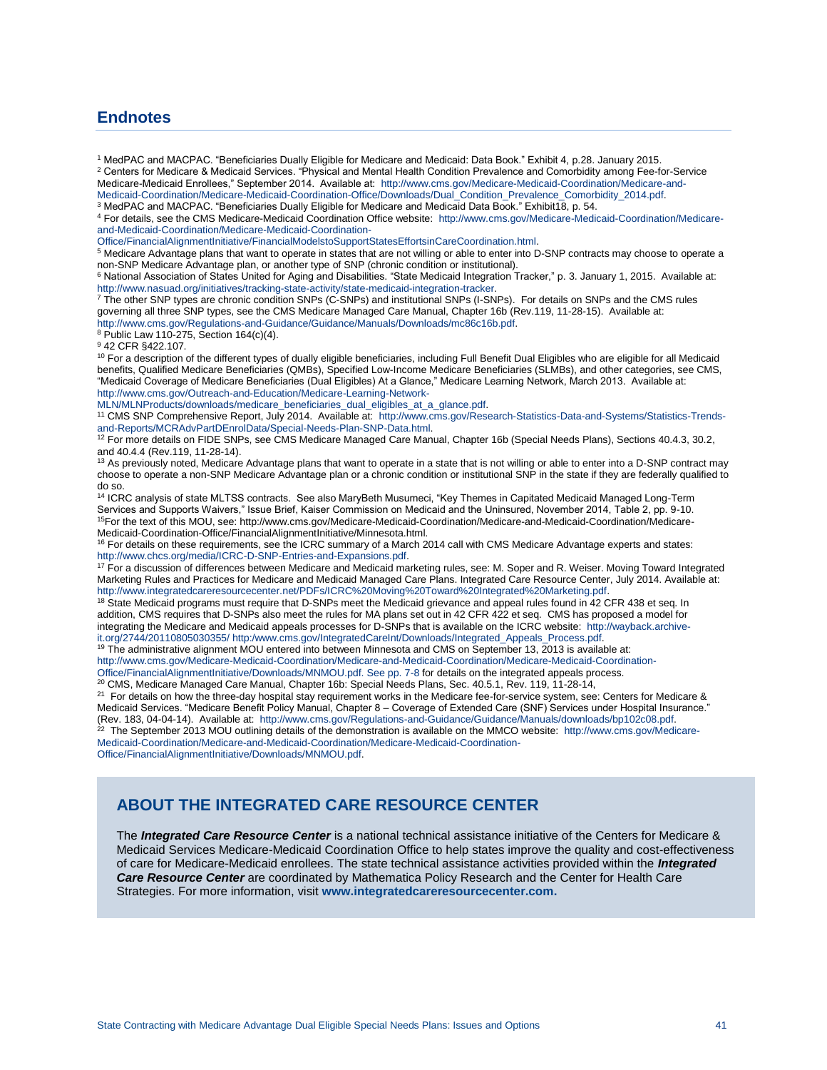## Endnotes

[1] MedPAC and MACPAC. "Beneficiaries Dually Eligible for Medicare and Medicaid: Data Book." Exhibit 4, p.28. January 2015.

[2] Centers for Medicare & Medicaid Services. "Physical and Mental Health Condition Prevalence and Comorbidity among Fee-for-Service Medicare-Medicaid Enrollees," September 2014. Available at: http://www.cms.gov/Medicare-Medicaid-Coordination/Medicare-and-Medicaid-Coordination/Medicare-Medicaid-Coordination-Office/Downloads/Dual_Condition_Prevalence_Comorbidity_2014.pdf.

[3] MedPAC and MACPAC. "Beneficiaries Dually Eligible for Medicare and Medicaid Data Book." Exhibit18, p. 54.

[4] For details, see the CMS Medicare-Medicaid Coordination Office website: http://www.cms.gov/Medicare-Medicaid-Coordination/Medicare-and-Medicaid-Coordination/Medicare-Medicaid-Coordination-Office/FinancialAlignmentInitiative/FinancialModelstoSupportStatesEffortsinCareCoordination.html.

[5] Medicare Advantage plans that want to operate in states that are not willing or able to enter into D-SNP contracts may choose to operate a non-SNP Medicare Advantage plan, or another type of SNP (chronic condition or institutional).

[6] National Association of States United for Aging and Disabilities. "State Medicaid Integration Tracker," p. 3. January 1, 2015. Available at: http://www.nasuad.org/initiatives/tracking-state-activity/state-medicaid-integration-tracker.

[7] The other SNP types are chronic condition SNPs (C-SNPs) and institutional SNPs (I-SNPs). For details on SNPs and the CMS rules governing all three SNP types, see the CMS Medicare Managed Care Manual, Chapter 16b (Rev.119, 11-28-15). Available at: http://www.cms.gov/Regulations-and-Guidance/Guidance/Manuals/Downloads/mc86c16b.pdf.

[8] Public Law 110-275, Section 164(c)(4).

[9] 42 CFR §422.107.

[10] For a description of the different types of dually eligible beneficiaries, including Full Benefit Dual Eligibles who are eligible for all Medicaid benefits, Qualified Medicare Beneficiaries (QMBs), Specified Low-Income Medicare Beneficiaries (SLMBs), and other categories, see CMS, "Medicaid Coverage of Medicare Beneficiaries (Dual Eligibles) At a Glance," Medicare Learning Network, March 2013. Available at: http://www.cms.gov/Outreach-and-Education/Medicare-Learning-Network-MLN/MLNProducts/downloads/medicare_beneficiaries_dual_eligibles_at_a_glance.pdf.

[11] CMS SNP Comprehensive Report, July 2014. Available at: http://www.cms.gov/Research-Statistics-Data-and-Systems/Statistics-Trends-and-Reports/MCRAdvPartDEnrolData/Special-Needs-Plan-SNP-Data.html.

[12] For more details on FIDE SNPs, see CMS Medicare Managed Care Manual, Chapter 16b (Special Needs Plans), Sections 40.4.3, 30.2, and 40.4.4 (Rev.119, 11-28-14).

[13] As previously noted, Medicare Advantage plans that want to operate in a state that is not willing or able to enter into a D-SNP contract may choose to operate a non-SNP Medicare Advantage plan or a chronic condition or institutional SNP in the state if they are federally qualified to do so.

[14] ICRC analysis of state MLTSS contracts. See also MaryBeth Musumeci, "Key Themes in Capitated Medicaid Managed Long-Term Services and Supports Waivers," Issue Brief, Kaiser Commission on Medicaid and the Uninsured, November 2014, Table 2, pp. 9-10.

[15] For the text of this MOU, see: http://www.cms.gov/Medicare-Medicaid-Coordination/Medicare-and-Medicaid-Coordination/Medicare-Medicaid-Coordination-Office/FinancialAlignmentInitiative/Minnesota.html.

[16] For details on these requirements, see the ICRC summary of a March 2014 call with CMS Medicare Advantage experts and states: http://www.chcs.org/media/ICRC-D-SNP-Entries-and-Expansions.pdf.

[17] For a discussion of differences between Medicare and Medicaid marketing rules, see: M. Soper and R. Weiser. Moving Toward Integrated Marketing Rules and Practices for Medicare and Medicaid Managed Care Plans. Integrated Care Resource Center, July 2014. Available at: http://www.integratedcareresourcecenter.net/PDFs/ICRC%20Moving%20Toward%20Integrated%20Marketing.pdf.

[18] State Medicaid programs must require that D-SNPs meet the Medicaid grievance and appeal rules found in 42 CFR 438 et seq. In addition, CMS requires that D-SNPs also meet the rules for MA plans set out in 42 CFR 422 et seq. CMS has proposed a model for integrating the Medicare and Medicaid appeals processes for D-SNPs that is available on the ICRC website: http://wayback.archive-it.org/2744/20110805030355/ http:/www.cms.gov/IntegratedCareInt/Downloads/Integrated_Appeals_Process.pdf.

[19] The administrative alignment MOU entered into between Minnesota and CMS on September 13, 2013 is available at: http://www.cms.gov/Medicare-Medicaid-Coordination/Medicare-and-Medicaid-Coordination/Medicare-Medicaid-Coordination-Office/FinancialAlignmentInitiative/Downloads/MNMOU.pdf. See pp. 7-8 for details on the integrated appeals process.

[20] CMS, Medicare Managed Care Manual, Chapter 16b: Special Needs Plans, Sec. 40.5.1, Rev. 119, 11-28-14,

[21] For details on how the three-day hospital stay requirement works in the Medicare fee-for-service system, see: Centers for Medicare & Medicaid Services. "Medicare Benefit Policy Manual, Chapter 8 – Coverage of Extended Care (SNF) Services under Hospital Insurance." (Rev. 183, 04-04-14). Available at: http://www.cms.gov/Regulations-and-Guidance/Guidance/Manuals/downloads/bp102c08.pdf.

[22] The September 2013 MOU outlining details of the demonstration is available on the MMCO website: http://www.cms.gov/Medicare-Medicaid-Coordination/Medicare-and-Medicaid-Coordination/Medicare-Medicaid-Coordination-Office/FinancialAlignmentInitiative/Downloads/MNMOU.pdf.

## ABOUT THE INTEGRATED CARE RESOURCE CENTER

The ***Integrated Care Resource Center*** is a national technical assistance initiative of the Centers for Medicare & Medicaid Services Medicare-Medicaid Coordination Office to help states improve the quality and cost-effectiveness of care for Medicare-Medicaid enrollees. The state technical assistance activities provided within the ***Integrated Care Resource Center*** are coordinated by Mathematica Policy Research and the Center for Health Care Strategies. For more information, visit **www.integratedcareresourcecenter.com.**